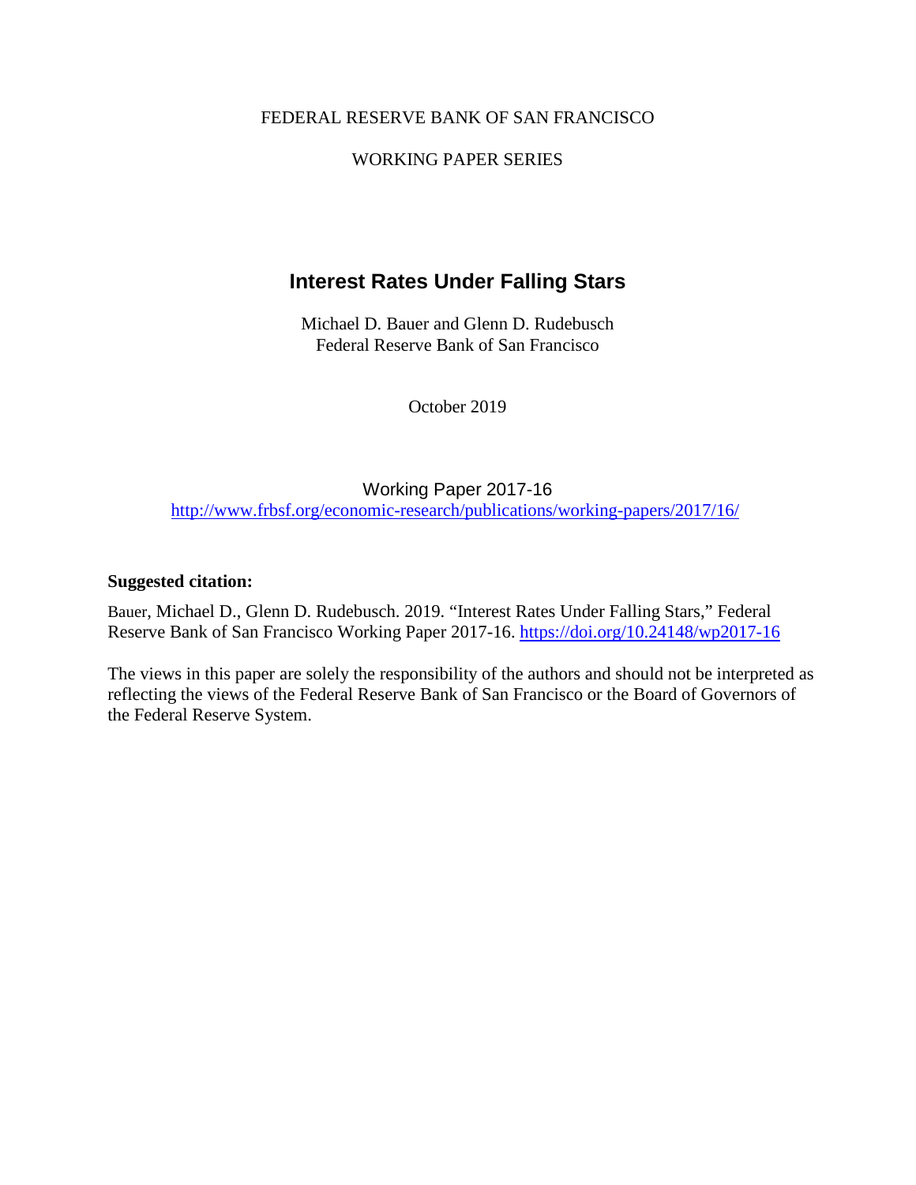FEDERAL RESERVE BANK OF SAN FRANCISCO

WORKING PAPER SERIES

# Interest Rates Under Falling Stars

Michael D. Bauer and Glenn D. Rudebusch
Federal Reserve Bank of San Francisco

October 2019

Working Paper 2017-16
http://www.frbsf.org/economic-research/publications/working-papers/2017/16/

**Suggested citation:**

Bauer, Michael D., Glenn D. Rudebusch. 2019. "Interest Rates Under Falling Stars," Federal Reserve Bank of San Francisco Working Paper 2017-16. https://doi.org/10.24148/wp2017-16

The views in this paper are solely the responsibility of the authors and should not be interpreted as reflecting the views of the Federal Reserve Bank of San Francisco or the Board of Governors of the Federal Reserve System.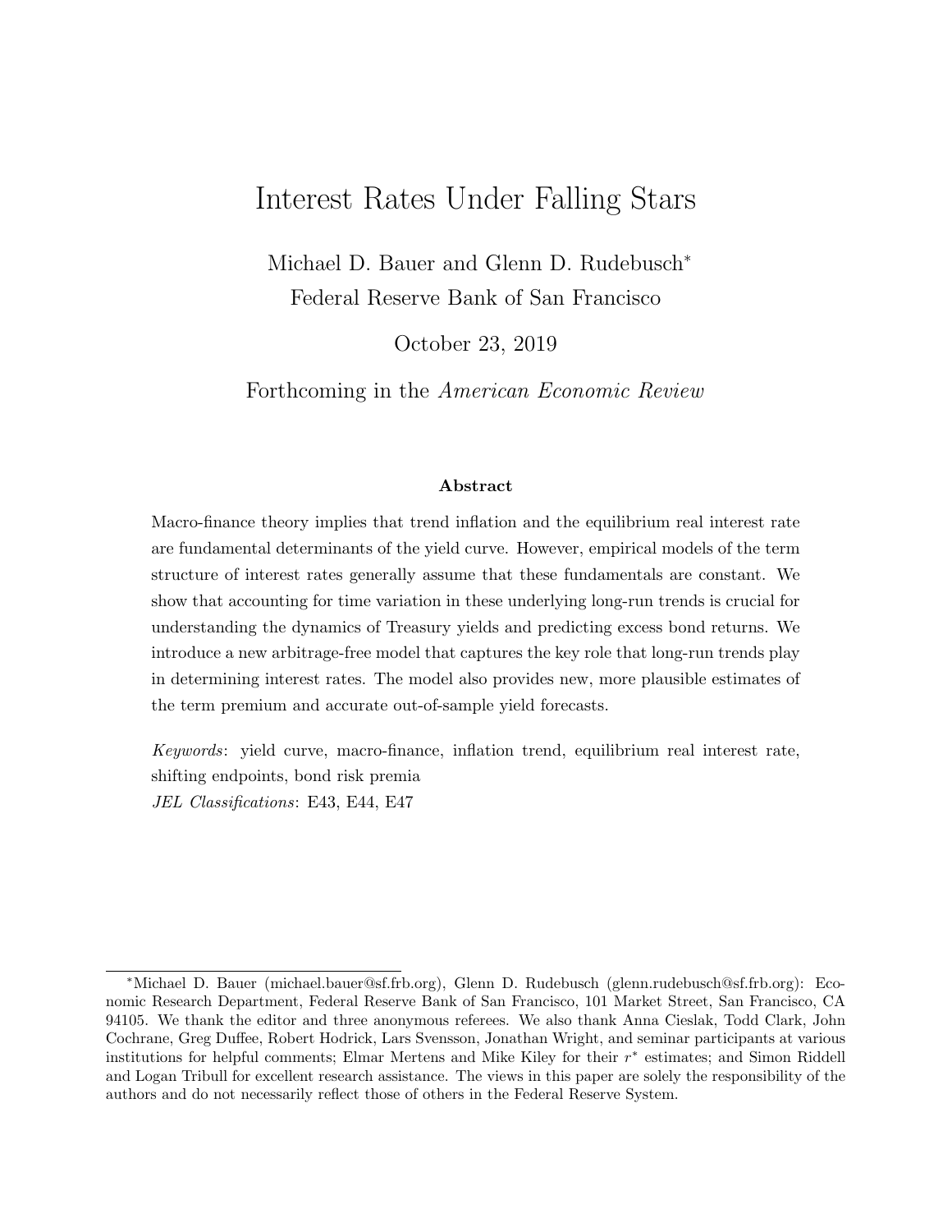# Interest Rates Under Falling Stars

Michael D. Bauer and Glenn D. Rudebusch*

Federal Reserve Bank of San Francisco

October 23, 2019

Forthcoming in the *American Economic Review*

### Abstract

Macro-finance theory implies that trend inflation and the equilibrium real interest rate are fundamental determinants of the yield curve. However, empirical models of the term structure of interest rates generally assume that these fundamentals are constant. We show that accounting for time variation in these underlying long-run trends is crucial for understanding the dynamics of Treasury yields and predicting excess bond returns. We introduce a new arbitrage-free model that captures the key role that long-run trends play in determining interest rates. The model also provides new, more plausible estimates of the term premium and accurate out-of-sample yield forecasts.

*Keywords*: yield curve, macro-finance, inflation trend, equilibrium real interest rate, shifting endpoints, bond risk premia

*JEL Classifications*: E43, E44, E47

---

*Michael D. Bauer (michael.bauer@sf.frb.org), Glenn D. Rudebusch (glenn.rudebusch@sf.frb.org): Economic Research Department, Federal Reserve Bank of San Francisco, 101 Market Street, San Francisco, CA 94105. We thank the editor and three anonymous referees. We also thank Anna Cieslak, Todd Clark, John Cochrane, Greg Duffee, Robert Hodrick, Lars Svensson, Jonathan Wright, and seminar participants at various institutions for helpful comments; Elmar Mertens and Mike Kiley for their $r^*$ estimates; and Simon Riddell and Logan Tribull for excellent research assistance. The views in this paper are solely the responsibility of the authors and do not necessarily reflect those of others in the Federal Reserve System.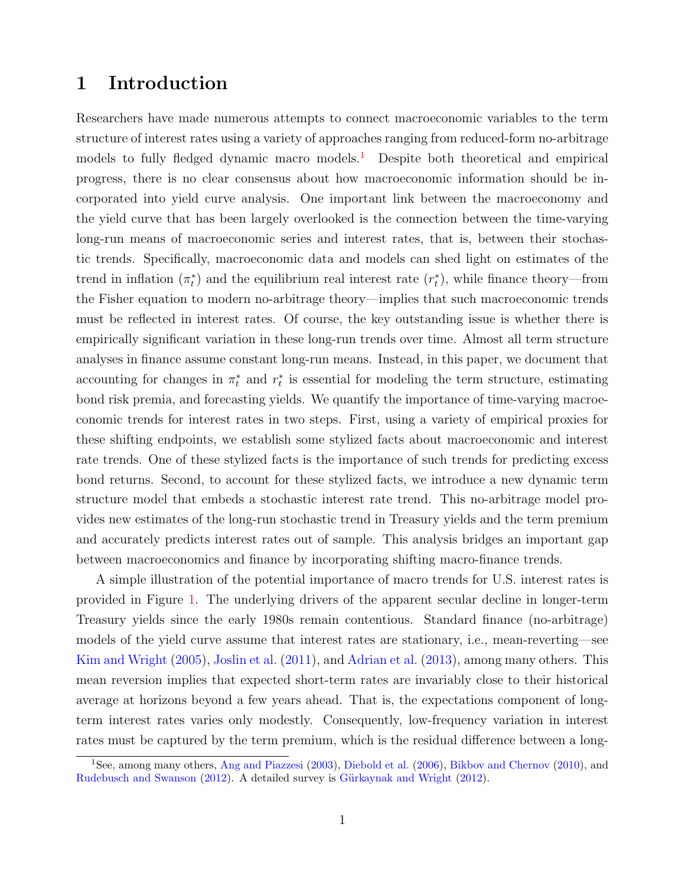# 1 Introduction

Researchers have made numerous attempts to connect macroeconomic variables to the term structure of interest rates using a variety of approaches ranging from reduced-form no-arbitrage models to fully fledged dynamic macro models.[1] Despite both theoretical and empirical progress, there is no clear consensus about how macroeconomic information should be incorporated into yield curve analysis. One important link between the macroeconomy and the yield curve that has been largely overlooked is the connection between the time-varying long-run means of macroeconomic series and interest rates, that is, between their stochastic trends. Specifically, macroeconomic data and models can shed light on estimates of the trend in inflation ($\pi_t^*$) and the equilibrium real interest rate ($r_t^*$), while finance theory—from the Fisher equation to modern no-arbitrage theory—implies that such macroeconomic trends must be reflected in interest rates. Of course, the key outstanding issue is whether there is empirically significant variation in these long-run trends over time. Almost all term structure analyses in finance assume constant long-run means. Instead, in this paper, we document that accounting for changes in $\pi_t^*$ and $r_t^*$ is essential for modeling the term structure, estimating bond risk premia, and forecasting yields. We quantify the importance of time-varying macroeconomic trends for interest rates in two steps. First, using a variety of empirical proxies for these shifting endpoints, we establish some stylized facts about macroeconomic and interest rate trends. One of these stylized facts is the importance of such trends for predicting excess bond returns. Second, to account for these stylized facts, we introduce a new dynamic term structure model that embeds a stochastic interest rate trend. This no-arbitrage model provides new estimates of the long-run stochastic trend in Treasury yields and the term premium and accurately predicts interest rates out of sample. This analysis bridges an important gap between macroeconomics and finance by incorporating shifting macro-finance trends.

A simple illustration of the potential importance of macro trends for U.S. interest rates is provided in Figure 1. The underlying drivers of the apparent secular decline in longer-term Treasury yields since the early 1980s remain contentious. Standard finance (no-arbitrage) models of the yield curve assume that interest rates are stationary, i.e., mean-reverting—see Kim and Wright (2005), Joslin et al. (2011), and Adrian et al. (2013), among many others. This mean reversion implies that expected short-term rates are invariably close to their historical average at horizons beyond a few years ahead. That is, the expectations component of long-term interest rates varies only modestly. Consequently, low-frequency variation in interest rates must be captured by the term premium, which is the residual difference between a long-

[1] See, among many others, Ang and Piazzesi (2003), Diebold et al. (2006), Bikbov and Chernov (2010), and Rudebusch and Swanson (2012). A detailed survey is Gürkaynak and Wright (2012).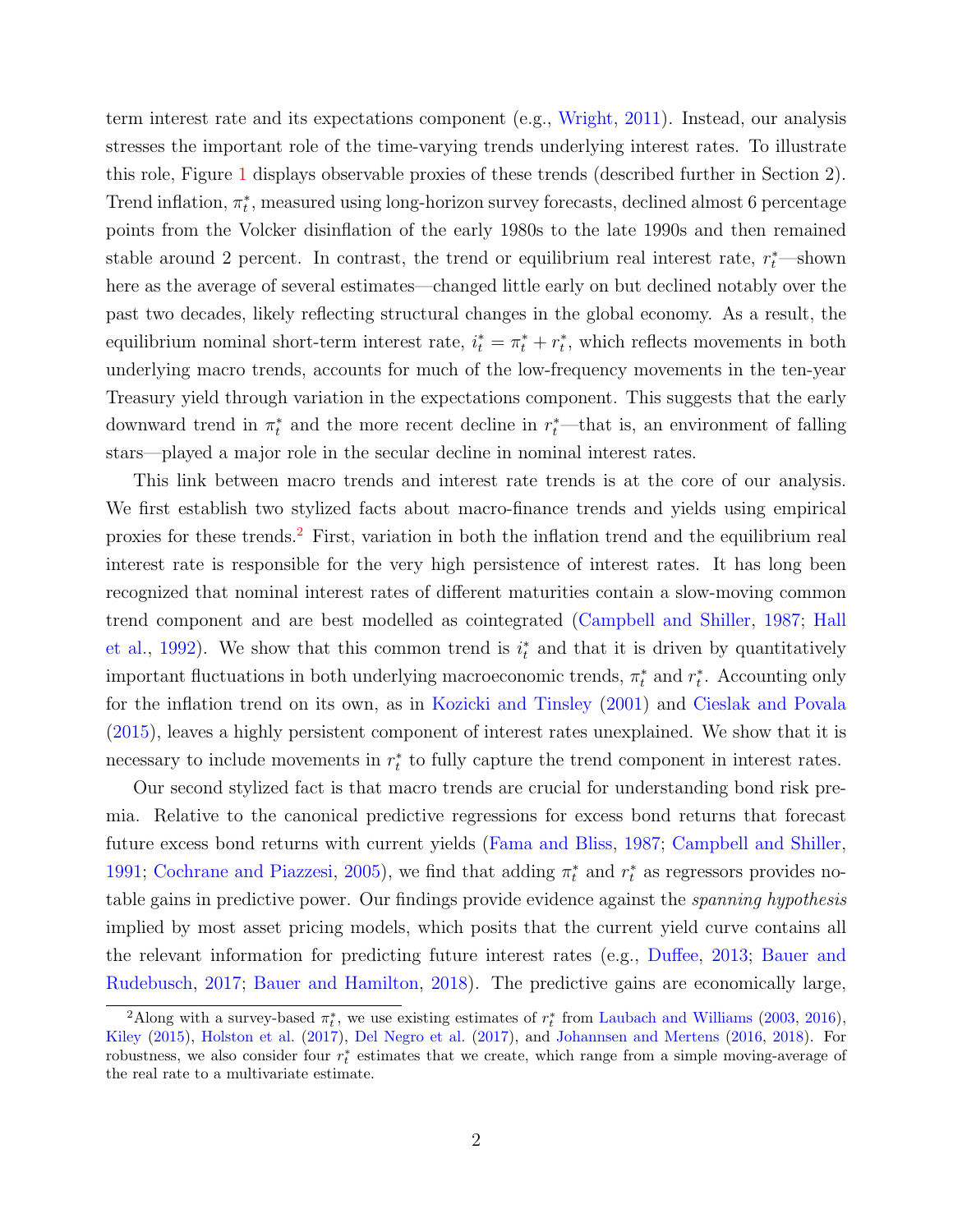term interest rate and its expectations component (e.g., Wright, 2011). Instead, our analysis stresses the important role of the time-varying trends underlying interest rates. To illustrate this role, Figure 1 displays observable proxies of these trends (described further in Section 2). Trend inflation, $\pi_t^*$, measured using long-horizon survey forecasts, declined almost 6 percentage points from the Volcker disinflation of the early 1980s to the late 1990s and then remained stable around 2 percent. In contrast, the trend or equilibrium real interest rate, $r_t^*$—shown here as the average of several estimates—changed little early on but declined notably over the past two decades, likely reflecting structural changes in the global economy. As a result, the equilibrium nominal short-term interest rate, $i_t^* = \pi_t^* + r_t^*$, which reflects movements in both underlying macro trends, accounts for much of the low-frequency movements in the ten-year Treasury yield through variation in the expectations component. This suggests that the early downward trend in $\pi_t^*$ and the more recent decline in $r_t^*$—that is, an environment of falling stars—played a major role in the secular decline in nominal interest rates.

This link between macro trends and interest rate trends is at the core of our analysis. We first establish two stylized facts about macro-finance trends and yields using empirical proxies for these trends.[2] First, variation in both the inflation trend and the equilibrium real interest rate is responsible for the very high persistence of interest rates. It has long been recognized that nominal interest rates of different maturities contain a slow-moving common trend component and are best modelled as cointegrated (Campbell and Shiller, 1987; Hall et al., 1992). We show that this common trend is $i_t^*$ and that it is driven by quantitatively important fluctuations in both underlying macroeconomic trends, $\pi_t^*$ and $r_t^*$. Accounting only for the inflation trend on its own, as in Kozicki and Tinsley (2001) and Cieslak and Povala (2015), leaves a highly persistent component of interest rates unexplained. We show that it is necessary to include movements in $r_t^*$ to fully capture the trend component in interest rates.

Our second stylized fact is that macro trends are crucial for understanding bond risk premia. Relative to the canonical predictive regressions for excess bond returns that forecast future excess bond returns with current yields (Fama and Bliss, 1987; Campbell and Shiller, 1991; Cochrane and Piazzesi, 2005), we find that adding $\pi_t^*$ and $r_t^*$ as regressors provides notable gains in predictive power. Our findings provide evidence against the *spanning hypothesis* implied by most asset pricing models, which posits that the current yield curve contains all the relevant information for predicting future interest rates (e.g., Duffee, 2013; Bauer and Rudebusch, 2017; Bauer and Hamilton, 2018). The predictive gains are economically large,

[2] Along with a survey-based $\pi_t^*$, we use existing estimates of $r_t^*$ from Laubach and Williams (2003, 2016), Kiley (2015), Holston et al. (2017), Del Negro et al. (2017), and Johannsen and Mertens (2016, 2018). For robustness, we also consider four $r_t^*$ estimates that we create, which range from a simple moving-average of the real rate to a multivariate estimate.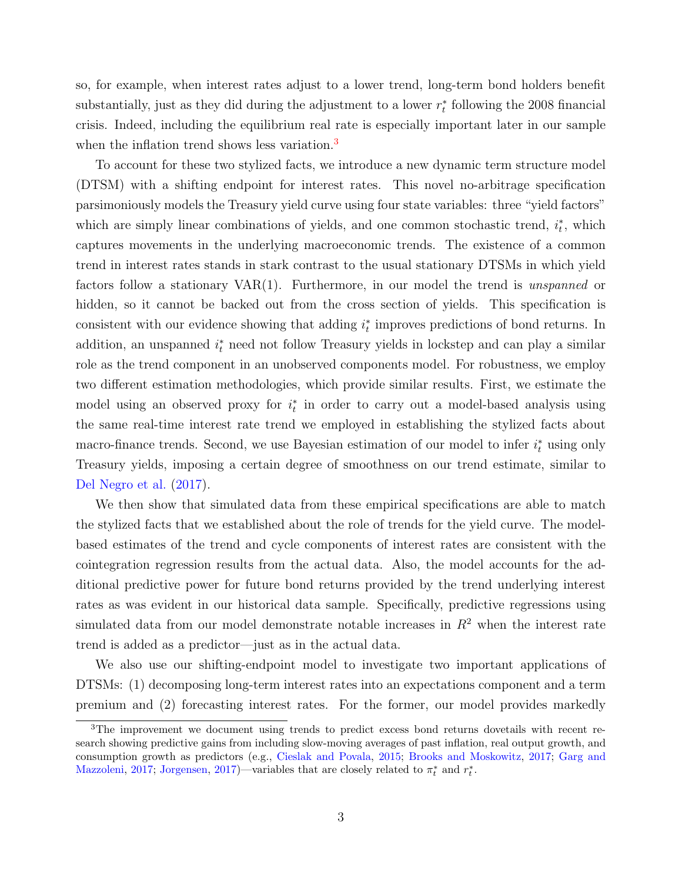so, for example, when interest rates adjust to a lower trend, long-term bond holders benefit substantially, just as they did during the adjustment to a lower $r_t^*$ following the 2008 financial crisis. Indeed, including the equilibrium real rate is especially important later in our sample when the inflation trend shows less variation.[3]

To account for these two stylized facts, we introduce a new dynamic term structure model (DTSM) with a shifting endpoint for interest rates. This novel no-arbitrage specification parsimoniously models the Treasury yield curve using four state variables: three "yield factors" which are simply linear combinations of yields, and one common stochastic trend, $i_t^*$, which captures movements in the underlying macroeconomic trends. The existence of a common trend in interest rates stands in stark contrast to the usual stationary DTSMs in which yield factors follow a stationary VAR(1). Furthermore, in our model the trend is *unspanned* or hidden, so it cannot be backed out from the cross section of yields. This specification is consistent with our evidence showing that adding $i_t^*$ improves predictions of bond returns. In addition, an unspanned $i_t^*$ need not follow Treasury yields in lockstep and can play a similar role as the trend component in an unobserved components model. For robustness, we employ two different estimation methodologies, which provide similar results. First, we estimate the model using an observed proxy for $i_t^*$ in order to carry out a model-based analysis using the same real-time interest rate trend we employed in establishing the stylized facts about macro-finance trends. Second, we use Bayesian estimation of our model to infer $i_t^*$ using only Treasury yields, imposing a certain degree of smoothness on our trend estimate, similar to Del Negro et al. (2017).

We then show that simulated data from these empirical specifications are able to match the stylized facts that we established about the role of trends for the yield curve. The model-based estimates of the trend and cycle components of interest rates are consistent with the cointegration regression results from the actual data. Also, the model accounts for the additional predictive power for future bond returns provided by the trend underlying interest rates as was evident in our historical data sample. Specifically, predictive regressions using simulated data from our model demonstrate notable increases in $R^2$ when the interest rate trend is added as a predictor—just as in the actual data.

We also use our shifting-endpoint model to investigate two important applications of DTSMs: (1) decomposing long-term interest rates into an expectations component and a term premium and (2) forecasting interest rates. For the former, our model provides markedly

[3] The improvement we document using trends to predict excess bond returns dovetails with recent research showing predictive gains from including slow-moving averages of past inflation, real output growth, and consumption growth as predictors (e.g., Cieslak and Povala, 2015; Brooks and Moskowitz, 2017; Garg and Mazzoleni, 2017; Jorgensen, 2017)—variables that are closely related to $\pi_t^*$ and $r_t^*$.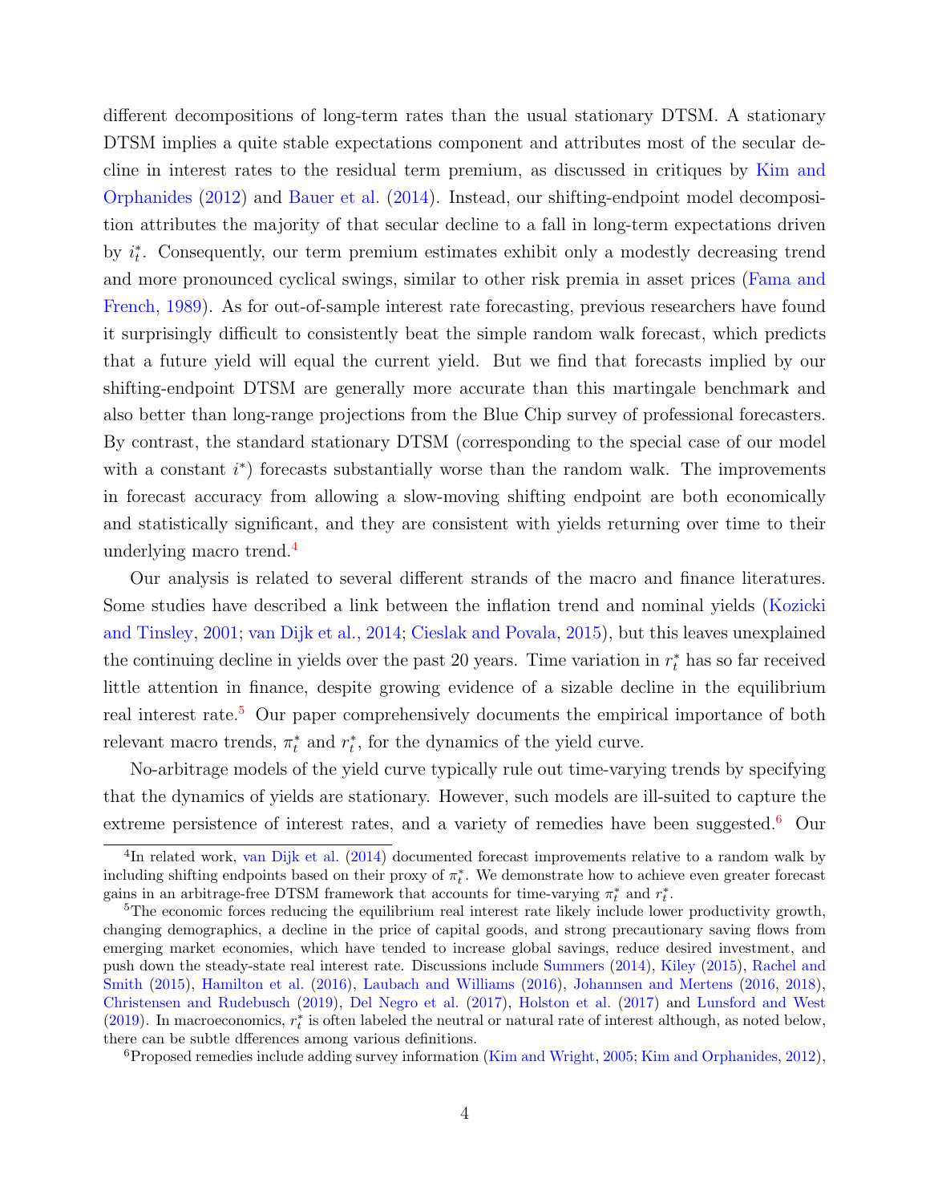different decompositions of long-term rates than the usual stationary DTSM. A stationary DTSM implies a quite stable expectations component and attributes most of the secular decline in interest rates to the residual term premium, as discussed in critiques by Kim and Orphanides (2012) and Bauer et al. (2014). Instead, our shifting-endpoint model decomposition attributes the majority of that secular decline to a fall in long-term expectations driven by $i^*_t$. Consequently, our term premium estimates exhibit only a modestly decreasing trend and more pronounced cyclical swings, similar to other risk premia in asset prices (Fama and French, 1989). As for out-of-sample interest rate forecasting, previous researchers have found it surprisingly difficult to consistently beat the simple random walk forecast, which predicts that a future yield will equal the current yield. But we find that forecasts implied by our shifting-endpoint DTSM are generally more accurate than this martingale benchmark and also better than long-range projections from the Blue Chip survey of professional forecasters. By contrast, the standard stationary DTSM (corresponding to the special case of our model with a constant $i^*$) forecasts substantially worse than the random walk. The improvements in forecast accuracy from allowing a slow-moving shifting endpoint are both economically and statistically significant, and they are consistent with yields returning over time to their underlying macro trend.[4]

Our analysis is related to several different strands of the macro and finance literatures. Some studies have described a link between the inflation trend and nominal yields (Kozicki and Tinsley, 2001; van Dijk et al., 2014; Cieslak and Povala, 2015), but this leaves unexplained the continuing decline in yields over the past 20 years. Time variation in $r^*_t$ has so far received little attention in finance, despite growing evidence of a sizable decline in the equilibrium real interest rate.[5] Our paper comprehensively documents the empirical importance of both relevant macro trends, $\pi^*_t$ and $r^*_t$, for the dynamics of the yield curve.

No-arbitrage models of the yield curve typically rule out time-varying trends by specifying that the dynamics of yields are stationary. However, such models are ill-suited to capture the extreme persistence of interest rates, and a variety of remedies have been suggested.[6] Our

[4] In related work, van Dijk et al. (2014) documented forecast improvements relative to a random walk by including shifting endpoints based on their proxy of $\pi^*_t$. We demonstrate how to achieve even greater forecast gains in an arbitrage-free DTSM framework that accounts for time-varying $\pi^*_t$ and $r^*_t$.

[5] The economic forces reducing the equilibrium real interest rate likely include lower productivity growth, changing demographics, a decline in the price of capital goods, and strong precautionary saving flows from emerging market economies, which have tended to increase global savings, reduce desired investment, and push down the steady-state real interest rate. Discussions include Summers (2014), Kiley (2015), Rachel and Smith (2015), Hamilton et al. (2016), Laubach and Williams (2016), Johannsen and Mertens (2016, 2018), Christensen and Rudebusch (2019), Del Negro et al. (2017), Holston et al. (2017) and Lunsford and West (2019). In macroeconomics, $r^*_t$ is often labeled the neutral or natural rate of interest although, as noted below, there can be subtle dfferences among various definitions.

[6] Proposed remedies include adding survey information (Kim and Wright, 2005; Kim and Orphanides, 2012),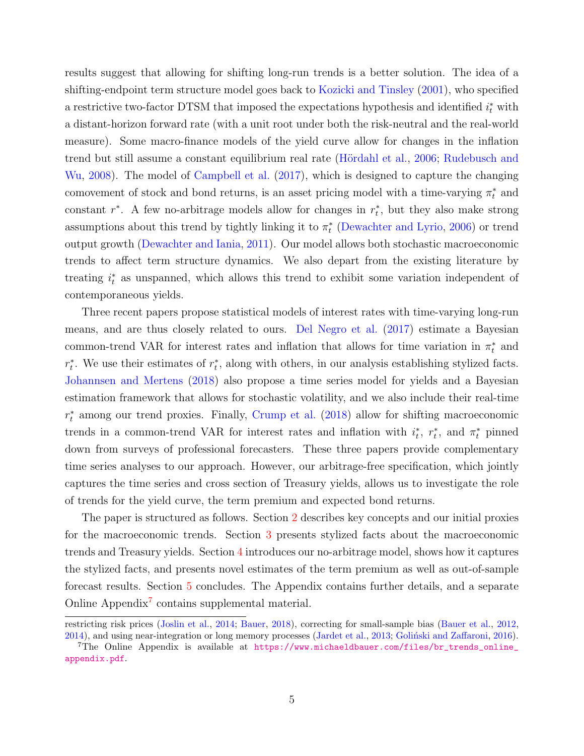results suggest that allowing for shifting long-run trends is a better solution. The idea of a shifting-endpoint term structure model goes back to Kozicki and Tinsley (2001), who specified a restrictive two-factor DTSM that imposed the expectations hypothesis and identified $i_t^*$ with a distant-horizon forward rate (with a unit root under both the risk-neutral and the real-world measure). Some macro-finance models of the yield curve allow for changes in the inflation trend but still assume a constant equilibrium real rate (Hördahl et al., 2006; Rudebusch and Wu, 2008). The model of Campbell et al. (2017), which is designed to capture the changing comovement of stock and bond returns, is an asset pricing model with a time-varying $\pi_t^*$ and constant $r^*$. A few no-arbitrage models allow for changes in $r_t^*$, but they also make strong assumptions about this trend by tightly linking it to $\pi_t^*$ (Dewachter and Lyrio, 2006) or trend output growth (Dewachter and Iania, 2011). Our model allows both stochastic macroeconomic trends to affect term structure dynamics. We also depart from the existing literature by treating $i_t^*$ as unspanned, which allows this trend to exhibit some variation independent of contemporaneous yields.

Three recent papers propose statistical models of interest rates with time-varying long-run means, and are thus closely related to ours. Del Negro et al. (2017) estimate a Bayesian common-trend VAR for interest rates and inflation that allows for time variation in $\pi_t^*$ and $r_t^*$. We use their estimates of $r_t^*$, along with others, in our analysis establishing stylized facts. Johannsen and Mertens (2018) also propose a time series model for yields and a Bayesian estimation framework that allows for stochastic volatility, and we also include their real-time $r_t^*$ among our trend proxies. Finally, Crump et al. (2018) allow for shifting macroeconomic trends in a common-trend VAR for interest rates and inflation with $i_t^*$, $r_t^*$, and $\pi_t^*$ pinned down from surveys of professional forecasters. These three papers provide complementary time series analyses to our approach. However, our arbitrage-free specification, which jointly captures the time series and cross section of Treasury yields, allows us to investigate the role of trends for the yield curve, the term premium and expected bond returns.

The paper is structured as follows. Section 2 describes key concepts and our initial proxies for the macroeconomic trends. Section 3 presents stylized facts about the macroeconomic trends and Treasury yields. Section 4 introduces our no-arbitrage model, shows how it captures the stylized facts, and presents novel estimates of the term premium as well as out-of-sample forecast results. Section 5 concludes. The Appendix contains further details, and a separate Online Appendix[7] contains supplemental material.

---

restricting risk prices (Joslin et al., 2014; Bauer, 2018), correcting for small-sample bias (Bauer et al., 2012, 2014), and using near-integration or long memory processes (Jardet et al., 2013; Goliński and Zaffaroni, 2016).

[7]The Online Appendix is available at https://www.michaeldbauer.com/files/br_trends_online_appendix.pdf.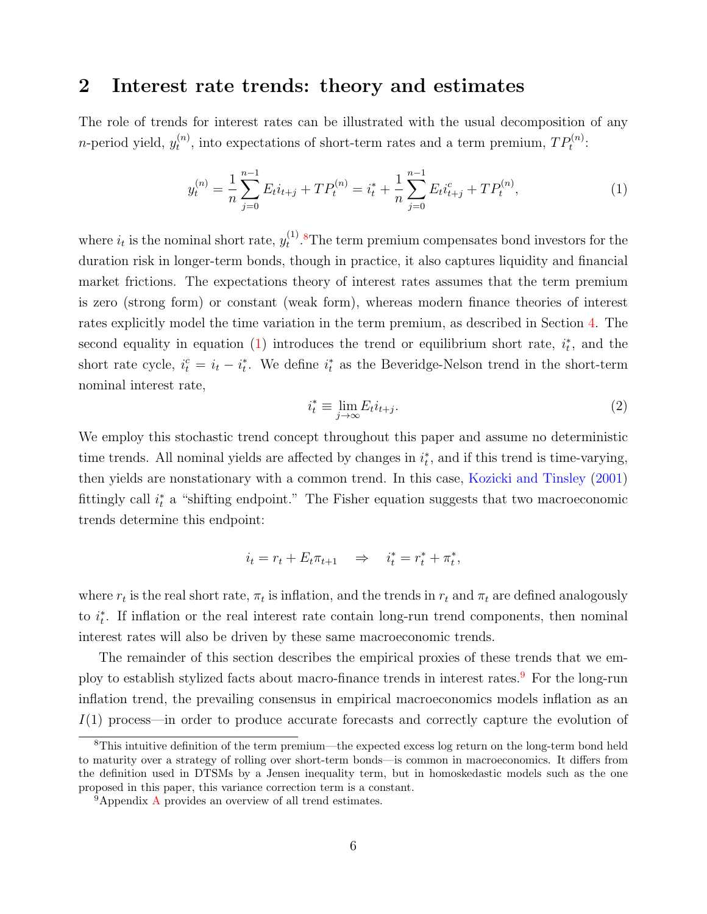## 2 Interest rate trends: theory and estimates

The role of trends for interest rates can be illustrated with the usual decomposition of any $n$-period yield, $y_t^{(n)}$, into expectations of short-term rates and a term premium, $TP_t^{(n)}$:

$$y_t^{(n)} = \frac{1}{n}\sum_{j=0}^{n-1} E_t i_{t+j} + TP_t^{(n)} = i_t^* + \frac{1}{n}\sum_{j=0}^{n-1} E_t i_{t+j}^c + TP_t^{(n)}, \tag{1}$$

where $i_t$ is the nominal short rate, $y_t^{(1)}$.[8] The term premium compensates bond investors for the duration risk in longer-term bonds, though in practice, it also captures liquidity and financial market frictions. The expectations theory of interest rates assumes that the term premium is zero (strong form) or constant (weak form), whereas modern finance theories of interest rates explicitly model the time variation in the term premium, as described in Section 4. The second equality in equation (1) introduces the trend or equilibrium short rate, $i_t^*$, and the short rate cycle, $i_t^c = i_t - i_t^*$. We define $i_t^*$ as the Beveridge-Nelson trend in the short-term nominal interest rate,

$$i_t^* \equiv \lim_{j\to\infty} E_t i_{t+j}. \tag{2}$$

We employ this stochastic trend concept throughout this paper and assume no deterministic time trends. All nominal yields are affected by changes in $i_t^*$, and if this trend is time-varying, then yields are nonstationary with a common trend. In this case, Kozicki and Tinsley (2001) fittingly call $i_t^*$ a "shifting endpoint." The Fisher equation suggests that two macroeconomic trends determine this endpoint:

$$i_t = r_t + E_t\pi_{t+1} \quad \Rightarrow \quad i_t^* = r_t^* + \pi_t^*,$$

where $r_t$ is the real short rate, $\pi_t$ is inflation, and the trends in $r_t$ and $\pi_t$ are defined analogously to $i_t^*$. If inflation or the real interest rate contain long-run trend components, then nominal interest rates will also be driven by these same macroeconomic trends.

The remainder of this section describes the empirical proxies of these trends that we employ to establish stylized facts about macro-finance trends in interest rates.[9] For the long-run inflation trend, the prevailing consensus in empirical macroeconomics models inflation as an $I(1)$ process—in order to produce accurate forecasts and correctly capture the evolution of

[8] This intuitive definition of the term premium—the expected excess log return on the long-term bond held to maturity over a strategy of rolling over short-term bonds—is common in macroeconomics. It differs from the definition used in DTSMs by a Jensen inequality term, but in homoskedastic models such as the one proposed in this paper, this variance correction term is a constant.

[9] Appendix A provides an overview of all trend estimates.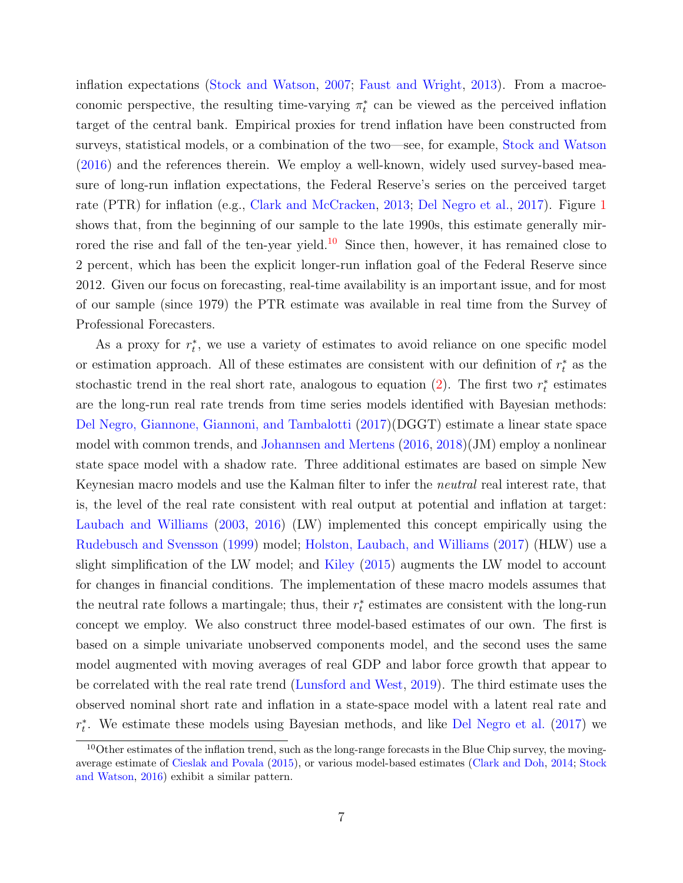inflation expectations (Stock and Watson, 2007; Faust and Wright, 2013). From a macroeconomic perspective, the resulting time-varying $\pi_t^*$ can be viewed as the perceived inflation target of the central bank. Empirical proxies for trend inflation have been constructed from surveys, statistical models, or a combination of the two—see, for example, Stock and Watson (2016) and the references therein. We employ a well-known, widely used survey-based measure of long-run inflation expectations, the Federal Reserve's series on the perceived target rate (PTR) for inflation (e.g., Clark and McCracken, 2013; Del Negro et al., 2017). Figure 1 shows that, from the beginning of our sample to the late 1990s, this estimate generally mirrored the rise and fall of the ten-year yield.[10] Since then, however, it has remained close to 2 percent, which has been the explicit longer-run inflation goal of the Federal Reserve since 2012. Given our focus on forecasting, real-time availability is an important issue, and for most of our sample (since 1979) the PTR estimate was available in real time from the Survey of Professional Forecasters.

As a proxy for $r_t^*$, we use a variety of estimates to avoid reliance on one specific model or estimation approach. All of these estimates are consistent with our definition of $r_t^*$ as the stochastic trend in the real short rate, analogous to equation (2). The first two $r_t^*$ estimates are the long-run real rate trends from time series models identified with Bayesian methods: Del Negro, Giannone, Giannoni, and Tambalotti (2017)(DGGT) estimate a linear state space model with common trends, and Johannsen and Mertens (2016, 2018)(JM) employ a nonlinear state space model with a shadow rate. Three additional estimates are based on simple New Keynesian macro models and use the Kalman filter to infer the *neutral* real interest rate, that is, the level of the real rate consistent with real output at potential and inflation at target: Laubach and Williams (2003, 2016) (LW) implemented this concept empirically using the Rudebusch and Svensson (1999) model; Holston, Laubach, and Williams (2017) (HLW) use a slight simplification of the LW model; and Kiley (2015) augments the LW model to account for changes in financial conditions. The implementation of these macro models assumes that the neutral rate follows a martingale; thus, their $r_t^*$ estimates are consistent with the long-run concept we employ. We also construct three model-based estimates of our own. The first is based on a simple univariate unobserved components model, and the second uses the same model augmented with moving averages of real GDP and labor force growth that appear to be correlated with the real rate trend (Lunsford and West, 2019). The third estimate uses the observed nominal short rate and inflation in a state-space model with a latent real rate and $r_t^*$. We estimate these models using Bayesian methods, and like Del Negro et al. (2017) we

[10] Other estimates of the inflation trend, such as the long-range forecasts in the Blue Chip survey, the moving-average estimate of Cieslak and Povala (2015), or various model-based estimates (Clark and Doh, 2014; Stock and Watson, 2016) exhibit a similar pattern.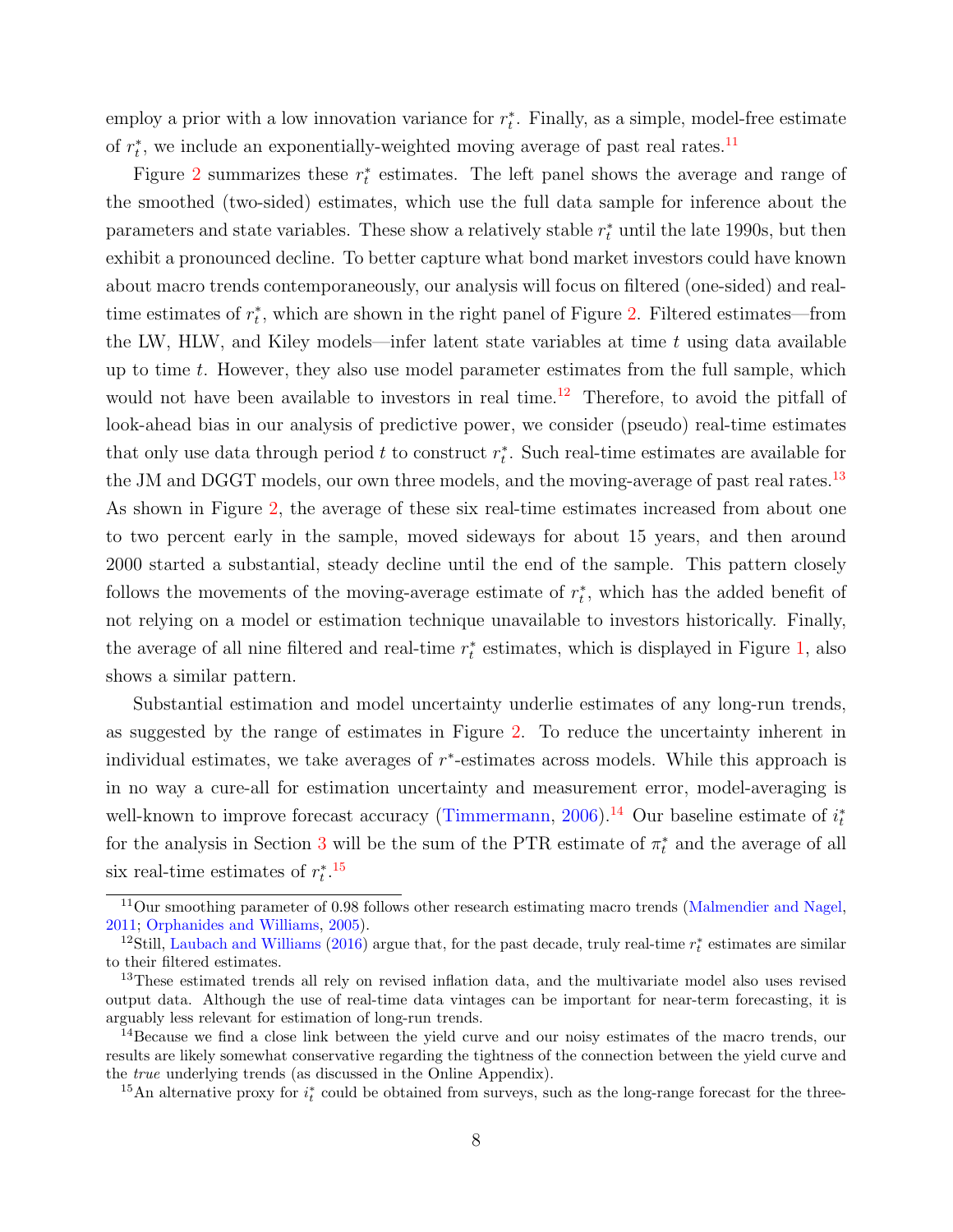employ a prior with a low innovation variance for $r_t^*$. Finally, as a simple, model-free estimate of $r_t^*$, we include an exponentially-weighted moving average of past real rates.[11]

Figure 2 summarizes these $r_t^*$ estimates. The left panel shows the average and range of the smoothed (two-sided) estimates, which use the full data sample for inference about the parameters and state variables. These show a relatively stable $r_t^*$ until the late 1990s, but then exhibit a pronounced decline. To better capture what bond market investors could have known about macro trends contemporaneously, our analysis will focus on filtered (one-sided) and real-time estimates of $r_t^*$, which are shown in the right panel of Figure 2. Filtered estimates—from the LW, HLW, and Kiley models—infer latent state variables at time $t$ using data available up to time $t$. However, they also use model parameter estimates from the full sample, which would not have been available to investors in real time.[12] Therefore, to avoid the pitfall of look-ahead bias in our analysis of predictive power, we consider (pseudo) real-time estimates that only use data through period $t$ to construct $r_t^*$. Such real-time estimates are available for the JM and DGGT models, our own three models, and the moving-average of past real rates.[13] As shown in Figure 2, the average of these six real-time estimates increased from about one to two percent early in the sample, moved sideways for about 15 years, and then around 2000 started a substantial, steady decline until the end of the sample. This pattern closely follows the movements of the moving-average estimate of $r_t^*$, which has the added benefit of not relying on a model or estimation technique unavailable to investors historically. Finally, the average of all nine filtered and real-time $r_t^*$ estimates, which is displayed in Figure 1, also shows a similar pattern.

Substantial estimation and model uncertainty underlie estimates of any long-run trends, as suggested by the range of estimates in Figure 2. To reduce the uncertainty inherent in individual estimates, we take averages of $r^*$-estimates across models. While this approach is in no way a cure-all for estimation uncertainty and measurement error, model-averaging is well-known to improve forecast accuracy (Timmermann, 2006).[14] Our baseline estimate of $i_t^*$ for the analysis in Section 3 will be the sum of the PTR estimate of $\pi_t^*$ and the average of all six real-time estimates of $r_t^*$.[15]

---

[11] Our smoothing parameter of 0.98 follows other research estimating macro trends (Malmendier and Nagel, 2011; Orphanides and Williams, 2005).

[12] Still, Laubach and Williams (2016) argue that, for the past decade, truly real-time $r_t^*$ estimates are similar to their filtered estimates.

[13] These estimated trends all rely on revised inflation data, and the multivariate model also uses revised output data. Although the use of real-time data vintages can be important for near-term forecasting, it is arguably less relevant for estimation of long-run trends.

[14] Because we find a close link between the yield curve and our noisy estimates of the macro trends, our results are likely somewhat conservative regarding the tightness of the connection between the yield curve and the *true* underlying trends (as discussed in the Online Appendix).

[15] An alternative proxy for $i_t^*$ could be obtained from surveys, such as the long-range forecast for the three-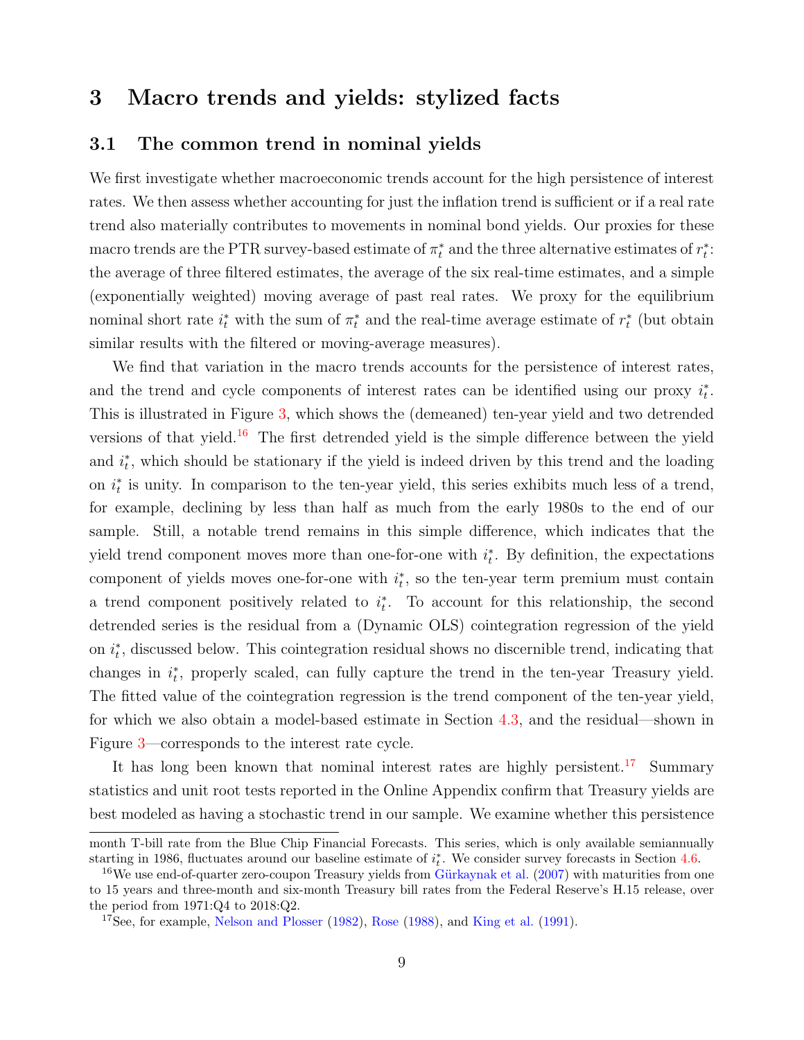# 3 Macro trends and yields: stylized facts

## 3.1 The common trend in nominal yields

We first investigate whether macroeconomic trends account for the high persistence of interest rates. We then assess whether accounting for just the inflation trend is sufficient or if a real rate trend also materially contributes to movements in nominal bond yields. Our proxies for these macro trends are the PTR survey-based estimate of $\pi_t^*$ and the three alternative estimates of $r_t^*$: the average of three filtered estimates, the average of the six real-time estimates, and a simple (exponentially weighted) moving average of past real rates. We proxy for the equilibrium nominal short rate $i_t^*$ with the sum of $\pi_t^*$ and the real-time average estimate of $r_t^*$ (but obtain similar results with the filtered or moving-average measures).

We find that variation in the macro trends accounts for the persistence of interest rates, and the trend and cycle components of interest rates can be identified using our proxy $i_t^*$. This is illustrated in Figure 3, which shows the (demeaned) ten-year yield and two detrended versions of that yield.[16] The first detrended yield is the simple difference between the yield and $i_t^*$, which should be stationary if the yield is indeed driven by this trend and the loading on $i_t^*$ is unity. In comparison to the ten-year yield, this series exhibits much less of a trend, for example, declining by less than half as much from the early 1980s to the end of our sample. Still, a notable trend remains in this simple difference, which indicates that the yield trend component moves more than one-for-one with $i_t^*$. By definition, the expectations component of yields moves one-for-one with $i_t^*$, so the ten-year term premium must contain a trend component positively related to $i_t^*$. To account for this relationship, the second detrended series is the residual from a (Dynamic OLS) cointegration regression of the yield on $i_t^*$, discussed below. This cointegration residual shows no discernible trend, indicating that changes in $i_t^*$, properly scaled, can fully capture the trend in the ten-year Treasury yield. The fitted value of the cointegration regression is the trend component of the ten-year yield, for which we also obtain a model-based estimate in Section 4.3, and the residual—shown in Figure 3—corresponds to the interest rate cycle.

It has long been known that nominal interest rates are highly persistent.[17] Summary statistics and unit root tests reported in the Online Appendix confirm that Treasury yields are best modeled as having a stochastic trend in our sample. We examine whether this persistence

---

month T-bill rate from the Blue Chip Financial Forecasts. This series, which is only available semiannually starting in 1986, fluctuates around our baseline estimate of $i_t^*$. We consider survey forecasts in Section 4.6.

[16] We use end-of-quarter zero-coupon Treasury yields from Gürkaynak et al. (2007) with maturities from one to 15 years and three-month and six-month Treasury bill rates from the Federal Reserve's H.15 release, over the period from 1971:Q4 to 2018:Q2.

[17] See, for example, Nelson and Plosser (1982), Rose (1988), and King et al. (1991).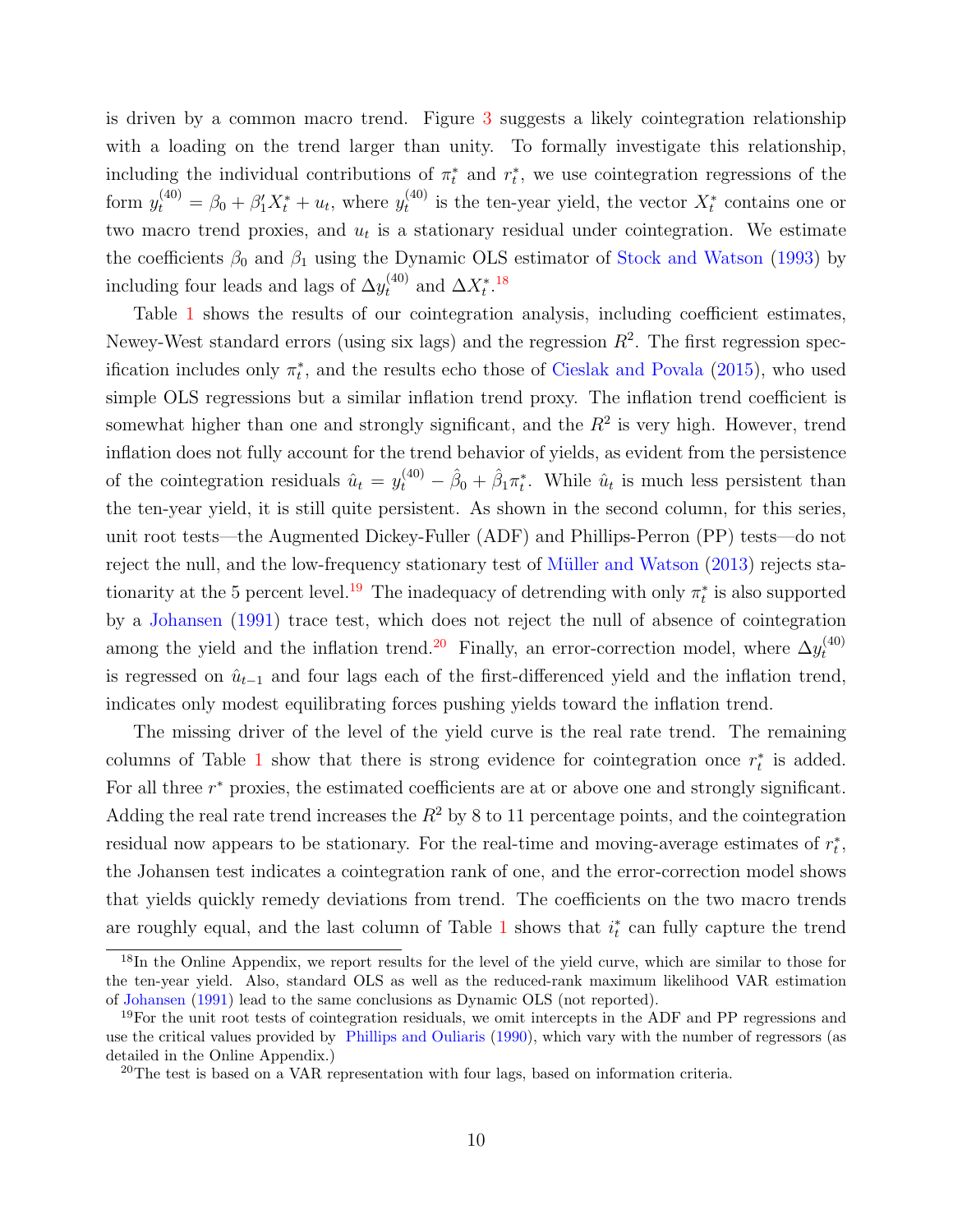is driven by a common macro trend. Figure 3 suggests a likely cointegration relationship with a loading on the trend larger than unity. To formally investigate this relationship, including the individual contributions of $\pi_t^*$ and $r_t^*$, we use cointegration regressions of the form $y_t^{(40)} = \beta_0 + \beta_1' X_t^* + u_t$, where $y_t^{(40)}$ is the ten-year yield, the vector $X_t^*$ contains one or two macro trend proxies, and $u_t$ is a stationary residual under cointegration. We estimate the coefficients $\beta_0$ and $\beta_1$ using the Dynamic OLS estimator of Stock and Watson (1993) by including four leads and lags of $\Delta y_t^{(40)}$ and $\Delta X_t^*$.[18]

Table 1 shows the results of our cointegration analysis, including coefficient estimates, Newey-West standard errors (using six lags) and the regression $R^2$. The first regression specification includes only $\pi_t^*$, and the results echo those of Cieslak and Povala (2015), who used simple OLS regressions but a similar inflation trend proxy. The inflation trend coefficient is somewhat higher than one and strongly significant, and the $R^2$ is very high. However, trend inflation does not fully account for the trend behavior of yields, as evident from the persistence of the cointegration residuals $\hat{u}_t = y_t^{(40)} - \hat{\beta}_0 + \hat{\beta}_1 \pi_t^*$. While $\hat{u}_t$ is much less persistent than the ten-year yield, it is still quite persistent. As shown in the second column, for this series, unit root tests—the Augmented Dickey-Fuller (ADF) and Phillips-Perron (PP) tests—do not reject the null, and the low-frequency stationary test of Müller and Watson (2013) rejects stationarity at the 5 percent level.[19] The inadequacy of detrending with only $\pi_t^*$ is also supported by a Johansen (1991) trace test, which does not reject the null of absence of cointegration among the yield and the inflation trend.[20] Finally, an error-correction model, where $\Delta y_t^{(40)}$ is regressed on $\hat{u}_{t-1}$ and four lags each of the first-differenced yield and the inflation trend, indicates only modest equilibrating forces pushing yields toward the inflation trend.

The missing driver of the level of the yield curve is the real rate trend. The remaining columns of Table 1 show that there is strong evidence for cointegration once $r_t^*$ is added. For all three $r^*$ proxies, the estimated coefficients are at or above one and strongly significant. Adding the real rate trend increases the $R^2$ by 8 to 11 percentage points, and the cointegration residual now appears to be stationary. For the real-time and moving-average estimates of $r_t^*$, the Johansen test indicates a cointegration rank of one, and the error-correction model shows that yields quickly remedy deviations from trend. The coefficients on the two macro trends are roughly equal, and the last column of Table 1 shows that $i_t^*$ can fully capture the trend

[18] In the Online Appendix, we report results for the level of the yield curve, which are similar to those for the ten-year yield. Also, standard OLS as well as the reduced-rank maximum likelihood VAR estimation of Johansen (1991) lead to the same conclusions as Dynamic OLS (not reported).

[19] For the unit root tests of cointegration residuals, we omit intercepts in the ADF and PP regressions and use the critical values provided by Phillips and Ouliaris (1990), which vary with the number of regressors (as detailed in the Online Appendix.)

[20] The test is based on a VAR representation with four lags, based on information criteria.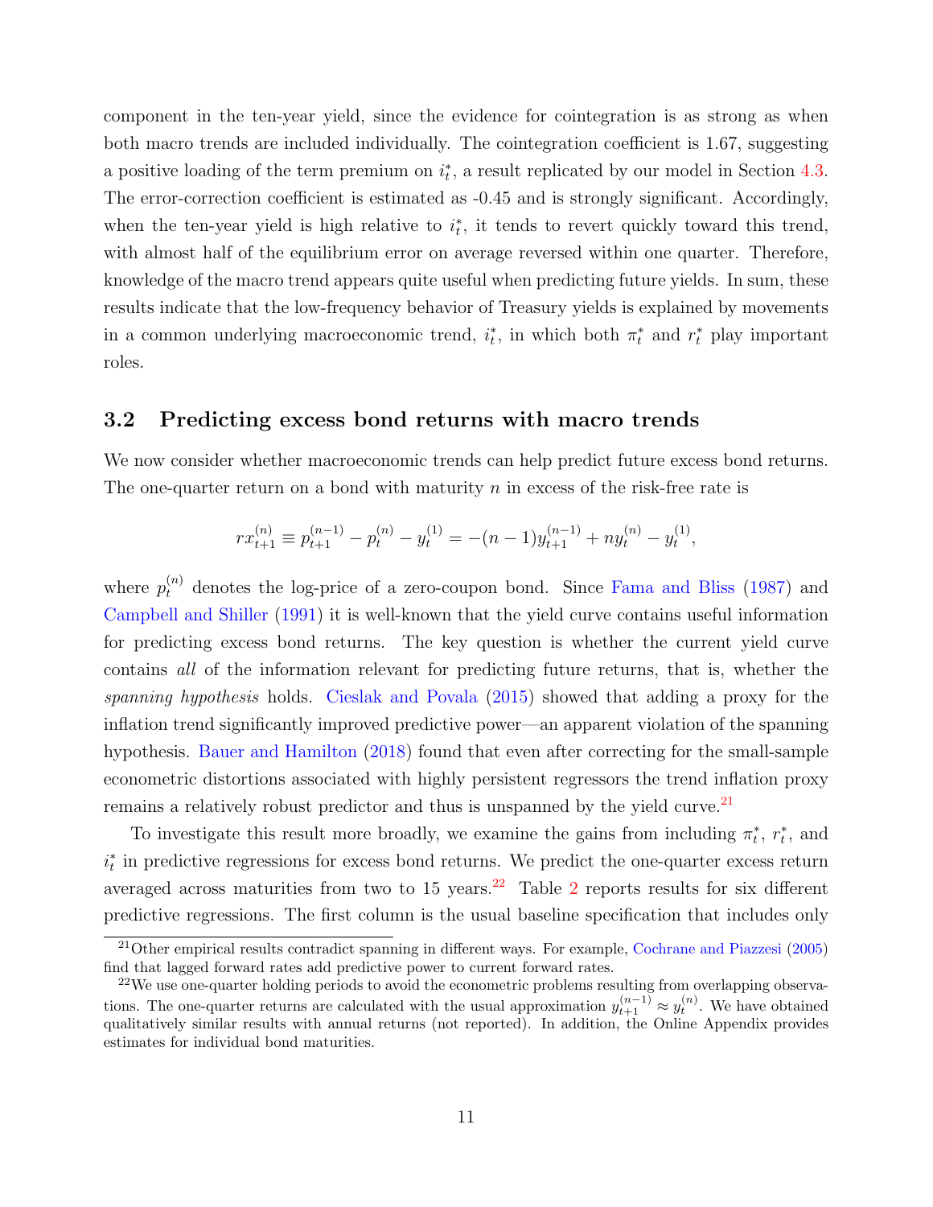component in the ten-year yield, since the evidence for cointegration is as strong as when both macro trends are included individually. The cointegration coefficient is 1.67, suggesting a positive loading of the term premium on $i^*_t$, a result replicated by our model in Section 4.3. The error-correction coefficient is estimated as -0.45 and is strongly significant. Accordingly, when the ten-year yield is high relative to $i^*_t$, it tends to revert quickly toward this trend, with almost half of the equilibrium error on average reversed within one quarter. Therefore, knowledge of the macro trend appears quite useful when predicting future yields. In sum, these results indicate that the low-frequency behavior of Treasury yields is explained by movements in a common underlying macroeconomic trend, $i^*_t$, in which both $\pi^*_t$ and $r^*_t$ play important roles.

## 3.2 Predicting excess bond returns with macro trends

We now consider whether macroeconomic trends can help predict future excess bond returns. The one-quarter return on a bond with maturity $n$ in excess of the risk-free rate is

$$rx^{(n)}_{t+1} \equiv p^{(n-1)}_{t+1} - p^{(n)}_t - y^{(1)}_t = -(n-1)y^{(n-1)}_{t+1} + ny^{(n)}_t - y^{(1)}_t,$$

where $p^{(n)}_t$ denotes the log-price of a zero-coupon bond. Since Fama and Bliss (1987) and Campbell and Shiller (1991) it is well-known that the yield curve contains useful information for predicting excess bond returns. The key question is whether the current yield curve contains *all* of the information relevant for predicting future returns, that is, whether the *spanning hypothesis* holds. Cieslak and Povala (2015) showed that adding a proxy for the inflation trend significantly improved predictive power—an apparent violation of the spanning hypothesis. Bauer and Hamilton (2018) found that even after correcting for the small-sample econometric distortions associated with highly persistent regressors the trend inflation proxy remains a relatively robust predictor and thus is unspanned by the yield curve.[21]

To investigate this result more broadly, we examine the gains from including $\pi^*_t$, $r^*_t$, and $i^*_t$ in predictive regressions for excess bond returns. We predict the one-quarter excess return averaged across maturities from two to 15 years.[22] Table 2 reports results for six different predictive regressions. The first column is the usual baseline specification that includes only

---

[21] Other empirical results contradict spanning in different ways. For example, Cochrane and Piazzesi (2005) find that lagged forward rates add predictive power to current forward rates.

[22] We use one-quarter holding periods to avoid the econometric problems resulting from overlapping observations. The one-quarter returns are calculated with the usual approximation $y^{(n-1)}_{t+1} \approx y^{(n)}_t$. We have obtained qualitatively similar results with annual returns (not reported). In addition, the Online Appendix provides estimates for individual bond maturities.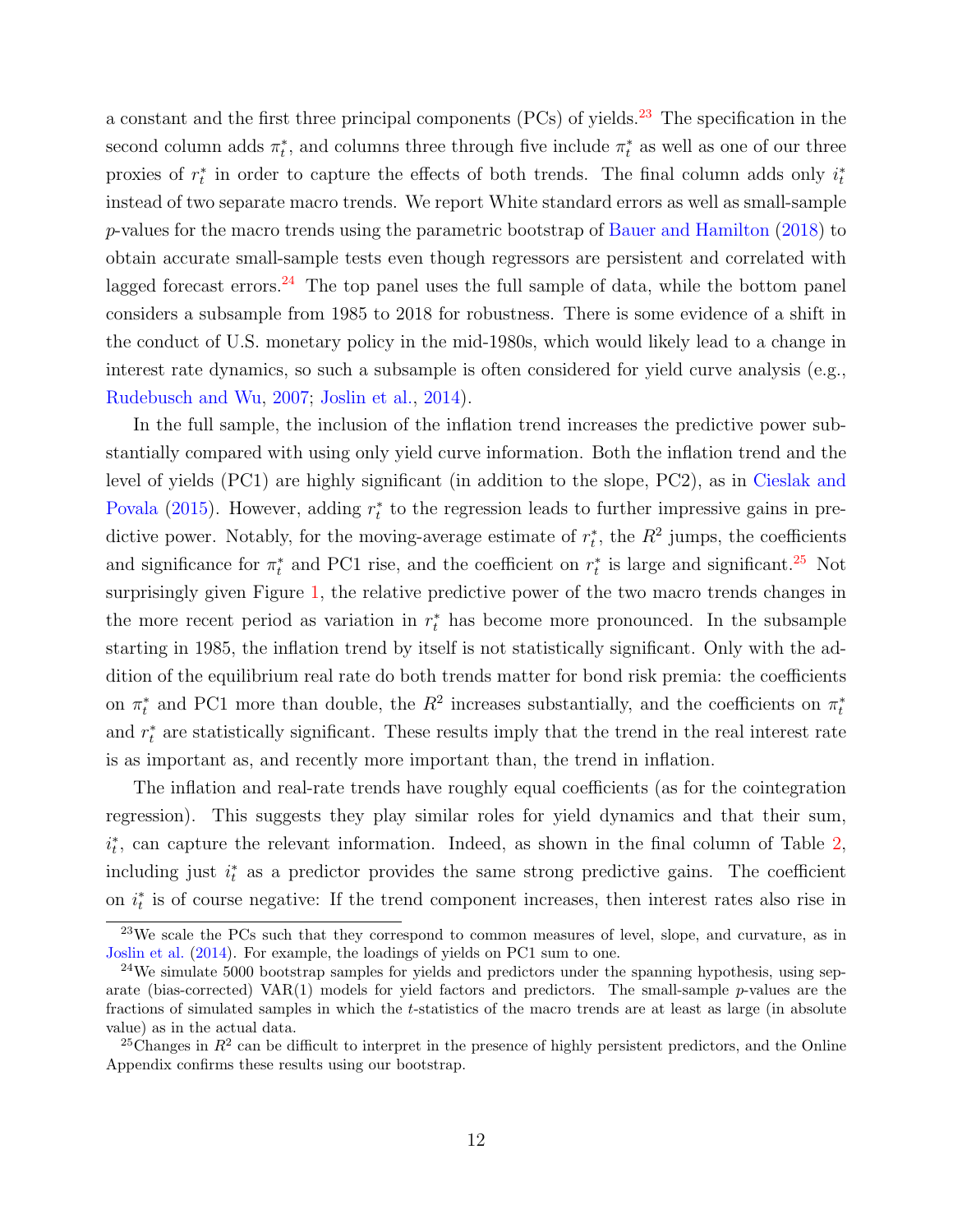a constant and the first three principal components (PCs) of yields.[23] The specification in the second column adds $\pi_t^*$, and columns three through five include $\pi_t^*$ as well as one of our three proxies of $r_t^*$ in order to capture the effects of both trends. The final column adds only $i_t^*$ instead of two separate macro trends. We report White standard errors as well as small-sample $p$-values for the macro trends using the parametric bootstrap of Bauer and Hamilton (2018) to obtain accurate small-sample tests even though regressors are persistent and correlated with lagged forecast errors.[24] The top panel uses the full sample of data, while the bottom panel considers a subsample from 1985 to 2018 for robustness. There is some evidence of a shift in the conduct of U.S. monetary policy in the mid-1980s, which would likely lead to a change in interest rate dynamics, so such a subsample is often considered for yield curve analysis (e.g., Rudebusch and Wu, 2007; Joslin et al., 2014).

In the full sample, the inclusion of the inflation trend increases the predictive power substantially compared with using only yield curve information. Both the inflation trend and the level of yields (PC1) are highly significant (in addition to the slope, PC2), as in Cieslak and Povala (2015). However, adding $r_t^*$ to the regression leads to further impressive gains in predictive power. Notably, for the moving-average estimate of $r_t^*$, the $R^2$ jumps, the coefficients and significance for $\pi_t^*$ and PC1 rise, and the coefficient on $r_t^*$ is large and significant.[25] Not surprisingly given Figure 1, the relative predictive power of the two macro trends changes in the more recent period as variation in $r_t^*$ has become more pronounced. In the subsample starting in 1985, the inflation trend by itself is not statistically significant. Only with the addition of the equilibrium real rate do both trends matter for bond risk premia: the coefficients on $\pi_t^*$ and PC1 more than double, the $R^2$ increases substantially, and the coefficients on $\pi_t^*$ and $r_t^*$ are statistically significant. These results imply that the trend in the real interest rate is as important as, and recently more important than, the trend in inflation.

The inflation and real-rate trends have roughly equal coefficients (as for the cointegration regression). This suggests they play similar roles for yield dynamics and that their sum, $i_t^*$, can capture the relevant information. Indeed, as shown in the final column of Table 2, including just $i_t^*$ as a predictor provides the same strong predictive gains. The coefficient on $i_t^*$ is of course negative: If the trend component increases, then interest rates also rise in

[23] We scale the PCs such that they correspond to common measures of level, slope, and curvature, as in Joslin et al. (2014). For example, the loadings of yields on PC1 sum to one.

[24] We simulate 5000 bootstrap samples for yields and predictors under the spanning hypothesis, using separate (bias-corrected) VAR(1) models for yield factors and predictors. The small-sample $p$-values are the fractions of simulated samples in which the $t$-statistics of the macro trends are at least as large (in absolute value) as in the actual data.

[25] Changes in $R^2$ can be difficult to interpret in the presence of highly persistent predictors, and the Online Appendix confirms these results using our bootstrap.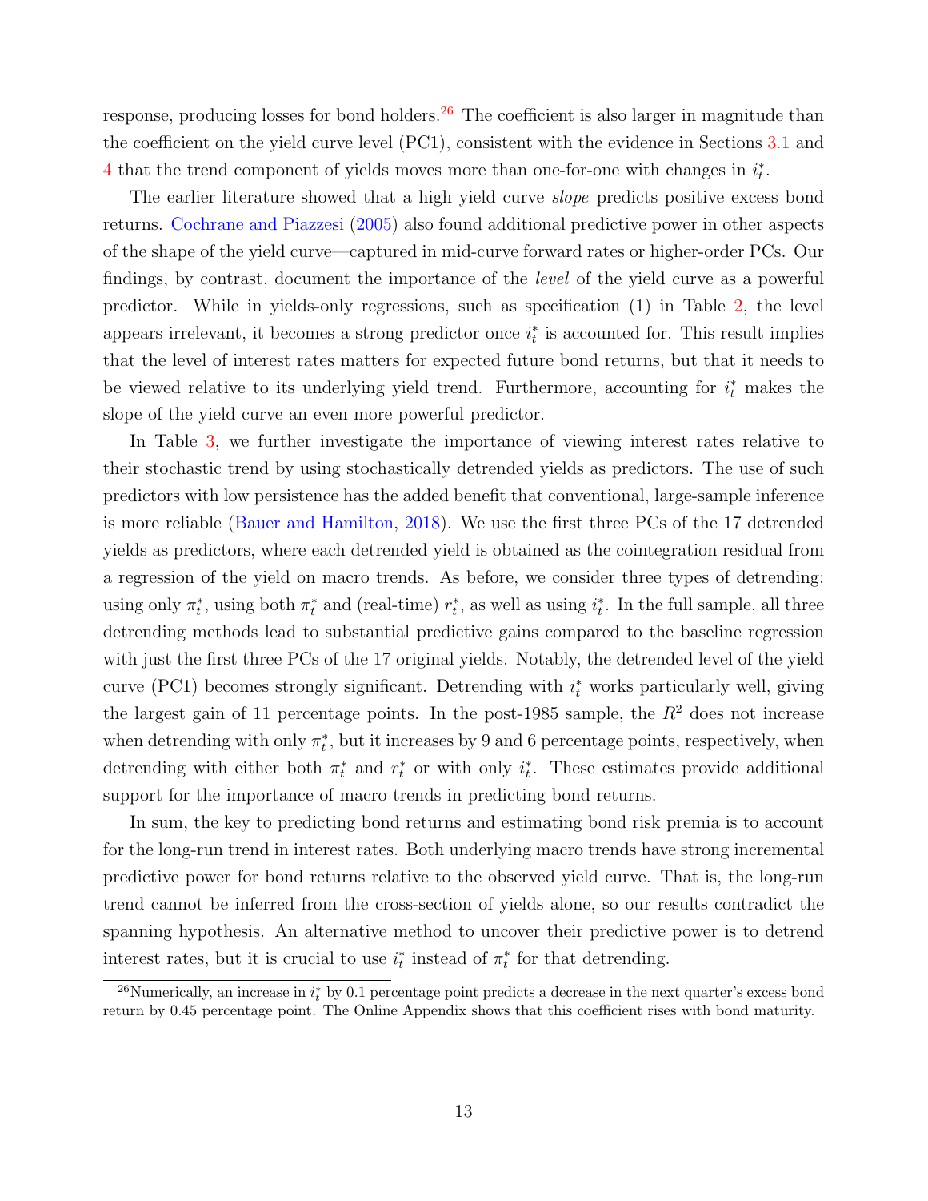response, producing losses for bond holders.[26] The coefficient is also larger in magnitude than the coefficient on the yield curve level (PC1), consistent with the evidence in Sections 3.1 and 4 that the trend component of yields moves more than one-for-one with changes in $i_t^*$.

The earlier literature showed that a high yield curve *slope* predicts positive excess bond returns. Cochrane and Piazzesi (2005) also found additional predictive power in other aspects of the shape of the yield curve—captured in mid-curve forward rates or higher-order PCs. Our findings, by contrast, document the importance of the *level* of the yield curve as a powerful predictor. While in yields-only regressions, such as specification (1) in Table 2, the level appears irrelevant, it becomes a strong predictor once $i_t^*$ is accounted for. This result implies that the level of interest rates matters for expected future bond returns, but that it needs to be viewed relative to its underlying yield trend. Furthermore, accounting for $i_t^*$ makes the slope of the yield curve an even more powerful predictor.

In Table 3, we further investigate the importance of viewing interest rates relative to their stochastic trend by using stochastically detrended yields as predictors. The use of such predictors with low persistence has the added benefit that conventional, large-sample inference is more reliable (Bauer and Hamilton, 2018). We use the first three PCs of the 17 detrended yields as predictors, where each detrended yield is obtained as the cointegration residual from a regression of the yield on macro trends. As before, we consider three types of detrending: using only $\pi_t^*$, using both $\pi_t^*$ and (real-time) $r_t^*$, as well as using $i_t^*$. In the full sample, all three detrending methods lead to substantial predictive gains compared to the baseline regression with just the first three PCs of the 17 original yields. Notably, the detrended level of the yield curve (PC1) becomes strongly significant. Detrending with $i_t^*$ works particularly well, giving the largest gain of 11 percentage points. In the post-1985 sample, the $R^2$ does not increase when detrending with only $\pi_t^*$, but it increases by 9 and 6 percentage points, respectively, when detrending with either both $\pi_t^*$ and $r_t^*$ or with only $i_t^*$. These estimates provide additional support for the importance of macro trends in predicting bond returns.

In sum, the key to predicting bond returns and estimating bond risk premia is to account for the long-run trend in interest rates. Both underlying macro trends have strong incremental predictive power for bond returns relative to the observed yield curve. That is, the long-run trend cannot be inferred from the cross-section of yields alone, so our results contradict the spanning hypothesis. An alternative method to uncover their predictive power is to detrend interest rates, but it is crucial to use $i_t^*$ instead of $\pi_t^*$ for that detrending.

[26] Numerically, an increase in $i_t^*$ by 0.1 percentage point predicts a decrease in the next quarter's excess bond return by 0.45 percentage point. The Online Appendix shows that this coefficient rises with bond maturity.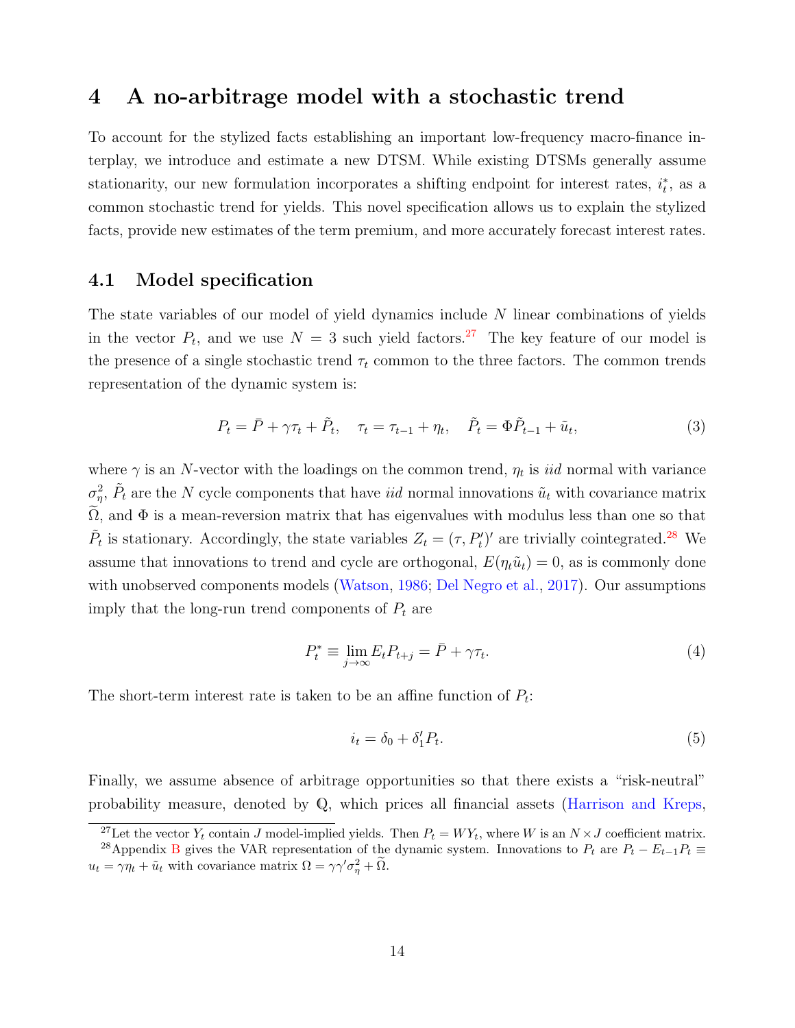# 4 A no-arbitrage model with a stochastic trend

To account for the stylized facts establishing an important low-frequency macro-finance interplay, we introduce and estimate a new DTSM. While existing DTSMs generally assume stationarity, our new formulation incorporates a shifting endpoint for interest rates, $i_t^*$, as a common stochastic trend for yields. This novel specification allows us to explain the stylized facts, provide new estimates of the term premium, and more accurately forecast interest rates.

## 4.1 Model specification

The state variables of our model of yield dynamics include $N$ linear combinations of yields in the vector $P_t$, and we use $N = 3$ such yield factors.[27] The key feature of our model is the presence of a single stochastic trend $\tau_t$ common to the three factors. The common trends representation of the dynamic system is:

$$P_t = \bar{P} + \gamma \tau_t + \tilde{P}_t, \quad \tau_t = \tau_{t-1} + \eta_t, \quad \tilde{P}_t = \Phi \tilde{P}_{t-1} + \tilde{u}_t, \tag{3}$$

where $\gamma$ is an $N$-vector with the loadings on the common trend, $\eta_t$ is *iid* normal with variance $\sigma_\eta^2$, $\tilde{P}_t$ are the $N$ cycle components that have *iid* normal innovations $\tilde{u}_t$ with covariance matrix $\widetilde{\Omega}$, and $\Phi$ is a mean-reversion matrix that has eigenvalues with modulus less than one so that $\tilde{P}_t$ is stationary. Accordingly, the state variables $Z_t = (\tau, P_t')'$ are trivially cointegrated.[28] We assume that innovations to trend and cycle are orthogonal, $E(\eta_t \tilde{u}_t) = 0$, as is commonly done with unobserved components models (Watson, 1986; Del Negro et al., 2017). Our assumptions imply that the long-run trend components of $P_t$ are

$$P_t^* \equiv \lim_{j \to \infty} E_t P_{t+j} = \bar{P} + \gamma \tau_t. \tag{4}$$

The short-term interest rate is taken to be an affine function of $P_t$:

$$i_t = \delta_0 + \delta_1' P_t. \tag{5}$$

Finally, we assume absence of arbitrage opportunities so that there exists a "risk-neutral" probability measure, denoted by $\mathbb{Q}$, which prices all financial assets (Harrison and Kreps,

[27] Let the vector $Y_t$ contain $J$ model-implied yields. Then $P_t = WY_t$, where $W$ is an $N \times J$ coefficient matrix.

[28] Appendix B gives the VAR representation of the dynamic system. Innovations to $P_t$ are $P_t - E_{t-1}P_t \equiv u_t = \gamma \eta_t + \tilde{u}_t$ with covariance matrix $\Omega = \gamma\gamma'\sigma_\eta^2 + \widetilde{\Omega}$.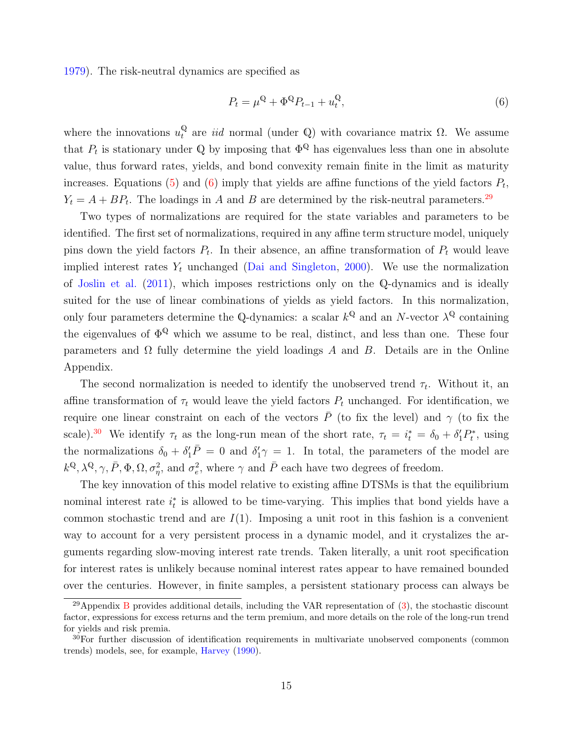1979). The risk-neutral dynamics are specified as

$$P_t = \mu^{\mathbb{Q}} + \Phi^{\mathbb{Q}} P_{t-1} + u_t^{\mathbb{Q}}, \tag{6}$$

where the innovations $u_t^{\mathbb{Q}}$ are *iid* normal (under $\mathbb{Q}$) with covariance matrix $\Omega$. We assume that $P_t$ is stationary under $\mathbb{Q}$ by imposing that $\Phi^{\mathbb{Q}}$ has eigenvalues less than one in absolute value, thus forward rates, yields, and bond convexity remain finite in the limit as maturity increases. Equations (5) and (6) imply that yields are affine functions of the yield factors $P_t$, $Y_t = A + BP_t$. The loadings in $A$ and $B$ are determined by the risk-neutral parameters.[29]

Two types of normalizations are required for the state variables and parameters to be identified. The first set of normalizations, required in any affine term structure model, uniquely pins down the yield factors $P_t$. In their absence, an affine transformation of $P_t$ would leave implied interest rates $Y_t$ unchanged (Dai and Singleton, 2000). We use the normalization of Joslin et al. (2011), which imposes restrictions only on the $\mathbb{Q}$-dynamics and is ideally suited for the use of linear combinations of yields as yield factors. In this normalization, only four parameters determine the $\mathbb{Q}$-dynamics: a scalar $k^{\mathbb{Q}}$ and an $N$-vector $\lambda^{\mathbb{Q}}$ containing the eigenvalues of $\Phi^{\mathbb{Q}}$ which we assume to be real, distinct, and less than one. These four parameters and $\Omega$ fully determine the yield loadings $A$ and $B$. Details are in the Online Appendix.

The second normalization is needed to identify the unobserved trend $\tau_t$. Without it, an affine transformation of $\tau_t$ would leave the yield factors $P_t$ unchanged. For identification, we require one linear constraint on each of the vectors $\bar{P}$ (to fix the level) and $\gamma$ (to fix the scale).[30] We identify $\tau_t$ as the long-run mean of the short rate, $\tau_t = i_t^* = \delta_0 + \delta_1' P_t^*$, using the normalizations $\delta_0 + \delta_1' \bar{P} = 0$ and $\delta_1' \gamma = 1$. In total, the parameters of the model are $k^{\mathbb{Q}}, \lambda^{\mathbb{Q}}, \gamma, \bar{P}, \Phi, \Omega, \sigma_\eta^2$, and $\sigma_e^2$, where $\gamma$ and $\bar{P}$ each have two degrees of freedom.

The key innovation of this model relative to existing affine DTSMs is that the equilibrium nominal interest rate $i_t^*$ is allowed to be time-varying. This implies that bond yields have a common stochastic trend and are $I(1)$. Imposing a unit root in this fashion is a convenient way to account for a very persistent process in a dynamic model, and it crystalizes the arguments regarding slow-moving interest rate trends. Taken literally, a unit root specification for interest rates is unlikely because nominal interest rates appear to have remained bounded over the centuries. However, in finite samples, a persistent stationary process can always be

[29] Appendix B provides additional details, including the VAR representation of (3), the stochastic discount factor, expressions for excess returns and the term premium, and more details on the role of the long-run trend for yields and risk premia.

[30] For further discussion of identification requirements in multivariate unobserved components (common trends) models, see, for example, Harvey (1990).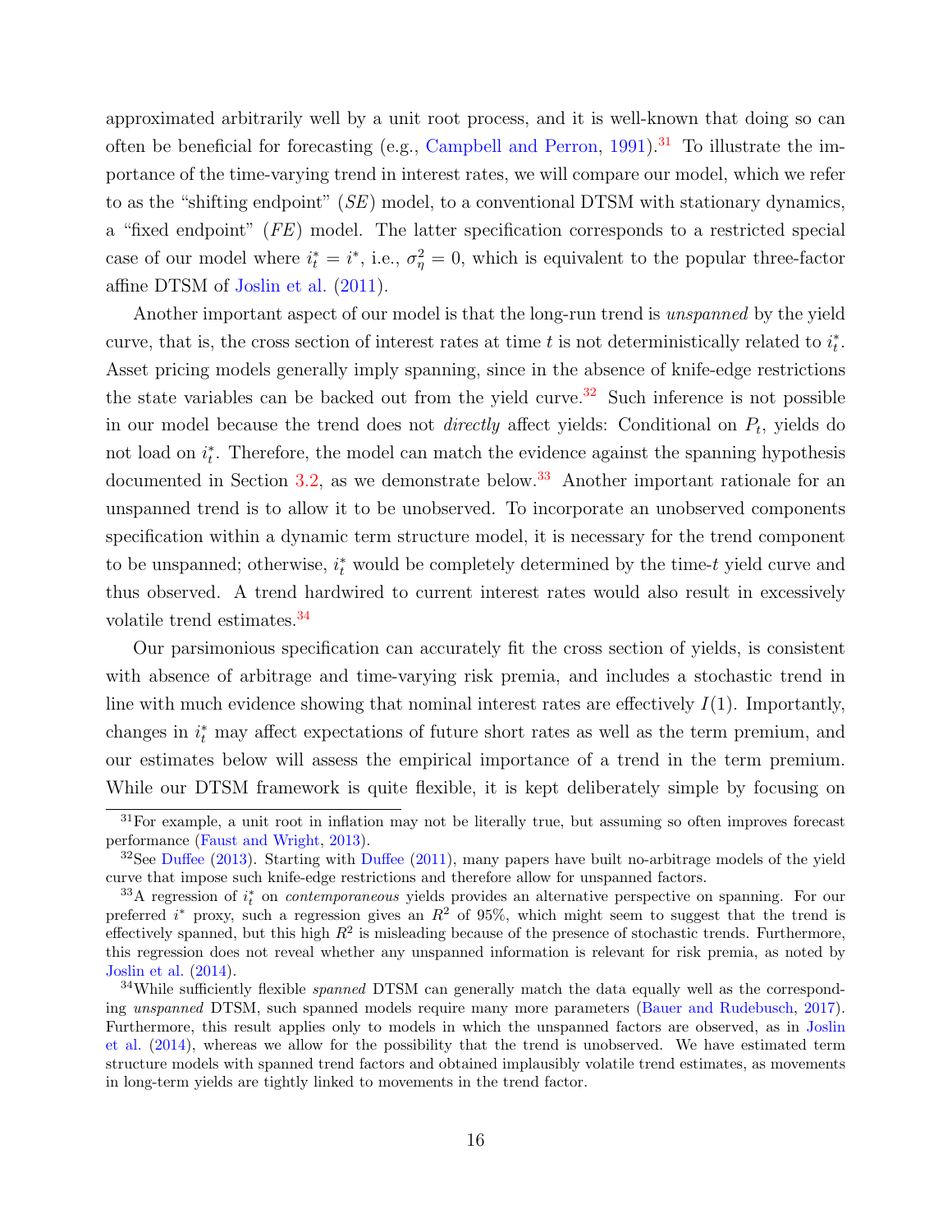approximated arbitrarily well by a unit root process, and it is well-known that doing so can often be beneficial for forecasting (e.g., Campbell and Perron, 1991).[31] To illustrate the importance of the time-varying trend in interest rates, we will compare our model, which we refer to as the "shifting endpoint" (*SE*) model, to a conventional DTSM with stationary dynamics, a "fixed endpoint" (*FE*) model. The latter specification corresponds to a restricted special case of our model where $i^*_t = i^*$, i.e., $\sigma^2_\eta = 0$, which is equivalent to the popular three-factor affine DTSM of Joslin et al. (2011).

Another important aspect of our model is that the long-run trend is *unspanned* by the yield curve, that is, the cross section of interest rates at time $t$ is not deterministically related to $i^*_t$. Asset pricing models generally imply spanning, since in the absence of knife-edge restrictions the state variables can be backed out from the yield curve.[32] Such inference is not possible in our model because the trend does not *directly* affect yields: Conditional on $P_t$, yields do not load on $i^*_t$. Therefore, the model can match the evidence against the spanning hypothesis documented in Section 3.2, as we demonstrate below.[33] Another important rationale for an unspanned trend is to allow it to be unobserved. To incorporate an unobserved components specification within a dynamic term structure model, it is necessary for the trend component to be unspanned; otherwise, $i^*_t$ would be completely determined by the time-$t$ yield curve and thus observed. A trend hardwired to current interest rates would also result in excessively volatile trend estimates.[34]

Our parsimonious specification can accurately fit the cross section of yields, is consistent with absence of arbitrage and time-varying risk premia, and includes a stochastic trend in line with much evidence showing that nominal interest rates are effectively $I(1)$. Importantly, changes in $i^*_t$ may affect expectations of future short rates as well as the term premium, and our estimates below will assess the empirical importance of a trend in the term premium. While our DTSM framework is quite flexible, it is kept deliberately simple by focusing on

---

[31] For example, a unit root in inflation may not be literally true, but assuming so often improves forecast performance (Faust and Wright, 2013).

[32] See Duffee (2013). Starting with Duffee (2011), many papers have built no-arbitrage models of the yield curve that impose such knife-edge restrictions and therefore allow for unspanned factors.

[33] A regression of $i^*_t$ on *contemporaneous* yields provides an alternative perspective on spanning. For our preferred $i^*$ proxy, such a regression gives an $R^2$ of 95%, which might seem to suggest that the trend is effectively spanned, but this high $R^2$ is misleading because of the presence of stochastic trends. Furthermore, this regression does not reveal whether any unspanned information is relevant for risk premia, as noted by Joslin et al. (2014).

[34] While sufficiently flexible *spanned* DTSM can generally match the data equally well as the corresponding *unspanned* DTSM, such spanned models require many more parameters (Bauer and Rudebusch, 2017). Furthermore, this result applies only to models in which the unspanned factors are observed, as in Joslin et al. (2014), whereas we allow for the possibility that the trend is unobserved. We have estimated term structure models with spanned trend factors and obtained implausibly volatile trend estimates, as movements in long-term yields are tightly linked to movements in the trend factor.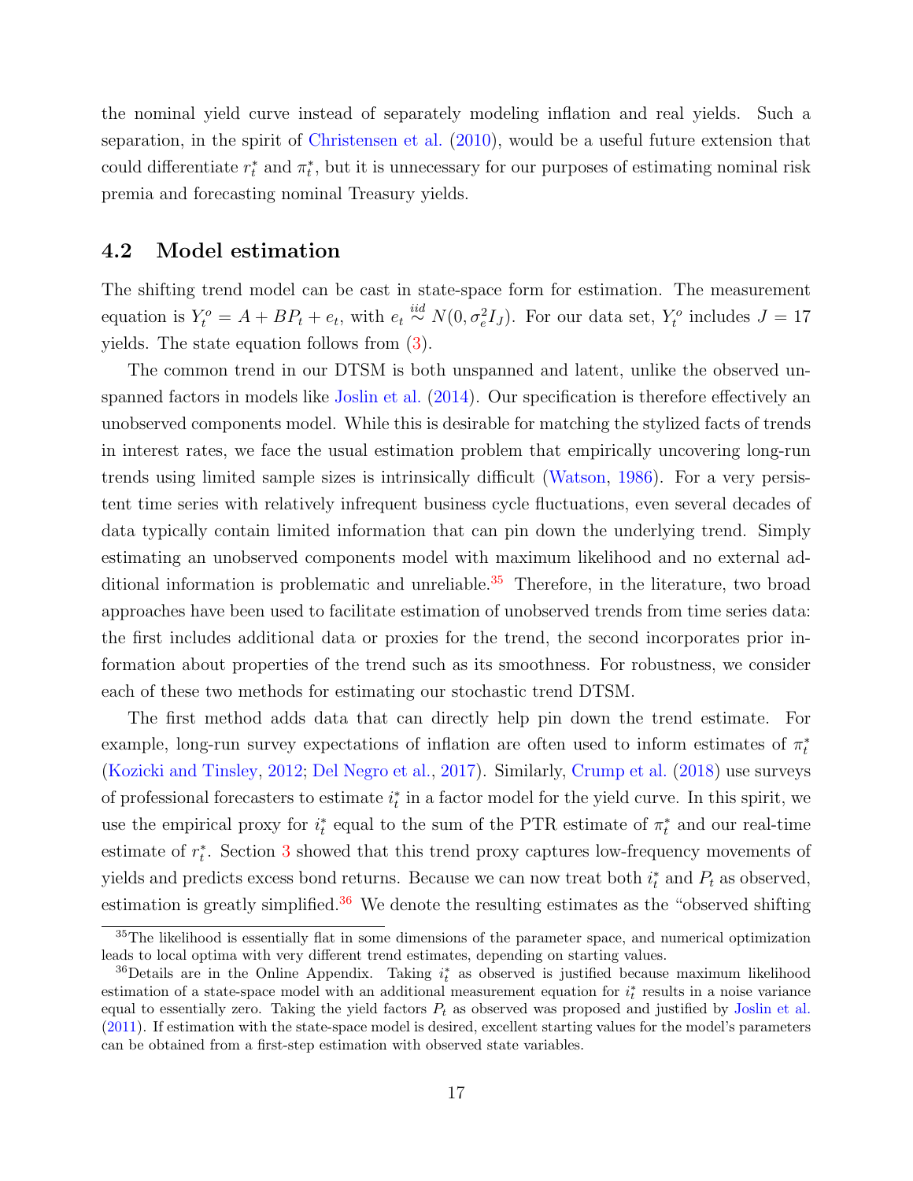the nominal yield curve instead of separately modeling inflation and real yields. Such a separation, in the spirit of Christensen et al. (2010), would be a useful future extension that could differentiate $r_t^*$ and $\pi_t^*$, but it is unnecessary for our purposes of estimating nominal risk premia and forecasting nominal Treasury yields.

## 4.2 Model estimation

The shifting trend model can be cast in state-space form for estimation. The measurement equation is $Y_t^o = A + BP_t + e_t$, with $e_t \overset{iid}{\sim} N(0, \sigma_e^2 I_J)$. For our data set, $Y_t^o$ includes $J = 17$ yields. The state equation follows from (3).

The common trend in our DTSM is both unspanned and latent, unlike the observed unspanned factors in models like Joslin et al. (2014). Our specification is therefore effectively an unobserved components model. While this is desirable for matching the stylized facts of trends in interest rates, we face the usual estimation problem that empirically uncovering long-run trends using limited sample sizes is intrinsically difficult (Watson, 1986). For a very persistent time series with relatively infrequent business cycle fluctuations, even several decades of data typically contain limited information that can pin down the underlying trend. Simply estimating an unobserved components model with maximum likelihood and no external additional information is problematic and unreliable.[35] Therefore, in the literature, two broad approaches have been used to facilitate estimation of unobserved trends from time series data: the first includes additional data or proxies for the trend, the second incorporates prior information about properties of the trend such as its smoothness. For robustness, we consider each of these two methods for estimating our stochastic trend DTSM.

The first method adds data that can directly help pin down the trend estimate. For example, long-run survey expectations of inflation are often used to inform estimates of $\pi_t^*$ (Kozicki and Tinsley, 2012; Del Negro et al., 2017). Similarly, Crump et al. (2018) use surveys of professional forecasters to estimate $i_t^*$ in a factor model for the yield curve. In this spirit, we use the empirical proxy for $i_t^*$ equal to the sum of the PTR estimate of $\pi_t^*$ and our real-time estimate of $r_t^*$. Section 3 showed that this trend proxy captures low-frequency movements of yields and predicts excess bond returns. Because we can now treat both $i_t^*$ and $P_t$ as observed, estimation is greatly simplified.[36] We denote the resulting estimates as the "observed shifting

[35] The likelihood is essentially flat in some dimensions of the parameter space, and numerical optimization leads to local optima with very different trend estimates, depending on starting values.

[36] Details are in the Online Appendix. Taking $i_t^*$ as observed is justified because maximum likelihood estimation of a state-space model with an additional measurement equation for $i_t^*$ results in a noise variance equal to essentially zero. Taking the yield factors $P_t$ as observed was proposed and justified by Joslin et al. (2011). If estimation with the state-space model is desired, excellent starting values for the model's parameters can be obtained from a first-step estimation with observed state variables.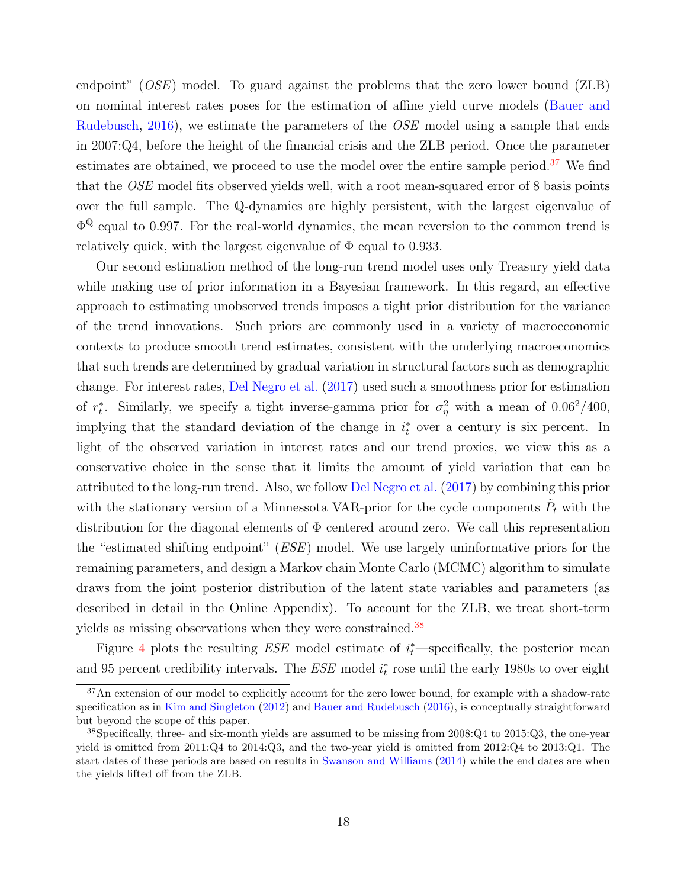endpoint" (*OSE*) model. To guard against the problems that the zero lower bound (ZLB) on nominal interest rates poses for the estimation of affine yield curve models (Bauer and Rudebusch, 2016), we estimate the parameters of the *OSE* model using a sample that ends in 2007:Q4, before the height of the financial crisis and the ZLB period. Once the parameter estimates are obtained, we proceed to use the model over the entire sample period.[37] We find that the *OSE* model fits observed yields well, with a root mean-squared error of 8 basis points over the full sample. The $\mathbb{Q}$-dynamics are highly persistent, with the largest eigenvalue of $\Phi^{\mathbb{Q}}$ equal to 0.997. For the real-world dynamics, the mean reversion to the common trend is relatively quick, with the largest eigenvalue of $\Phi$ equal to 0.933.

Our second estimation method of the long-run trend model uses only Treasury yield data while making use of prior information in a Bayesian framework. In this regard, an effective approach to estimating unobserved trends imposes a tight prior distribution for the variance of the trend innovations. Such priors are commonly used in a variety of macroeconomic contexts to produce smooth trend estimates, consistent with the underlying macroeconomics that such trends are determined by gradual variation in structural factors such as demographic change. For interest rates, Del Negro et al. (2017) used such a smoothness prior for estimation of $r^*_t$. Similarly, we specify a tight inverse-gamma prior for $\sigma^2_\eta$ with a mean of $0.06^2/400$, implying that the standard deviation of the change in $i^*_t$ over a century is six percent. In light of the observed variation in interest rates and our trend proxies, we view this as a conservative choice in the sense that it limits the amount of yield variation that can be attributed to the long-run trend. Also, we follow Del Negro et al. (2017) by combining this prior with the stationary version of a Minnesota VAR-prior for the cycle components $\tilde{P}_t$ with the distribution for the diagonal elements of $\Phi$ centered around zero. We call this representation the "estimated shifting endpoint" (*ESE*) model. We use largely uninformative priors for the remaining parameters, and design a Markov chain Monte Carlo (MCMC) algorithm to simulate draws from the joint posterior distribution of the latent state variables and parameters (as described in detail in the Online Appendix). To account for the ZLB, we treat short-term yields as missing observations when they were constrained.[38]

Figure 4 plots the resulting *ESE* model estimate of $i^*_t$—specifically, the posterior mean and 95 percent credibility intervals. The *ESE* model $i^*_t$ rose until the early 1980s to over eight

[37] An extension of our model to explicitly account for the zero lower bound, for example with a shadow-rate specification as in Kim and Singleton (2012) and Bauer and Rudebusch (2016), is conceptually straightforward but beyond the scope of this paper.

[38] Specifically, three- and six-month yields are assumed to be missing from 2008:Q4 to 2015:Q3, the one-year yield is omitted from 2011:Q4 to 2014:Q3, and the two-year yield is omitted from 2012:Q4 to 2013:Q1. The start dates of these periods are based on results in Swanson and Williams (2014) while the end dates are when the yields lifted off from the ZLB.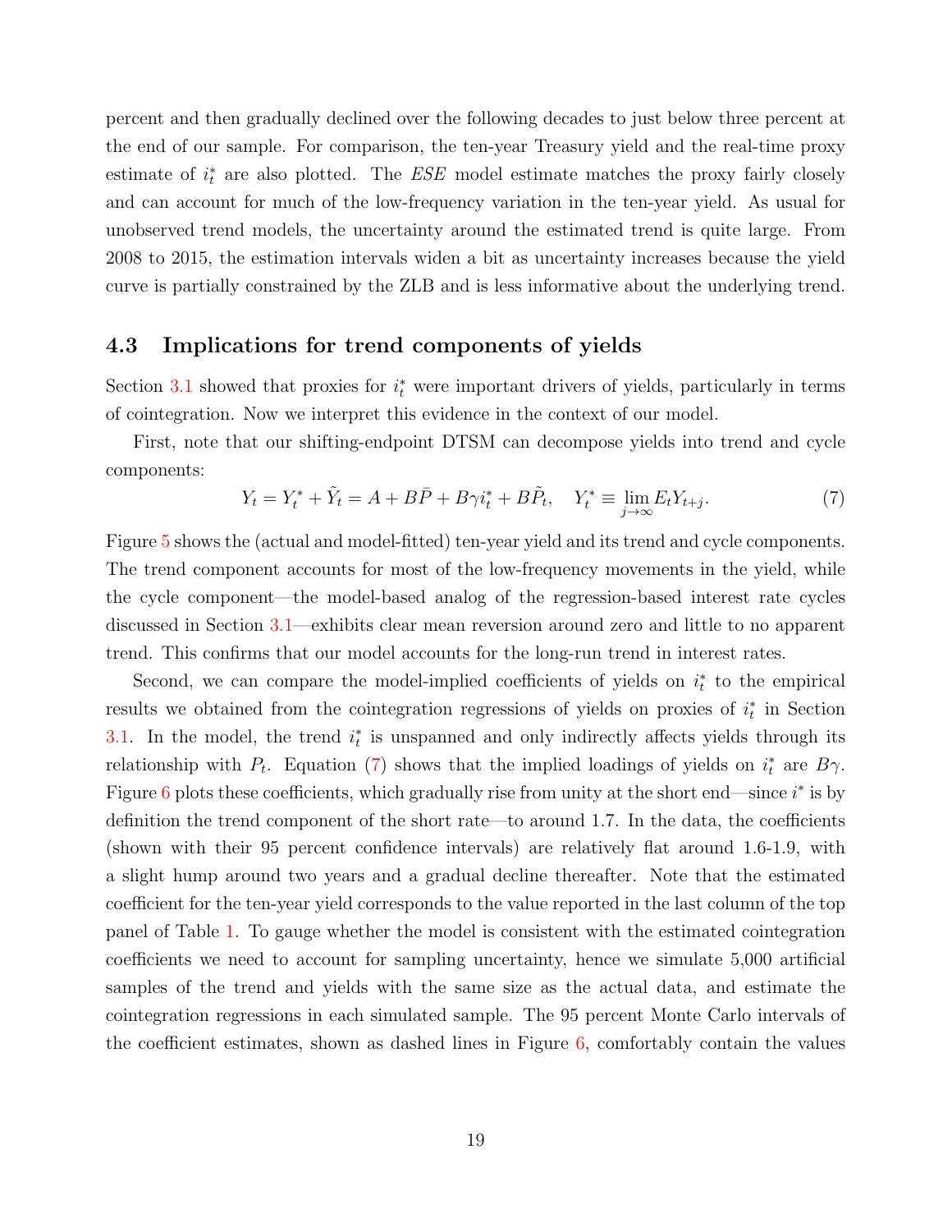percent and then gradually declined over the following decades to just below three percent at the end of our sample. For comparison, the ten-year Treasury yield and the real-time proxy estimate of $i_t^*$ are also plotted. The *ESE* model estimate matches the proxy fairly closely and can account for much of the low-frequency variation in the ten-year yield. As usual for unobserved trend models, the uncertainty around the estimated trend is quite large. From 2008 to 2015, the estimation intervals widen a bit as uncertainty increases because the yield curve is partially constrained by the ZLB and is less informative about the underlying trend.

### 4.3 Implications for trend components of yields

Section 3.1 showed that proxies for $i_t^*$ were important drivers of yields, particularly in terms of cointegration. Now we interpret this evidence in the context of our model.

First, note that our shifting-endpoint DTSM can decompose yields into trend and cycle components:

$$Y_t = Y_t^* + \tilde{Y}_t = A + B\bar{P} + B\gamma i_t^* + B\tilde{P}_t, \quad Y_t^* \equiv \lim_{j\to\infty} E_t Y_{t+j}. \tag{7}$$

Figure 5 shows the (actual and model-fitted) ten-year yield and its trend and cycle components. The trend component accounts for most of the low-frequency movements in the yield, while the cycle component—the model-based analog of the regression-based interest rate cycles discussed in Section 3.1—exhibits clear mean reversion around zero and little to no apparent trend. This confirms that our model accounts for the long-run trend in interest rates.

Second, we can compare the model-implied coefficients of yields on $i_t^*$ to the empirical results we obtained from the cointegration regressions of yields on proxies of $i_t^*$ in Section 3.1. In the model, the trend $i_t^*$ is unspanned and only indirectly affects yields through its relationship with $P_t$. Equation (7) shows that the implied loadings of yields on $i_t^*$ are $B\gamma$. Figure 6 plots these coefficients, which gradually rise from unity at the short end—since $i^*$ is by definition the trend component of the short rate—to around 1.7. In the data, the coefficients (shown with their 95 percent confidence intervals) are relatively flat around 1.6-1.9, with a slight hump around two years and a gradual decline thereafter. Note that the estimated coefficient for the ten-year yield corresponds to the value reported in the last column of the top panel of Table 1. To gauge whether the model is consistent with the estimated cointegration coefficients we need to account for sampling uncertainty, hence we simulate 5,000 artificial samples of the trend and yields with the same size as the actual data, and estimate the cointegration regressions in each simulated sample. The 95 percent Monte Carlo intervals of the coefficient estimates, shown as dashed lines in Figure 6, comfortably contain the values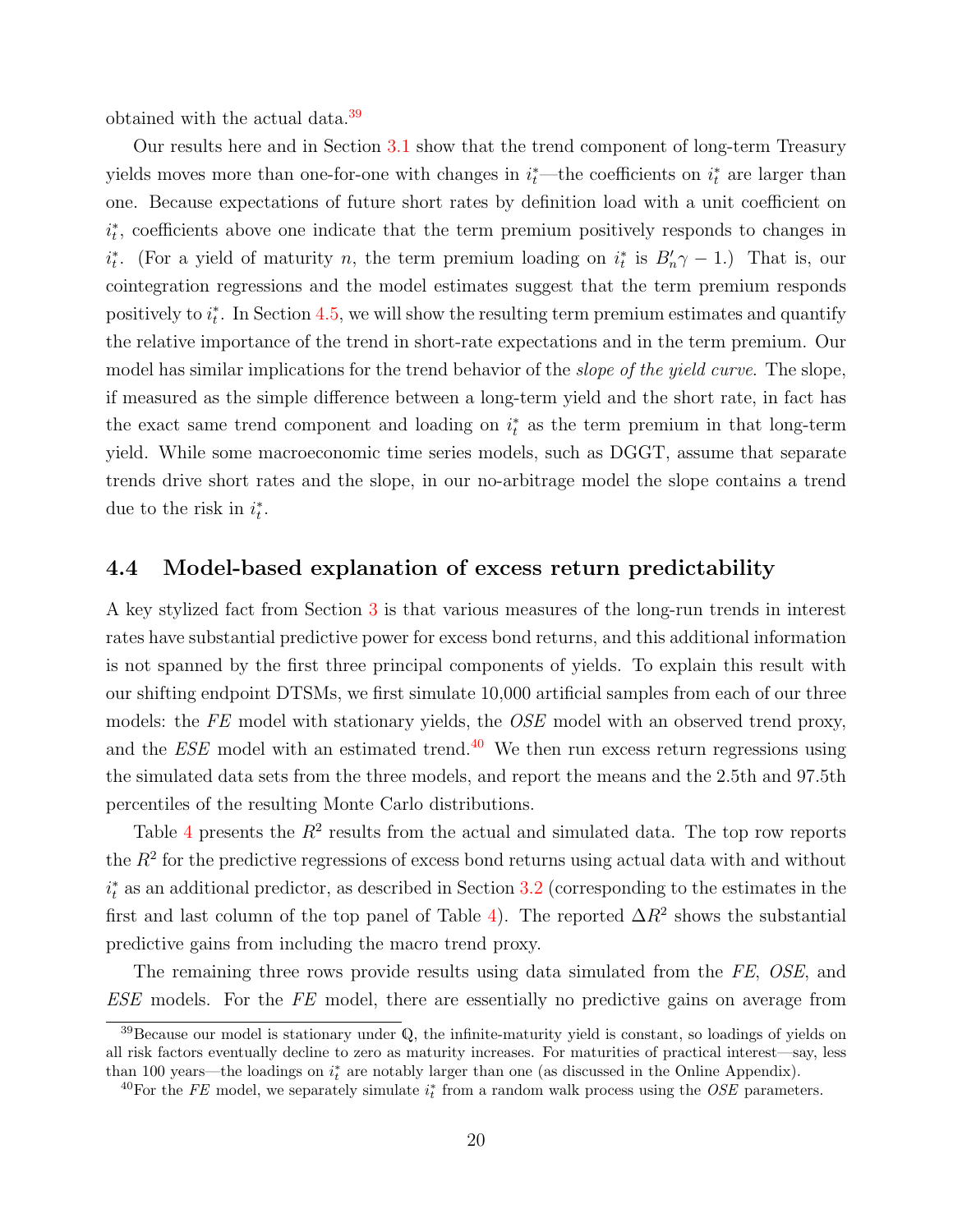obtained with the actual data.[39]

Our results here and in Section 3.1 show that the trend component of long-term Treasury yields moves more than one-for-one with changes in $i_t^*$—the coefficients on $i_t^*$ are larger than one. Because expectations of future short rates by definition load with a unit coefficient on $i_t^*$, coefficients above one indicate that the term premium positively responds to changes in $i_t^*$. (For a yield of maturity $n$, the term premium loading on $i_t^*$ is $B_n'\gamma - 1$.) That is, our cointegration regressions and the model estimates suggest that the term premium responds positively to $i_t^*$. In Section 4.5, we will show the resulting term premium estimates and quantify the relative importance of the trend in short-rate expectations and in the term premium. Our model has similar implications for the trend behavior of the *slope of the yield curve*. The slope, if measured as the simple difference between a long-term yield and the short rate, in fact has the exact same trend component and loading on $i_t^*$ as the term premium in that long-term yield. While some macroeconomic time series models, such as DGGT, assume that separate trends drive short rates and the slope, in our no-arbitrage model the slope contains a trend due to the risk in $i_t^*$.

## 4.4 Model-based explanation of excess return predictability

A key stylized fact from Section 3 is that various measures of the long-run trends in interest rates have substantial predictive power for excess bond returns, and this additional information is not spanned by the first three principal components of yields. To explain this result with our shifting endpoint DTSMs, we first simulate 10,000 artificial samples from each of our three models: the *FE* model with stationary yields, the *OSE* model with an observed trend proxy, and the *ESE* model with an estimated trend.[40] We then run excess return regressions using the simulated data sets from the three models, and report the means and the 2.5th and 97.5th percentiles of the resulting Monte Carlo distributions.

Table 4 presents the $R^2$ results from the actual and simulated data. The top row reports the $R^2$ for the predictive regressions of excess bond returns using actual data with and without $i_t^*$ as an additional predictor, as described in Section 3.2 (corresponding to the estimates in the first and last column of the top panel of Table 4). The reported $\Delta R^2$ shows the substantial predictive gains from including the macro trend proxy.

The remaining three rows provide results using data simulated from the *FE*, *OSE*, and *ESE* models. For the *FE* model, there are essentially no predictive gains on average from

[39] Because our model is stationary under $\mathbb{Q}$, the infinite-maturity yield is constant, so loadings of yields on all risk factors eventually decline to zero as maturity increases. For maturities of practical interest—say, less than 100 years—the loadings on $i_t^*$ are notably larger than one (as discussed in the Online Appendix).

[40] For the *FE* model, we separately simulate $i_t^*$ from a random walk process using the *OSE* parameters.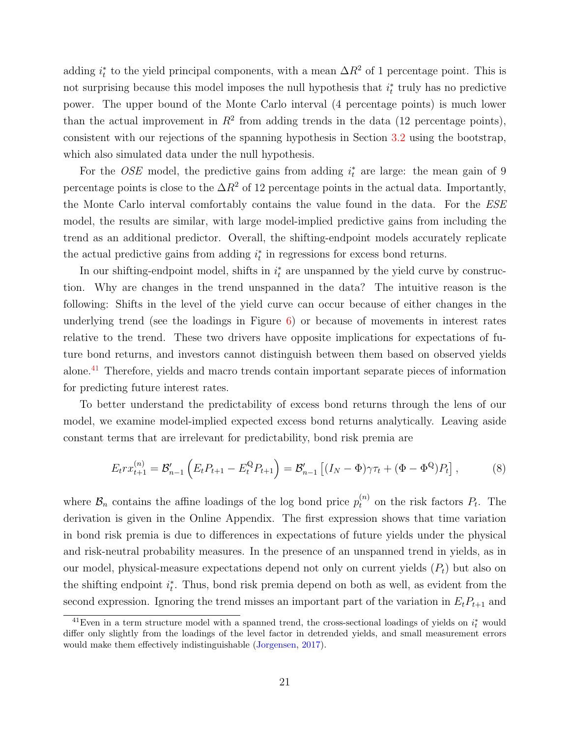adding $i^*_t$ to the yield principal components, with a mean $\Delta R^2$ of 1 percentage point. This is not surprising because this model imposes the null hypothesis that $i^*_t$ truly has no predictive power. The upper bound of the Monte Carlo interval (4 percentage points) is much lower than the actual improvement in $R^2$ from adding trends in the data (12 percentage points), consistent with our rejections of the spanning hypothesis in Section 3.2 using the bootstrap, which also simulated data under the null hypothesis.

For the *OSE* model, the predictive gains from adding $i^*_t$ are large: the mean gain of 9 percentage points is close to the $\Delta R^2$ of 12 percentage points in the actual data. Importantly, the Monte Carlo interval comfortably contains the value found in the data. For the *ESE* model, the results are similar, with large model-implied predictive gains from including the trend as an additional predictor. Overall, the shifting-endpoint models accurately replicate the actual predictive gains from adding $i^*_t$ in regressions for excess bond returns.

In our shifting-endpoint model, shifts in $i^*_t$ are unspanned by the yield curve by construction. Why are changes in the trend unspanned in the data? The intuitive reason is the following: Shifts in the level of the yield curve can occur because of either changes in the underlying trend (see the loadings in Figure 6) or because of movements in interest rates relative to the trend. These two drivers have opposite implications for expectations of future bond returns, and investors cannot distinguish between them based on observed yields alone.[41] Therefore, yields and macro trends contain important separate pieces of information for predicting future interest rates.

To better understand the predictability of excess bond returns through the lens of our model, we examine model-implied expected excess bond returns analytically. Leaving aside constant terms that are irrelevant for predictability, bond risk premia are

$$E_t rx^{(n)}_{t+1} = \mathcal{B}'_{n-1}\left(E_t P_{t+1} - E^{\mathbb{Q}}_t P_{t+1}\right) = \mathcal{B}'_{n-1}\left[(I_N - \Phi)\gamma\tau_t + (\Phi - \Phi^{\mathbb{Q}})P_t\right], \tag{8}$$

where $\mathcal{B}_n$ contains the affine loadings of the log bond price $p^{(n)}_t$ on the risk factors $P_t$. The derivation is given in the Online Appendix. The first expression shows that time variation in bond risk premia is due to differences in expectations of future yields under the physical and risk-neutral probability measures. In the presence of an unspanned trend in yields, as in our model, physical-measure expectations depend not only on current yields ($P_t$) but also on the shifting endpoint $i^*_t$. Thus, bond risk premia depend on both as well, as evident from the second expression. Ignoring the trend misses an important part of the variation in $E_t P_{t+1}$ and

[41] Even in a term structure model with a spanned trend, the cross-sectional loadings of yields on $i^*_t$ would differ only slightly from the loadings of the level factor in detrended yields, and small measurement errors would make them effectively indistinguishable (Jorgensen, 2017).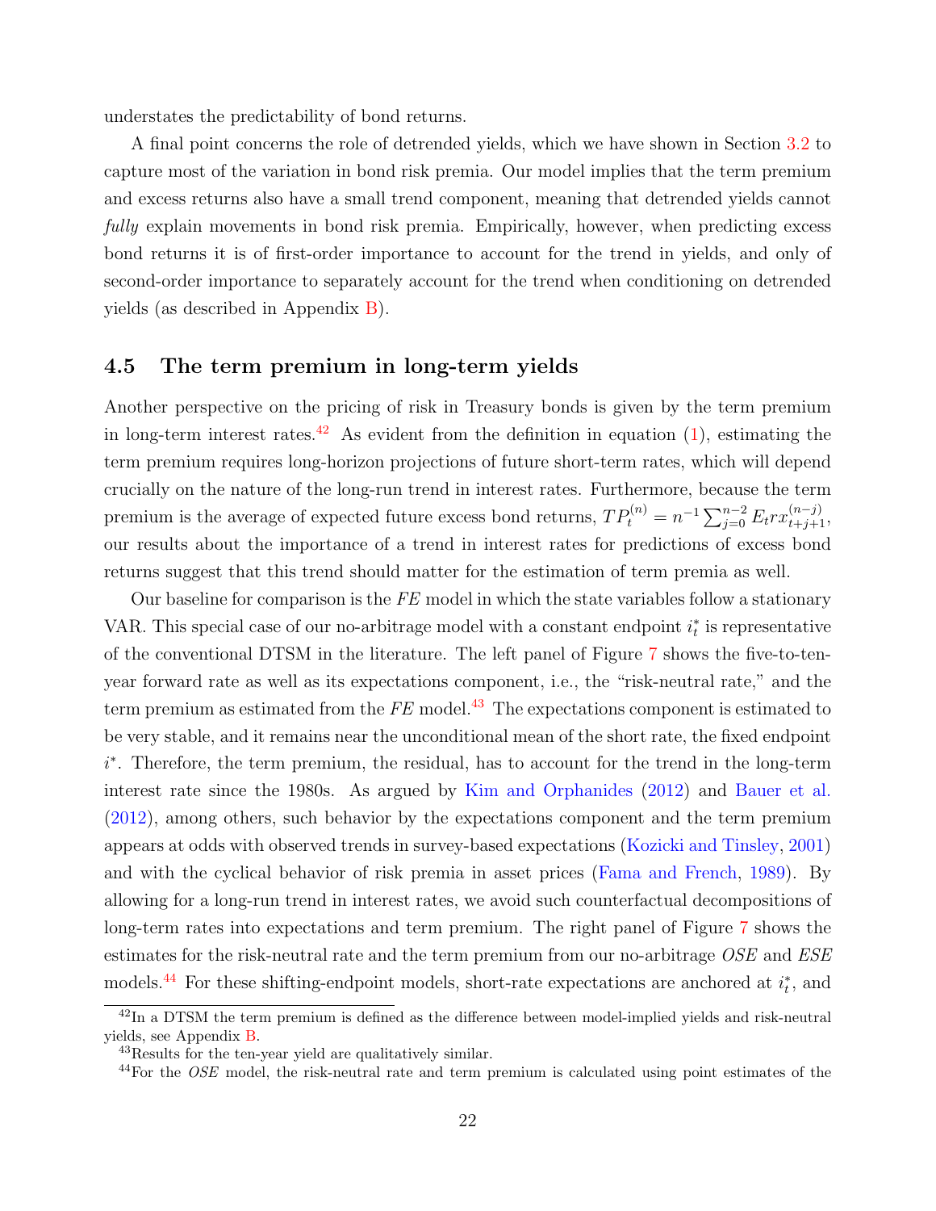understates the predictability of bond returns.

A final point concerns the role of detrended yields, which we have shown in Section 3.2 to capture most of the variation in bond risk premia. Our model implies that the term premium and excess returns also have a small trend component, meaning that detrended yields cannot *fully* explain movements in bond risk premia. Empirically, however, when predicting excess bond returns it is of first-order importance to account for the trend in yields, and only of second-order importance to separately account for the trend when conditioning on detrended yields (as described in Appendix B).

## 4.5 The term premium in long-term yields

Another perspective on the pricing of risk in Treasury bonds is given by the term premium in long-term interest rates.[42] As evident from the definition in equation (1), estimating the term premium requires long-horizon projections of future short-term rates, which will depend crucially on the nature of the long-run trend in interest rates. Furthermore, because the term premium is the average of expected future excess bond returns, $TP_t^{(n)} = n^{-1} \sum_{j=0}^{n-2} E_t rx_{t+j+1}^{(n-j)}$, our results about the importance of a trend in interest rates for predictions of excess bond returns suggest that this trend should matter for the estimation of term premia as well.

Our baseline for comparison is the *FE* model in which the state variables follow a stationary VAR. This special case of our no-arbitrage model with a constant endpoint $i_t^*$ is representative of the conventional DTSM in the literature. The left panel of Figure 7 shows the five-to-ten-year forward rate as well as its expectations component, i.e., the "risk-neutral rate," and the term premium as estimated from the *FE* model.[43] The expectations component is estimated to be very stable, and it remains near the unconditional mean of the short rate, the fixed endpoint $i^*$. Therefore, the term premium, the residual, has to account for the trend in the long-term interest rate since the 1980s. As argued by Kim and Orphanides (2012) and Bauer et al. (2012), among others, such behavior by the expectations component and the term premium appears at odds with observed trends in survey-based expectations (Kozicki and Tinsley, 2001) and with the cyclical behavior of risk premia in asset prices (Fama and French, 1989). By allowing for a long-run trend in interest rates, we avoid such counterfactual decompositions of long-term rates into expectations and term premium. The right panel of Figure 7 shows the estimates for the risk-neutral rate and the term premium from our no-arbitrage *OSE* and *ESE* models.[44] For these shifting-endpoint models, short-rate expectations are anchored at $i_t^*$, and

[42] In a DTSM the term premium is defined as the difference between model-implied yields and risk-neutral yields, see Appendix B.

[43] Results for the ten-year yield are qualitatively similar.

[44] For the *OSE* model, the risk-neutral rate and term premium is calculated using point estimates of the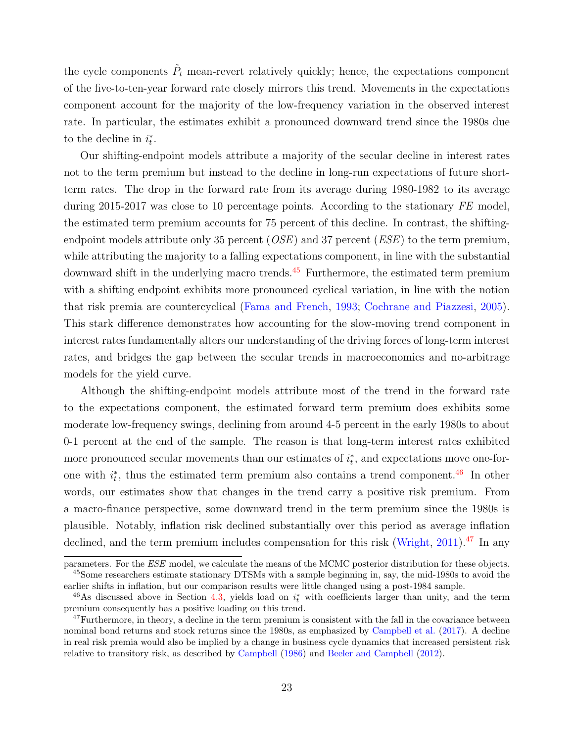the cycle components $\tilde{P}_t$ mean-revert relatively quickly; hence, the expectations component of the five-to-ten-year forward rate closely mirrors this trend. Movements in the expectations component account for the majority of the low-frequency variation in the observed interest rate. In particular, the estimates exhibit a pronounced downward trend since the 1980s due to the decline in $i_t^*$.

Our shifting-endpoint models attribute a majority of the secular decline in interest rates not to the term premium but instead to the decline in long-run expectations of future short-term rates. The drop in the forward rate from its average during 1980-1982 to its average during 2015-2017 was close to 10 percentage points. According to the stationary *FE* model, the estimated term premium accounts for 75 percent of this decline. In contrast, the shifting-endpoint models attribute only 35 percent (*OSE*) and 37 percent (*ESE*) to the term premium, while attributing the majority to a falling expectations component, in line with the substantial downward shift in the underlying macro trends.[45] Furthermore, the estimated term premium with a shifting endpoint exhibits more pronounced cyclical variation, in line with the notion that risk premia are countercyclical (Fama and French, 1993; Cochrane and Piazzesi, 2005). This stark difference demonstrates how accounting for the slow-moving trend component in interest rates fundamentally alters our understanding of the driving forces of long-term interest rates, and bridges the gap between the secular trends in macroeconomics and no-arbitrage models for the yield curve.

Although the shifting-endpoint models attribute most of the trend in the forward rate to the expectations component, the estimated forward term premium does exhibits some moderate low-frequency swings, declining from around 4-5 percent in the early 1980s to about 0-1 percent at the end of the sample. The reason is that long-term interest rates exhibited more pronounced secular movements than our estimates of $i_t^*$, and expectations move one-for-one with $i_t^*$, thus the estimated term premium also contains a trend component.[46] In other words, our estimates show that changes in the trend carry a positive risk premium. From a macro-finance perspective, some downward trend in the term premium since the 1980s is plausible. Notably, inflation risk declined substantially over this period as average inflation declined, and the term premium includes compensation for this risk (Wright, 2011).[47] In any

---

parameters. For the *ESE* model, we calculate the means of the MCMC posterior distribution for these objects.

[45] Some researchers estimate stationary DTSMs with a sample beginning in, say, the mid-1980s to avoid the earlier shifts in inflation, but our comparison results were little changed using a post-1984 sample.

[46] As discussed above in Section 4.3, yields load on $i_t^*$ with coefficients larger than unity, and the term premium consequently has a positive loading on this trend.

[47] Furthermore, in theory, a decline in the term premium is consistent with the fall in the covariance between nominal bond returns and stock returns since the 1980s, as emphasized by Campbell et al. (2017). A decline in real risk premia would also be implied by a change in business cycle dynamics that increased persistent risk relative to transitory risk, as described by Campbell (1986) and Beeler and Campbell (2012).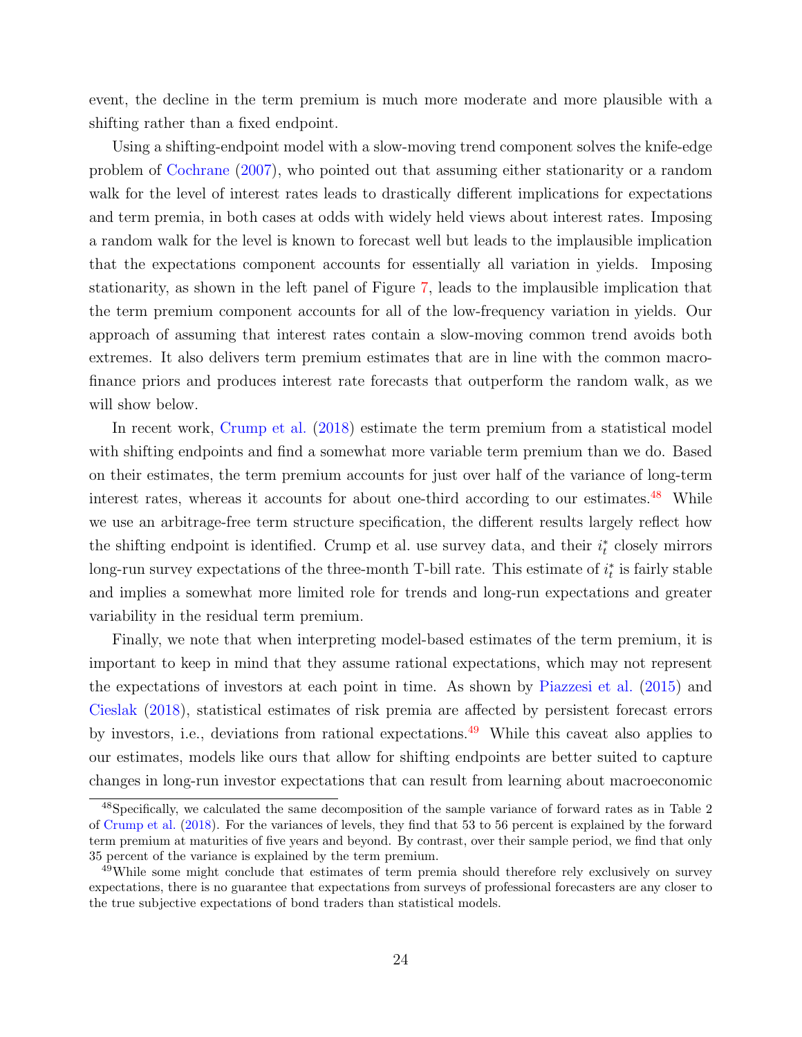event, the decline in the term premium is much more moderate and more plausible with a shifting rather than a fixed endpoint.

Using a shifting-endpoint model with a slow-moving trend component solves the knife-edge problem of Cochrane (2007), who pointed out that assuming either stationarity or a random walk for the level of interest rates leads to drastically different implications for expectations and term premia, in both cases at odds with widely held views about interest rates. Imposing a random walk for the level is known to forecast well but leads to the implausible implication that the expectations component accounts for essentially all variation in yields. Imposing stationarity, as shown in the left panel of Figure 7, leads to the implausible implication that the term premium component accounts for all of the low-frequency variation in yields. Our approach of assuming that interest rates contain a slow-moving common trend avoids both extremes. It also delivers term premium estimates that are in line with the common macro-finance priors and produces interest rate forecasts that outperform the random walk, as we will show below.

In recent work, Crump et al. (2018) estimate the term premium from a statistical model with shifting endpoints and find a somewhat more variable term premium than we do. Based on their estimates, the term premium accounts for just over half of the variance of long-term interest rates, whereas it accounts for about one-third according to our estimates.[48] While we use an arbitrage-free term structure specification, the different results largely reflect how the shifting endpoint is identified. Crump et al. use survey data, and their $i_t^*$ closely mirrors long-run survey expectations of the three-month T-bill rate. This estimate of $i_t^*$ is fairly stable and implies a somewhat more limited role for trends and long-run expectations and greater variability in the residual term premium.

Finally, we note that when interpreting model-based estimates of the term premium, it is important to keep in mind that they assume rational expectations, which may not represent the expectations of investors at each point in time. As shown by Piazzesi et al. (2015) and Cieslak (2018), statistical estimates of risk premia are affected by persistent forecast errors by investors, i.e., deviations from rational expectations.[49] While this caveat also applies to our estimates, models like ours that allow for shifting endpoints are better suited to capture changes in long-run investor expectations that can result from learning about macroeconomic

[48] Specifically, we calculated the same decomposition of the sample variance of forward rates as in Table 2 of Crump et al. (2018). For the variances of levels, they find that 53 to 56 percent is explained by the forward term premium at maturities of five years and beyond. By contrast, over their sample period, we find that only 35 percent of the variance is explained by the term premium.

[49] While some might conclude that estimates of term premia should therefore rely exclusively on survey expectations, there is no guarantee that expectations from surveys of professional forecasters are any closer to the true subjective expectations of bond traders than statistical models.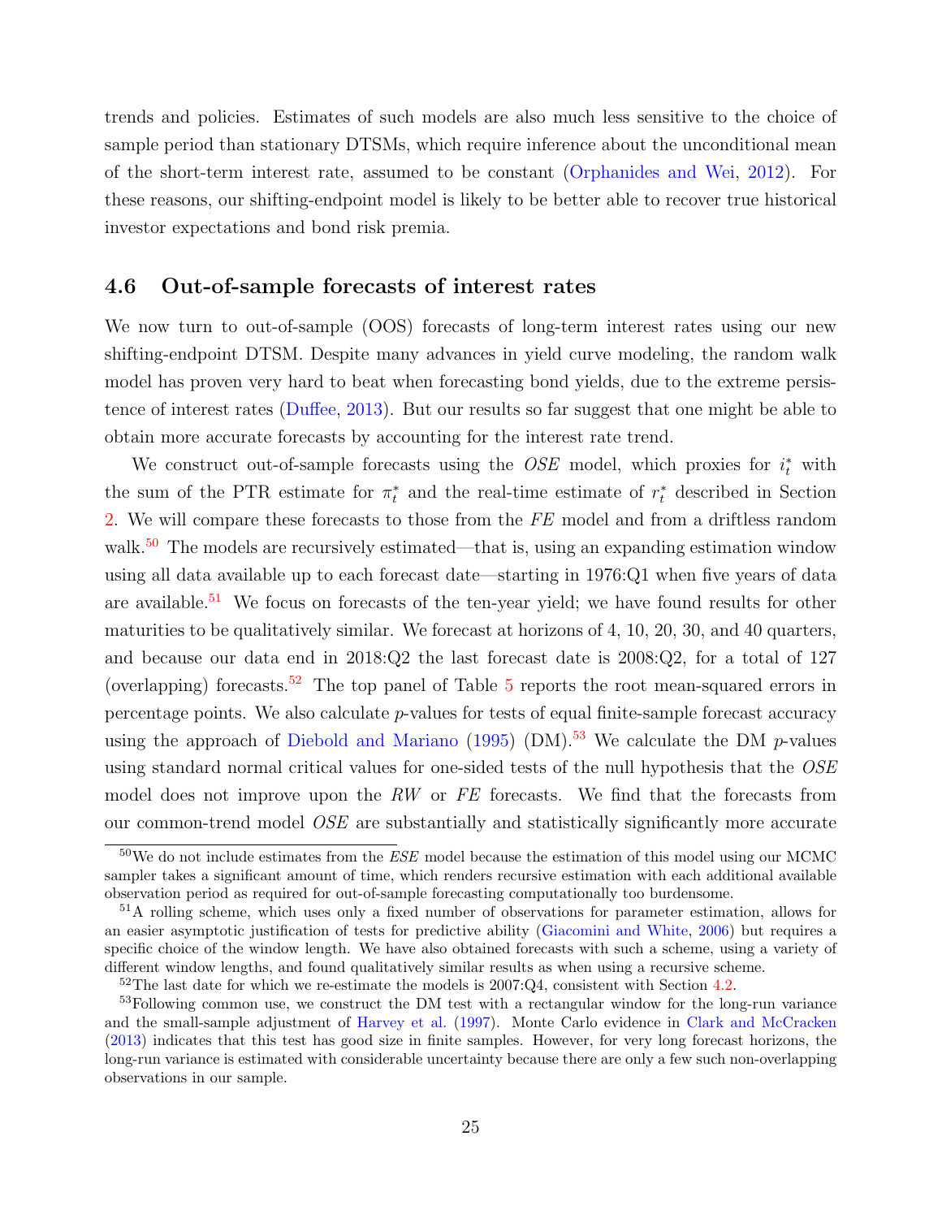trends and policies. Estimates of such models are also much less sensitive to the choice of sample period than stationary DTSMs, which require inference about the unconditional mean of the short-term interest rate, assumed to be constant (Orphanides and Wei, 2012). For these reasons, our shifting-endpoint model is likely to be better able to recover true historical investor expectations and bond risk premia.

## 4.6 Out-of-sample forecasts of interest rates

We now turn to out-of-sample (OOS) forecasts of long-term interest rates using our new shifting-endpoint DTSM. Despite many advances in yield curve modeling, the random walk model has proven very hard to beat when forecasting bond yields, due to the extreme persistence of interest rates (Duffee, 2013). But our results so far suggest that one might be able to obtain more accurate forecasts by accounting for the interest rate trend.

We construct out-of-sample forecasts using the *OSE* model, which proxies for $i^*_t$ with the sum of the PTR estimate for $\pi^*_t$ and the real-time estimate of $r^*_t$ described in Section 2. We will compare these forecasts to those from the *FE* model and from a driftless random walk.[50] The models are recursively estimated—that is, using an expanding estimation window using all data available up to each forecast date—starting in 1976:Q1 when five years of data are available.[51] We focus on forecasts of the ten-year yield; we have found results for other maturities to be qualitatively similar. We forecast at horizons of 4, 10, 20, 30, and 40 quarters, and because our data end in 2018:Q2 the last forecast date is 2008:Q2, for a total of 127 (overlapping) forecasts.[52] The top panel of Table 5 reports the root mean-squared errors in percentage points. We also calculate $p$-values for tests of equal finite-sample forecast accuracy using the approach of Diebold and Mariano (1995) (DM).[53] We calculate the DM $p$-values using standard normal critical values for one-sided tests of the null hypothesis that the *OSE* model does not improve upon the *RW* or *FE* forecasts. We find that the forecasts from our common-trend model *OSE* are substantially and statistically significantly more accurate

[50] We do not include estimates from the *ESE* model because the estimation of this model using our MCMC sampler takes a significant amount of time, which renders recursive estimation with each additional available observation period as required for out-of-sample forecasting computationally too burdensome.

[51] A rolling scheme, which uses only a fixed number of observations for parameter estimation, allows for an easier asymptotic justification of tests for predictive ability (Giacomini and White, 2006) but requires a specific choice of the window length. We have also obtained forecasts with such a scheme, using a variety of different window lengths, and found qualitatively similar results as when using a recursive scheme.

[52] The last date for which we re-estimate the models is 2007:Q4, consistent with Section 4.2.

[53] Following common use, we construct the DM test with a rectangular window for the long-run variance and the small-sample adjustment of Harvey et al. (1997). Monte Carlo evidence in Clark and McCracken (2013) indicates that this test has good size in finite samples. However, for very long forecast horizons, the long-run variance is estimated with considerable uncertainty because there are only a few such non-overlapping observations in our sample.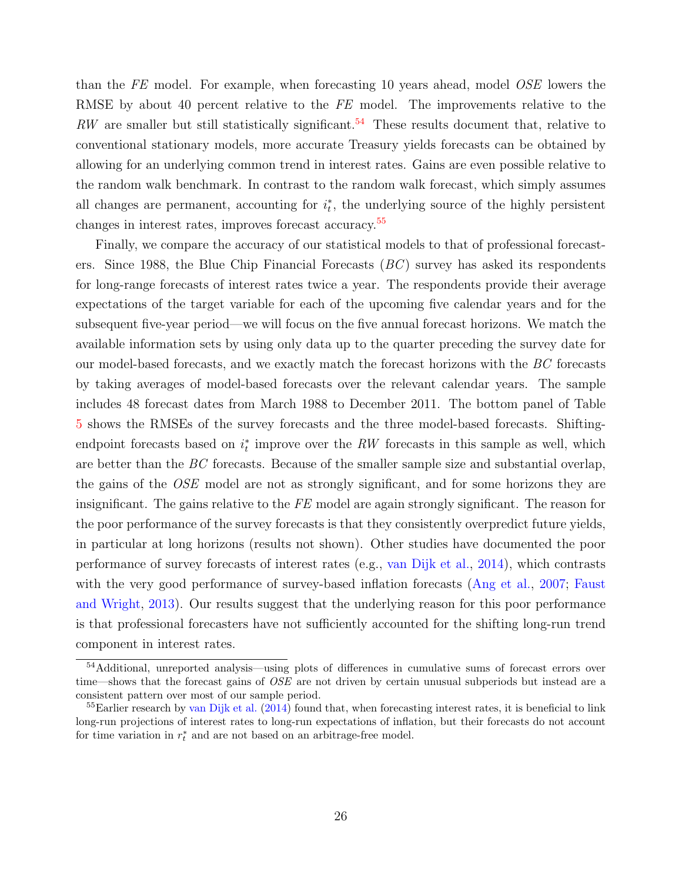than the *FE* model. For example, when forecasting 10 years ahead, model *OSE* lowers the RMSE by about 40 percent relative to the *FE* model. The improvements relative to the *RW* are smaller but still statistically significant.[54] These results document that, relative to conventional stationary models, more accurate Treasury yields forecasts can be obtained by allowing for an underlying common trend in interest rates. Gains are even possible relative to the random walk benchmark. In contrast to the random walk forecast, which simply assumes all changes are permanent, accounting for $i_t^*$, the underlying source of the highly persistent changes in interest rates, improves forecast accuracy.[55]

Finally, we compare the accuracy of our statistical models to that of professional forecasters. Since 1988, the Blue Chip Financial Forecasts (*BC*) survey has asked its respondents for long-range forecasts of interest rates twice a year. The respondents provide their average expectations of the target variable for each of the upcoming five calendar years and for the subsequent five-year period—we will focus on the five annual forecast horizons. We match the available information sets by using only data up to the quarter preceding the survey date for our model-based forecasts, and we exactly match the forecast horizons with the *BC* forecasts by taking averages of model-based forecasts over the relevant calendar years. The sample includes 48 forecast dates from March 1988 to December 2011. The bottom panel of Table 5 shows the RMSEs of the survey forecasts and the three model-based forecasts. Shifting-endpoint forecasts based on $i_t^*$ improve over the *RW* forecasts in this sample as well, which are better than the *BC* forecasts. Because of the smaller sample size and substantial overlap, the gains of the *OSE* model are not as strongly significant, and for some horizons they are insignificant. The gains relative to the *FE* model are again strongly significant. The reason for the poor performance of the survey forecasts is that they consistently overpredict future yields, in particular at long horizons (results not shown). Other studies have documented the poor performance of survey forecasts of interest rates (e.g., van Dijk et al., 2014), which contrasts with the very good performance of survey-based inflation forecasts (Ang et al., 2007; Faust and Wright, 2013). Our results suggest that the underlying reason for this poor performance is that professional forecasters have not sufficiently accounted for the shifting long-run trend component in interest rates.

[54] Additional, unreported analysis—using plots of differences in cumulative sums of forecast errors over time—shows that the forecast gains of *OSE* are not driven by certain unusual subperiods but instead are a consistent pattern over most of our sample period.

[55] Earlier research by van Dijk et al. (2014) found that, when forecasting interest rates, it is beneficial to link long-run projections of interest rates to long-run expectations of inflation, but their forecasts do not account for time variation in $r_t^*$ and are not based on an arbitrage-free model.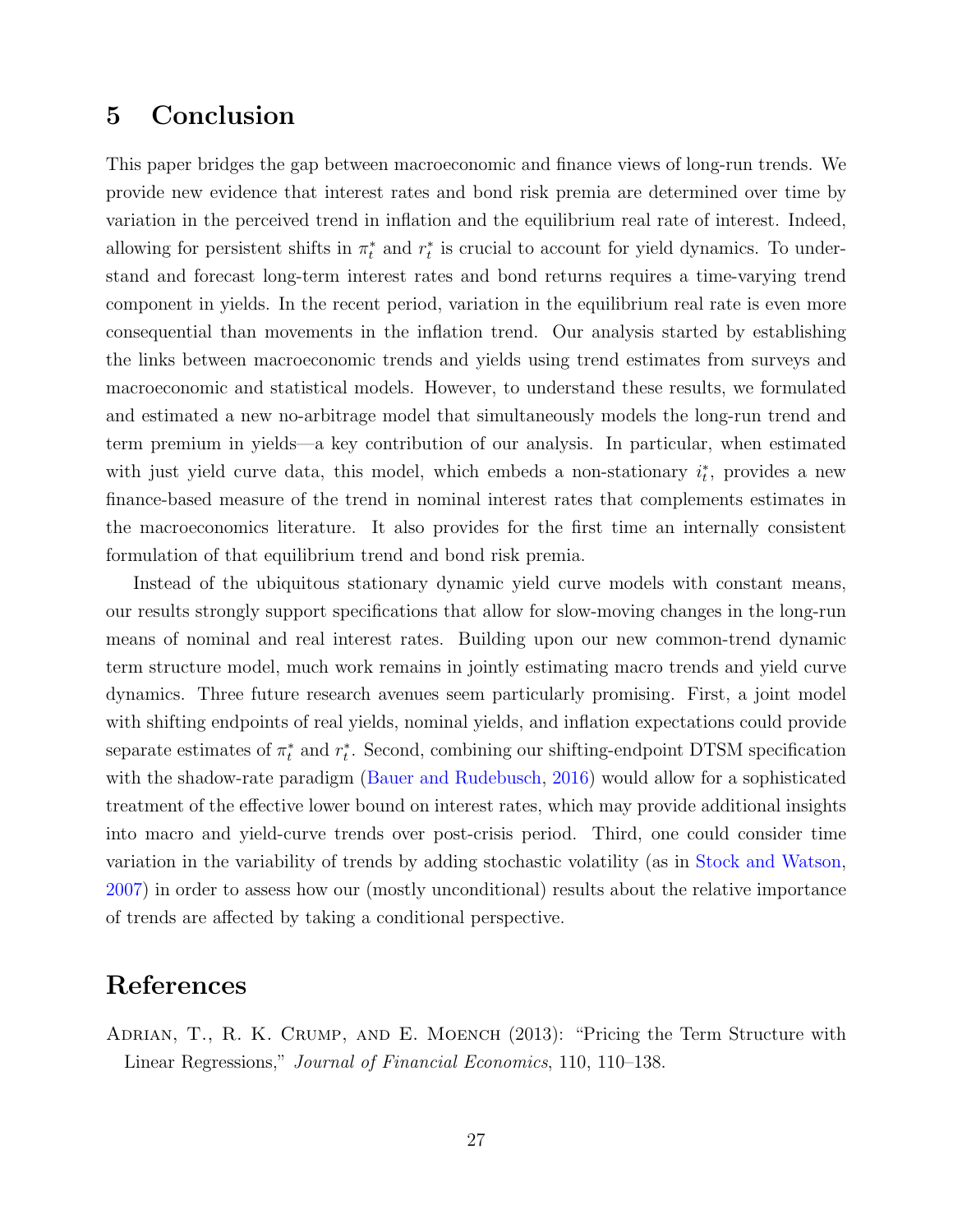## 5 Conclusion

This paper bridges the gap between macroeconomic and finance views of long-run trends. We provide new evidence that interest rates and bond risk premia are determined over time by variation in the perceived trend in inflation and the equilibrium real rate of interest. Indeed, allowing for persistent shifts in $\pi_t^*$ and $r_t^*$ is crucial to account for yield dynamics. To understand and forecast long-term interest rates and bond returns requires a time-varying trend component in yields. In the recent period, variation in the equilibrium real rate is even more consequential than movements in the inflation trend. Our analysis started by establishing the links between macroeconomic trends and yields using trend estimates from surveys and macroeconomic and statistical models. However, to understand these results, we formulated and estimated a new no-arbitrage model that simultaneously models the long-run trend and term premium in yields—a key contribution of our analysis. In particular, when estimated with just yield curve data, this model, which embeds a non-stationary $i_t^*$, provides a new finance-based measure of the trend in nominal interest rates that complements estimates in the macroeconomics literature. It also provides for the first time an internally consistent formulation of that equilibrium trend and bond risk premia.

Instead of the ubiquitous stationary dynamic yield curve models with constant means, our results strongly support specifications that allow for slow-moving changes in the long-run means of nominal and real interest rates. Building upon our new common-trend dynamic term structure model, much work remains in jointly estimating macro trends and yield curve dynamics. Three future research avenues seem particularly promising. First, a joint model with shifting endpoints of real yields, nominal yields, and inflation expectations could provide separate estimates of $\pi_t^*$ and $r_t^*$. Second, combining our shifting-endpoint DTSM specification with the shadow-rate paradigm (Bauer and Rudebusch, 2016) would allow for a sophisticated treatment of the effective lower bound on interest rates, which may provide additional insights into macro and yield-curve trends over post-crisis period. Third, one could consider time variation in the variability of trends by adding stochastic volatility (as in Stock and Watson, 2007) in order to assess how our (mostly unconditional) results about the relative importance of trends are affected by taking a conditional perspective.

## References

Adrian, T., R. K. Crump, and E. Moench (2013): "Pricing the Term Structure with Linear Regressions," *Journal of Financial Economics*, 110, 110–138.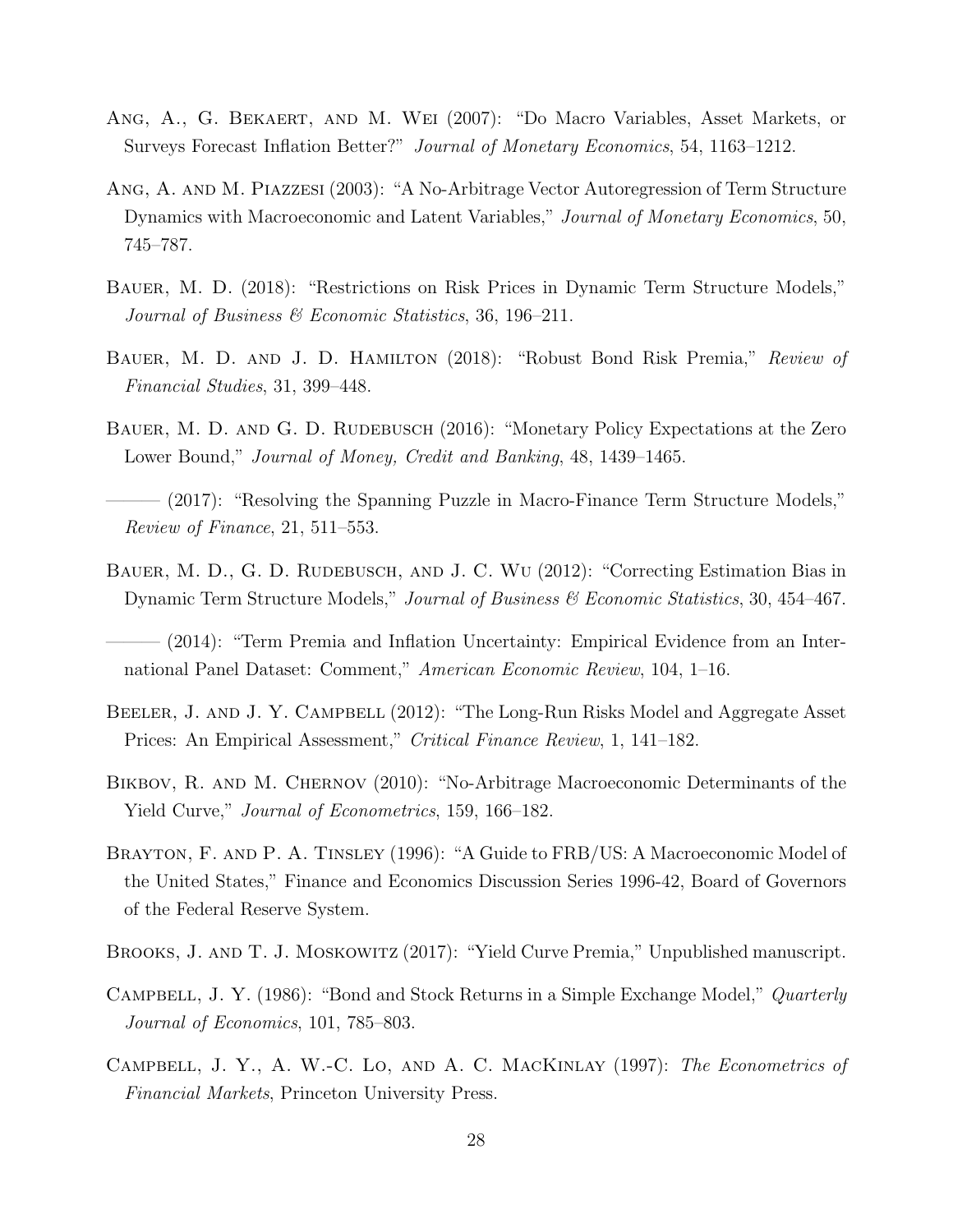Ang, A., G. Bekaert, and M. Wei (2007): "Do Macro Variables, Asset Markets, or Surveys Forecast Inflation Better?" *Journal of Monetary Economics*, 54, 1163–1212.

Ang, A. and M. Piazzesi (2003): "A No-Arbitrage Vector Autoregression of Term Structure Dynamics with Macroeconomic and Latent Variables," *Journal of Monetary Economics*, 50, 745–787.

Bauer, M. D. (2018): "Restrictions on Risk Prices in Dynamic Term Structure Models," *Journal of Business & Economic Statistics*, 36, 196–211.

Bauer, M. D. and J. D. Hamilton (2018): "Robust Bond Risk Premia," *Review of Financial Studies*, 31, 399–448.

Bauer, M. D. and G. D. Rudebusch (2016): "Monetary Policy Expectations at the Zero Lower Bound," *Journal of Money, Credit and Banking*, 48, 1439–1465.

——— (2017): "Resolving the Spanning Puzzle in Macro-Finance Term Structure Models," *Review of Finance*, 21, 511–553.

Bauer, M. D., G. D. Rudebusch, and J. C. Wu (2012): "Correcting Estimation Bias in Dynamic Term Structure Models," *Journal of Business & Economic Statistics*, 30, 454–467.

——— (2014): "Term Premia and Inflation Uncertainty: Empirical Evidence from an International Panel Dataset: Comment," *American Economic Review*, 104, 1–16.

Beeler, J. and J. Y. Campbell (2012): "The Long-Run Risks Model and Aggregate Asset Prices: An Empirical Assessment," *Critical Finance Review*, 1, 141–182.

Bikbov, R. and M. Chernov (2010): "No-Arbitrage Macroeconomic Determinants of the Yield Curve," *Journal of Econometrics*, 159, 166–182.

Brayton, F. and P. A. Tinsley (1996): "A Guide to FRB/US: A Macroeconomic Model of the United States," Finance and Economics Discussion Series 1996-42, Board of Governors of the Federal Reserve System.

Brooks, J. and T. J. Moskowitz (2017): "Yield Curve Premia," Unpublished manuscript.

Campbell, J. Y. (1986): "Bond and Stock Returns in a Simple Exchange Model," *Quarterly Journal of Economics*, 101, 785–803.

Campbell, J. Y., A. W.-C. Lo, and A. C. MacKinlay (1997): *The Econometrics of Financial Markets*, Princeton University Press.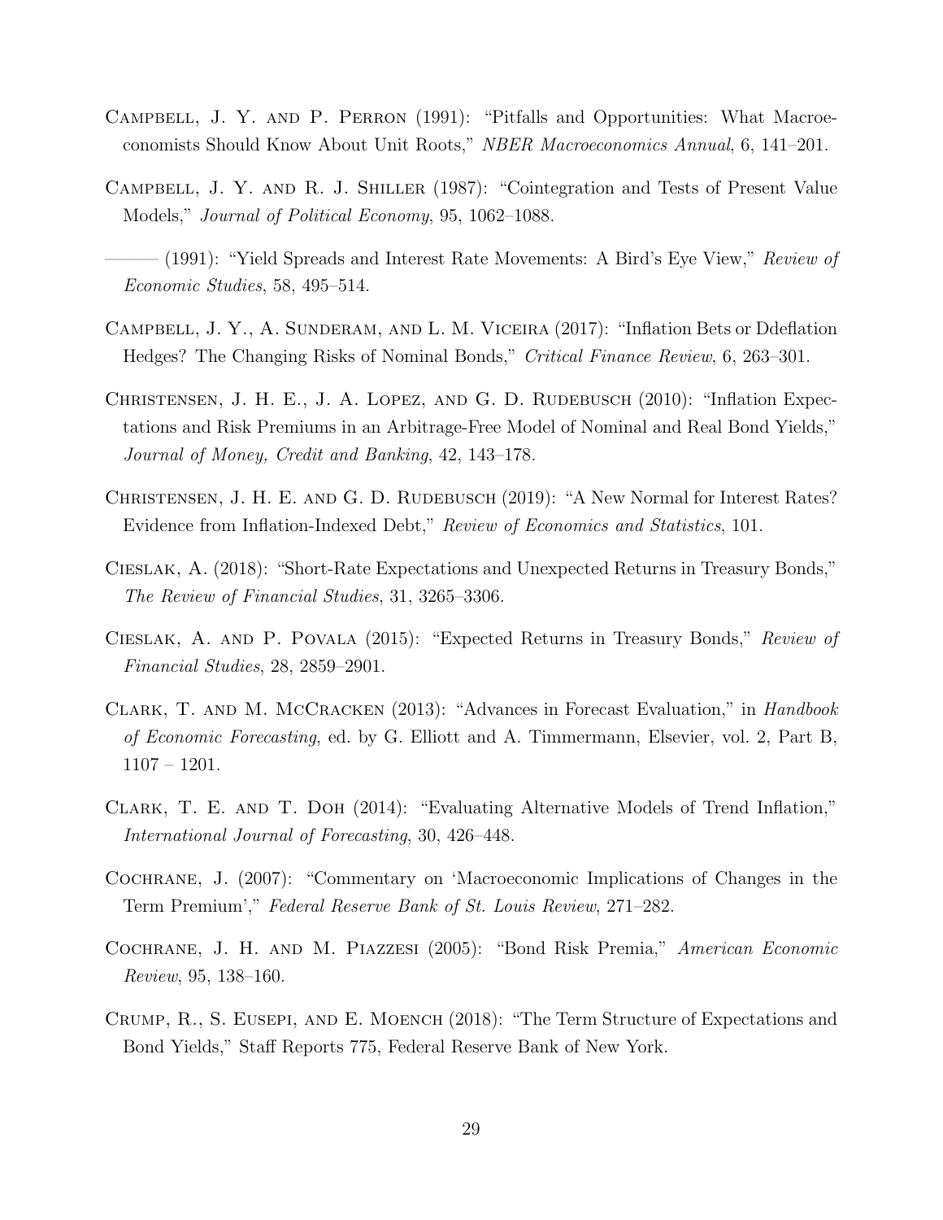Campbell, J. Y. and P. Perron (1991): "Pitfalls and Opportunities: What Macroeconomists Should Know About Unit Roots," *NBER Macroeconomics Annual*, 6, 141–201.

Campbell, J. Y. and R. J. Shiller (1987): "Cointegration and Tests of Present Value Models," *Journal of Political Economy*, 95, 1062–1088.

——— (1991): "Yield Spreads and Interest Rate Movements: A Bird's Eye View," *Review of Economic Studies*, 58, 495–514.

Campbell, J. Y., A. Sunderam, and L. M. Viceira (2017): "Inflation Bets or Ddeflation Hedges? The Changing Risks of Nominal Bonds," *Critical Finance Review*, 6, 263–301.

Christensen, J. H. E., J. A. Lopez, and G. D. Rudebusch (2010): "Inflation Expectations and Risk Premiums in an Arbitrage-Free Model of Nominal and Real Bond Yields," *Journal of Money, Credit and Banking*, 42, 143–178.

Christensen, J. H. E. and G. D. Rudebusch (2019): "A New Normal for Interest Rates? Evidence from Inflation-Indexed Debt," *Review of Economics and Statistics*, 101.

Cieslak, A. (2018): "Short-Rate Expectations and Unexpected Returns in Treasury Bonds," *The Review of Financial Studies*, 31, 3265–3306.

Cieslak, A. and P. Povala (2015): "Expected Returns in Treasury Bonds," *Review of Financial Studies*, 28, 2859–2901.

Clark, T. and M. McCracken (2013): "Advances in Forecast Evaluation," in *Handbook of Economic Forecasting*, ed. by G. Elliott and A. Timmermann, Elsevier, vol. 2, Part B, 1107 – 1201.

Clark, T. E. and T. Doh (2014): "Evaluating Alternative Models of Trend Inflation," *International Journal of Forecasting*, 30, 426–448.

Cochrane, J. (2007): "Commentary on 'Macroeconomic Implications of Changes in the Term Premium'," *Federal Reserve Bank of St. Louis Review*, 271–282.

Cochrane, J. H. and M. Piazzesi (2005): "Bond Risk Premia," *American Economic Review*, 95, 138–160.

Crump, R., S. Eusepi, and E. Moench (2018): "The Term Structure of Expectations and Bond Yields," Staff Reports 775, Federal Reserve Bank of New York.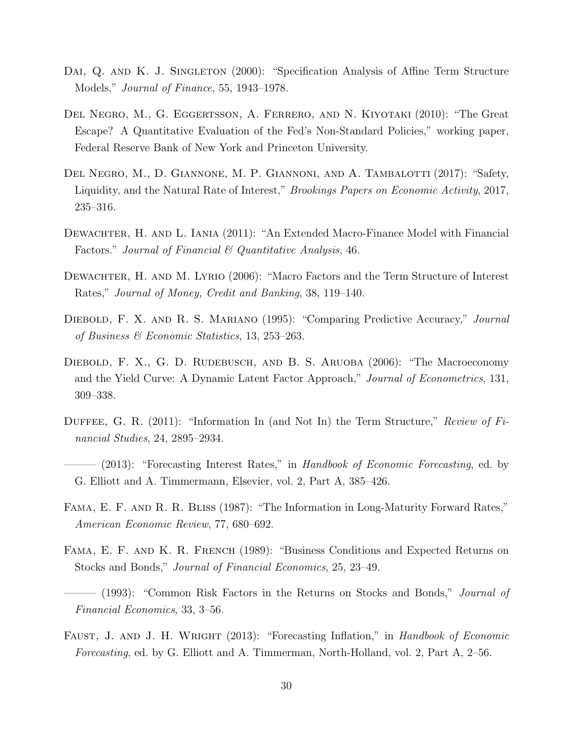Dai, Q. and K. J. Singleton (2000): "Specification Analysis of Affine Term Structure Models," *Journal of Finance*, 55, 1943–1978.

Del Negro, M., G. Eggertsson, A. Ferrero, and N. Kiyotaki (2010): "The Great Escape? A Quantitative Evaluation of the Fed's Non-Standard Policies," working paper, Federal Reserve Bank of New York and Princeton University.

Del Negro, M., D. Giannone, M. P. Giannoni, and A. Tambalotti (2017): "Safety, Liquidity, and the Natural Rate of Interest," *Brookings Papers on Economic Activity*, 2017, 235–316.

Dewachter, H. and L. Iania (2011): "An Extended Macro-Finance Model with Financial Factors." *Journal of Financial & Quantitative Analysis*, 46.

Dewachter, H. and M. Lyrio (2006): "Macro Factors and the Term Structure of Interest Rates," *Journal of Money, Credit and Banking*, 38, 119–140.

Diebold, F. X. and R. S. Mariano (1995): "Comparing Predictive Accuracy," *Journal of Business & Economic Statistics*, 13, 253–263.

Diebold, F. X., G. D. Rudebusch, and B. S. Aruoba (2006): "The Macroeconomy and the Yield Curve: A Dynamic Latent Factor Approach," *Journal of Econometrics*, 131, 309–338.

Duffee, G. R. (2011): "Information In (and Not In) the Term Structure," *Review of Financial Studies*, 24, 2895–2934.

——— (2013): "Forecasting Interest Rates," in *Handbook of Economic Forecasting*, ed. by G. Elliott and A. Timmermann, Elsevier, vol. 2, Part A, 385–426.

Fama, E. F. and R. R. Bliss (1987): "The Information in Long-Maturity Forward Rates," *American Economic Review*, 77, 680–692.

Fama, E. F. and K. R. French (1989): "Business Conditions and Expected Returns on Stocks and Bonds," *Journal of Financial Economics*, 25, 23–49.

——— (1993): "Common Risk Factors in the Returns on Stocks and Bonds," *Journal of Financial Economics*, 33, 3–56.

Faust, J. and J. H. Wright (2013): "Forecasting Inflation," in *Handbook of Economic Forecasting*, ed. by G. Elliott and A. Timmerman, North-Holland, vol. 2, Part A, 2–56.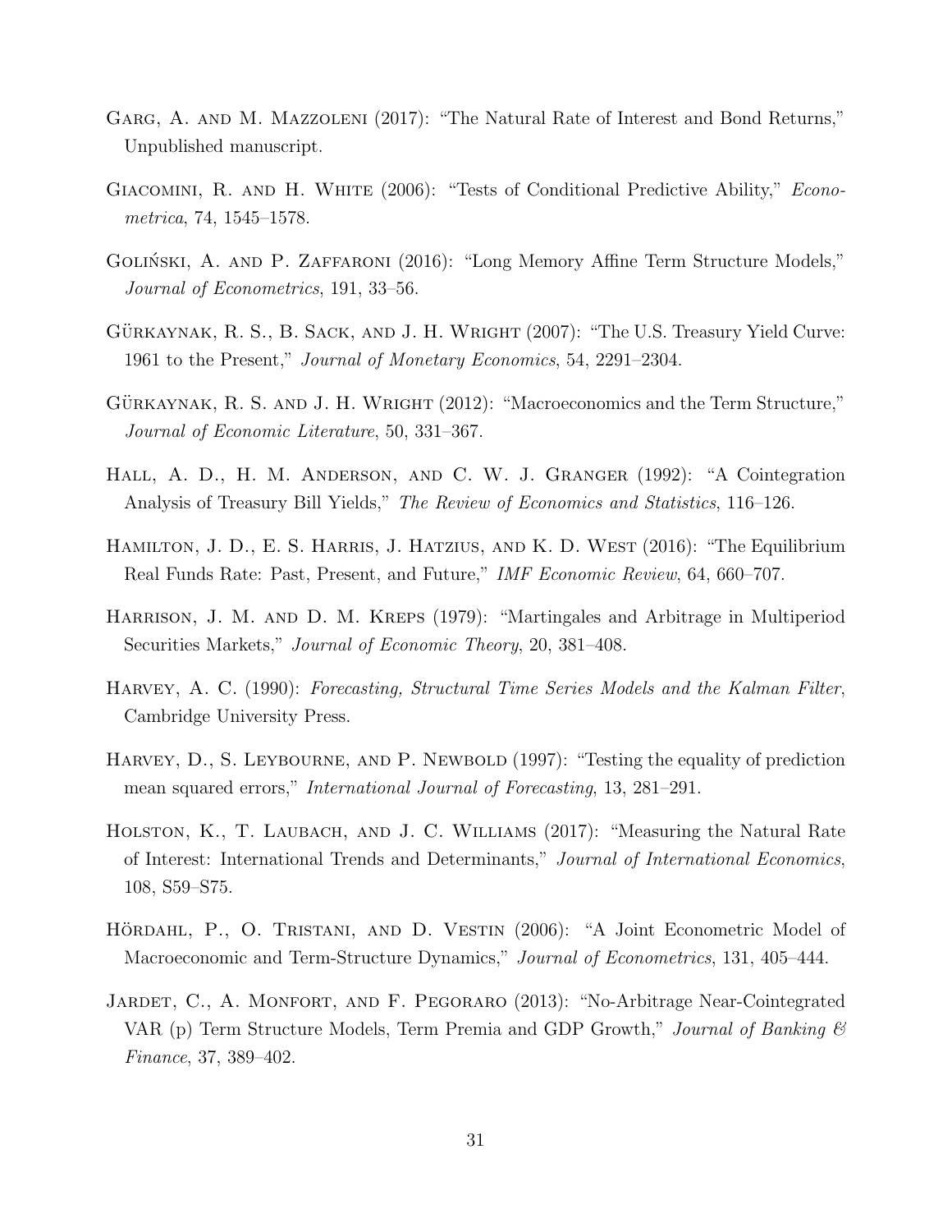Garg, A. and M. Mazzoleni (2017): "The Natural Rate of Interest and Bond Returns," Unpublished manuscript.

Giacomini, R. and H. White (2006): "Tests of Conditional Predictive Ability," *Econometrica*, 74, 1545–1578.

Goliński, A. and P. Zaffaroni (2016): "Long Memory Affine Term Structure Models," *Journal of Econometrics*, 191, 33–56.

Gürkaynak, R. S., B. Sack, and J. H. Wright (2007): "The U.S. Treasury Yield Curve: 1961 to the Present," *Journal of Monetary Economics*, 54, 2291–2304.

Gürkaynak, R. S. and J. H. Wright (2012): "Macroeconomics and the Term Structure," *Journal of Economic Literature*, 50, 331–367.

Hall, A. D., H. M. Anderson, and C. W. J. Granger (1992): "A Cointegration Analysis of Treasury Bill Yields," *The Review of Economics and Statistics*, 116–126.

Hamilton, J. D., E. S. Harris, J. Hatzius, and K. D. West (2016): "The Equilibrium Real Funds Rate: Past, Present, and Future," *IMF Economic Review*, 64, 660–707.

Harrison, J. M. and D. M. Kreps (1979): "Martingales and Arbitrage in Multiperiod Securities Markets," *Journal of Economic Theory*, 20, 381–408.

Harvey, A. C. (1990): *Forecasting, Structural Time Series Models and the Kalman Filter*, Cambridge University Press.

Harvey, D., S. Leybourne, and P. Newbold (1997): "Testing the equality of prediction mean squared errors," *International Journal of Forecasting*, 13, 281–291.

Holston, K., T. Laubach, and J. C. Williams (2017): "Measuring the Natural Rate of Interest: International Trends and Determinants," *Journal of International Economics*, 108, S59–S75.

Hördahl, P., O. Tristani, and D. Vestin (2006): "A Joint Econometric Model of Macroeconomic and Term-Structure Dynamics," *Journal of Econometrics*, 131, 405–444.

Jardet, C., A. Monfort, and F. Pegoraro (2013): "No-Arbitrage Near-Cointegrated VAR (p) Term Structure Models, Term Premia and GDP Growth," *Journal of Banking & Finance*, 37, 389–402.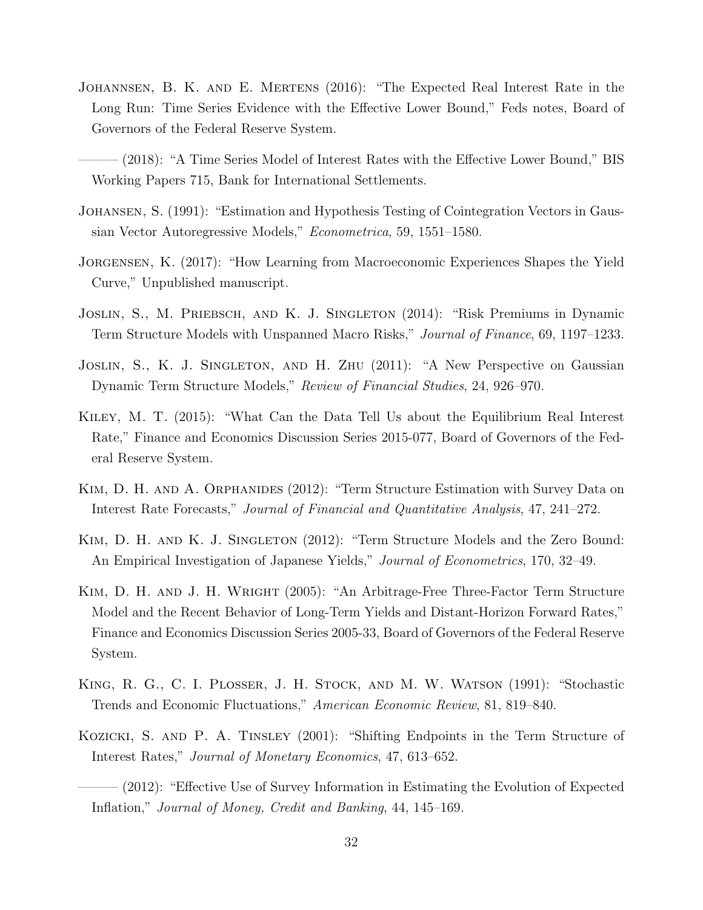Johannsen, B. K. and E. Mertens (2016): "The Expected Real Interest Rate in the Long Run: Time Series Evidence with the Effective Lower Bound," Feds notes, Board of Governors of the Federal Reserve System.

——— (2018): "A Time Series Model of Interest Rates with the Effective Lower Bound," BIS Working Papers 715, Bank for International Settlements.

Johansen, S. (1991): "Estimation and Hypothesis Testing of Cointegration Vectors in Gaussian Vector Autoregressive Models," *Econometrica*, 59, 1551–1580.

Jorgensen, K. (2017): "How Learning from Macroeconomic Experiences Shapes the Yield Curve," Unpublished manuscript.

Joslin, S., M. Priebsch, and K. J. Singleton (2014): "Risk Premiums in Dynamic Term Structure Models with Unspanned Macro Risks," *Journal of Finance*, 69, 1197–1233.

Joslin, S., K. J. Singleton, and H. Zhu (2011): "A New Perspective on Gaussian Dynamic Term Structure Models," *Review of Financial Studies*, 24, 926–970.

Kiley, M. T. (2015): "What Can the Data Tell Us about the Equilibrium Real Interest Rate," Finance and Economics Discussion Series 2015-077, Board of Governors of the Federal Reserve System.

Kim, D. H. and A. Orphanides (2012): "Term Structure Estimation with Survey Data on Interest Rate Forecasts," *Journal of Financial and Quantitative Analysis*, 47, 241–272.

Kim, D. H. and K. J. Singleton (2012): "Term Structure Models and the Zero Bound: An Empirical Investigation of Japanese Yields," *Journal of Econometrics*, 170, 32–49.

Kim, D. H. and J. H. Wright (2005): "An Arbitrage-Free Three-Factor Term Structure Model and the Recent Behavior of Long-Term Yields and Distant-Horizon Forward Rates," Finance and Economics Discussion Series 2005-33, Board of Governors of the Federal Reserve System.

King, R. G., C. I. Plosser, J. H. Stock, and M. W. Watson (1991): "Stochastic Trends and Economic Fluctuations," *American Economic Review*, 81, 819–840.

Kozicki, S. and P. A. Tinsley (2001): "Shifting Endpoints in the Term Structure of Interest Rates," *Journal of Monetary Economics*, 47, 613–652.

——— (2012): "Effective Use of Survey Information in Estimating the Evolution of Expected Inflation," *Journal of Money, Credit and Banking*, 44, 145–169.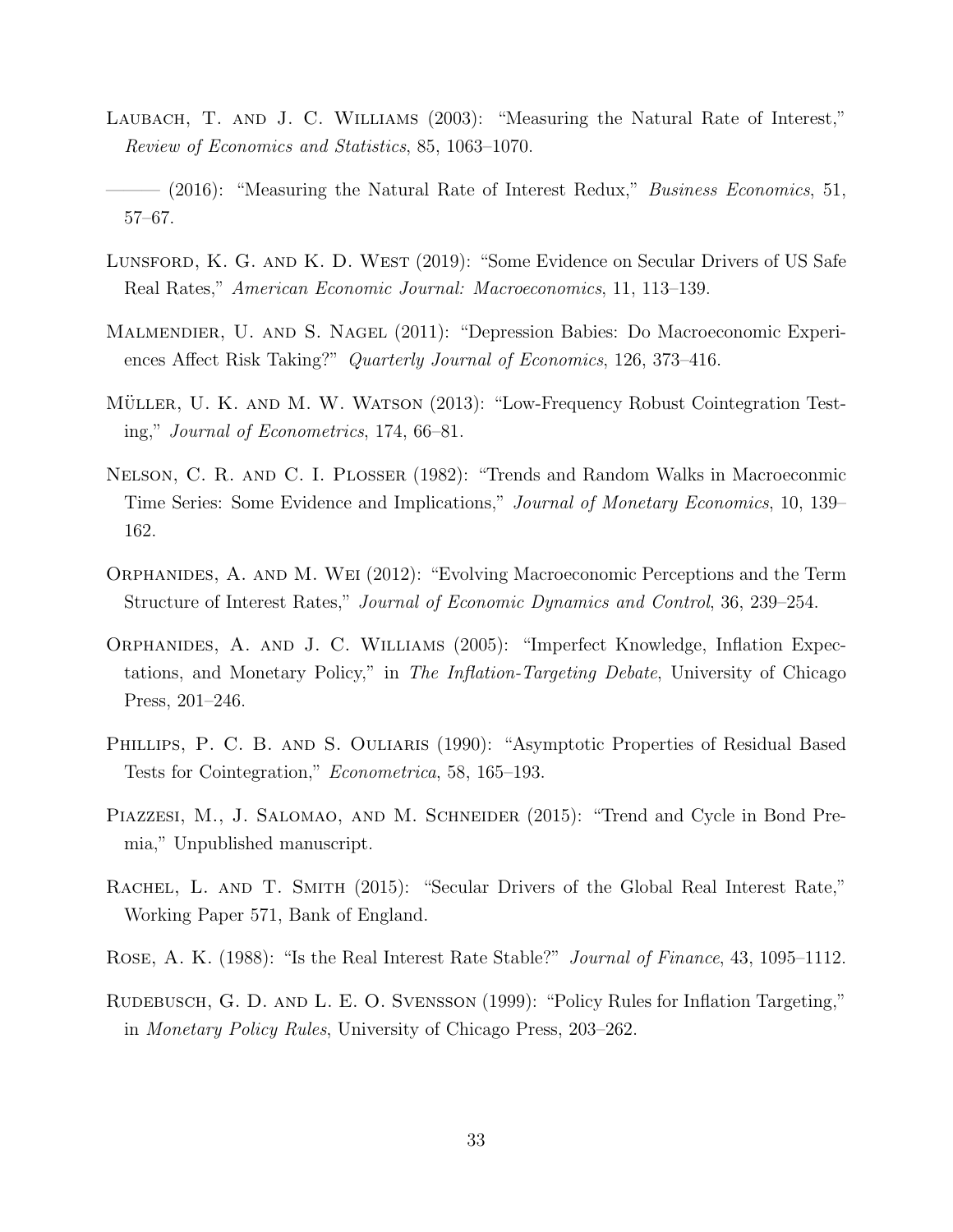Laubach, T. and J. C. Williams (2003): "Measuring the Natural Rate of Interest," *Review of Economics and Statistics*, 85, 1063–1070.

——— (2016): "Measuring the Natural Rate of Interest Redux," *Business Economics*, 51, 57–67.

Lunsford, K. G. and K. D. West (2019): "Some Evidence on Secular Drivers of US Safe Real Rates," *American Economic Journal: Macroeconomics*, 11, 113–139.

Malmendier, U. and S. Nagel (2011): "Depression Babies: Do Macroeconomic Experiences Affect Risk Taking?" *Quarterly Journal of Economics*, 126, 373–416.

Müller, U. K. and M. W. Watson (2013): "Low-Frequency Robust Cointegration Testing," *Journal of Econometrics*, 174, 66–81.

Nelson, C. R. and C. I. Plosser (1982): "Trends and Random Walks in Macroeconmic Time Series: Some Evidence and Implications," *Journal of Monetary Economics*, 10, 139–162.

Orphanides, A. and M. Wei (2012): "Evolving Macroeconomic Perceptions and the Term Structure of Interest Rates," *Journal of Economic Dynamics and Control*, 36, 239–254.

Orphanides, A. and J. C. Williams (2005): "Imperfect Knowledge, Inflation Expectations, and Monetary Policy," in *The Inflation-Targeting Debate*, University of Chicago Press, 201–246.

Phillips, P. C. B. and S. Ouliaris (1990): "Asymptotic Properties of Residual Based Tests for Cointegration," *Econometrica*, 58, 165–193.

Piazzesi, M., J. Salomao, and M. Schneider (2015): "Trend and Cycle in Bond Premia," Unpublished manuscript.

Rachel, L. and T. Smith (2015): "Secular Drivers of the Global Real Interest Rate," Working Paper 571, Bank of England.

Rose, A. K. (1988): "Is the Real Interest Rate Stable?" *Journal of Finance*, 43, 1095–1112.

Rudebusch, G. D. and L. E. O. Svensson (1999): "Policy Rules for Inflation Targeting," in *Monetary Policy Rules*, University of Chicago Press, 203–262.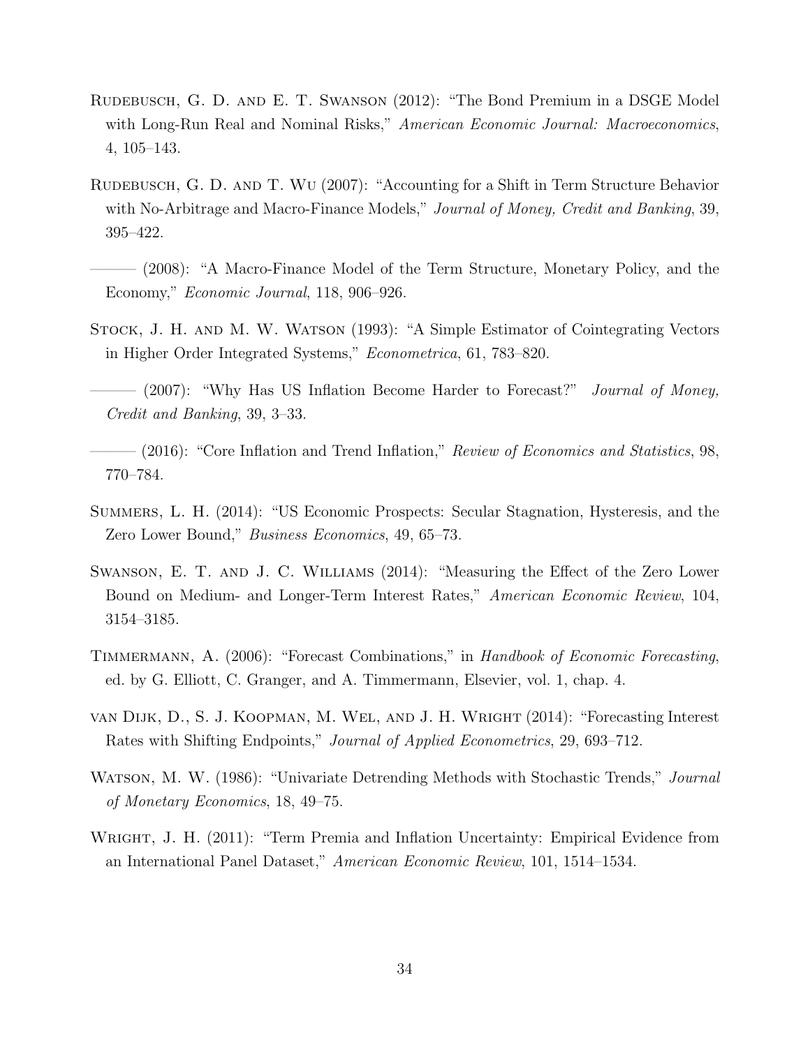Rudebusch, G. D. and E. T. Swanson (2012): "The Bond Premium in a DSGE Model with Long-Run Real and Nominal Risks," *American Economic Journal: Macroeconomics*, 4, 105–143.

Rudebusch, G. D. and T. Wu (2007): "Accounting for a Shift in Term Structure Behavior with No-Arbitrage and Macro-Finance Models," *Journal of Money, Credit and Banking*, 39, 395–422.

——— (2008): "A Macro-Finance Model of the Term Structure, Monetary Policy, and the Economy," *Economic Journal*, 118, 906–926.

Stock, J. H. and M. W. Watson (1993): "A Simple Estimator of Cointegrating Vectors in Higher Order Integrated Systems," *Econometrica*, 61, 783–820.

——— (2007): "Why Has US Inflation Become Harder to Forecast?" *Journal of Money, Credit and Banking*, 39, 3–33.

——— (2016): "Core Inflation and Trend Inflation," *Review of Economics and Statistics*, 98, 770–784.

Summers, L. H. (2014): "US Economic Prospects: Secular Stagnation, Hysteresis, and the Zero Lower Bound," *Business Economics*, 49, 65–73.

Swanson, E. T. and J. C. Williams (2014): "Measuring the Effect of the Zero Lower Bound on Medium- and Longer-Term Interest Rates," *American Economic Review*, 104, 3154–3185.

Timmermann, A. (2006): "Forecast Combinations," in *Handbook of Economic Forecasting*, ed. by G. Elliott, C. Granger, and A. Timmermann, Elsevier, vol. 1, chap. 4.

van Dijk, D., S. J. Koopman, M. Wel, and J. H. Wright (2014): "Forecasting Interest Rates with Shifting Endpoints," *Journal of Applied Econometrics*, 29, 693–712.

Watson, M. W. (1986): "Univariate Detrending Methods with Stochastic Trends," *Journal of Monetary Economics*, 18, 49–75.

Wright, J. H. (2011): "Term Premia and Inflation Uncertainty: Empirical Evidence from an International Panel Dataset," *American Economic Review*, 101, 1514–1534.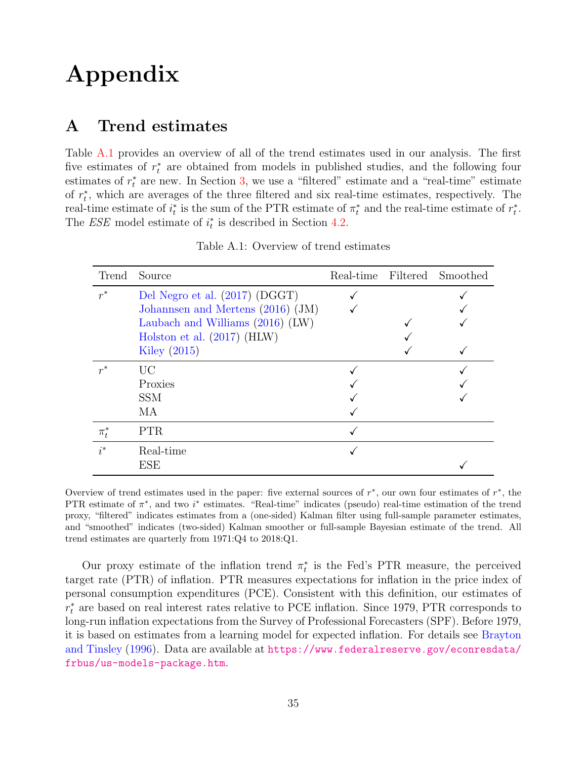# Appendix

## A Trend estimates

Table A.1 provides an overview of all of the trend estimates used in our analysis. The first five estimates of $r_t^*$ are obtained from models in published studies, and the following four estimates of $r_t^*$ are new. In Section 3, we use a "filtered" estimate and a "real-time" estimate of $r_t^*$, which are averages of the three filtered and six real-time estimates, respectively. The real-time estimate of $i_t^*$ is the sum of the PTR estimate of $\pi_t^*$ and the real-time estimate of $r_t^*$. The *ESE* model estimate of $i_t^*$ is described in Section 4.2.

Table A.1: Overview of trend estimates

| Trend | Source | Real-time | Filtered | Smoothed |
|---|---|---|---|---|
| $r^*$ | Del Negro et al. (2017) (DGGT) | ✓ | | ✓ |
| | Johannsen and Mertens (2016) (JM) | ✓ | | ✓ |
| | Laubach and Williams (2016) (LW) | | ✓ | ✓ |
| | Holston et al. (2017) (HLW) | | ✓ | |
| | Kiley (2015) | | ✓ | ✓ |
| $r^*$ | UC | ✓ | | ✓ |
| | Proxies | ✓ | | ✓ |
| | SSM | ✓ | | ✓ |
| | MA | ✓ | | |
| $\pi_t^*$ | PTR | ✓ | | |
| $i^*$ | Real-time | ✓ | | |
| | ESE | | | ✓ |

Overview of trend estimates used in the paper: five external sources of $r^*$, our own four estimates of $r^*$, the PTR estimate of $\pi^*$, and two $i^*$ estimates. "Real-time" indicates (pseudo) real-time estimation of the trend proxy, "filtered" indicates estimates from a (one-sided) Kalman filter using full-sample parameter estimates, and "smoothed" indicates (two-sided) Kalman smoother or full-sample Bayesian estimate of the trend. All trend estimates are quarterly from 1971:Q4 to 2018:Q1.

Our proxy estimate of the inflation trend $\pi_t^*$ is the Fed's PTR measure, the perceived target rate (PTR) of inflation. PTR measures expectations for inflation in the price index of personal consumption expenditures (PCE). Consistent with this definition, our estimates of $r_t^*$ are based on real interest rates relative to PCE inflation. Since 1979, PTR corresponds to long-run inflation expectations from the Survey of Professional Forecasters (SPF). Before 1979, it is based on estimates from a learning model for expected inflation. For details see Brayton and Tinsley (1996). Data are available at `https://www.federalreserve.gov/econresdata/frbus/us-models-package.htm`.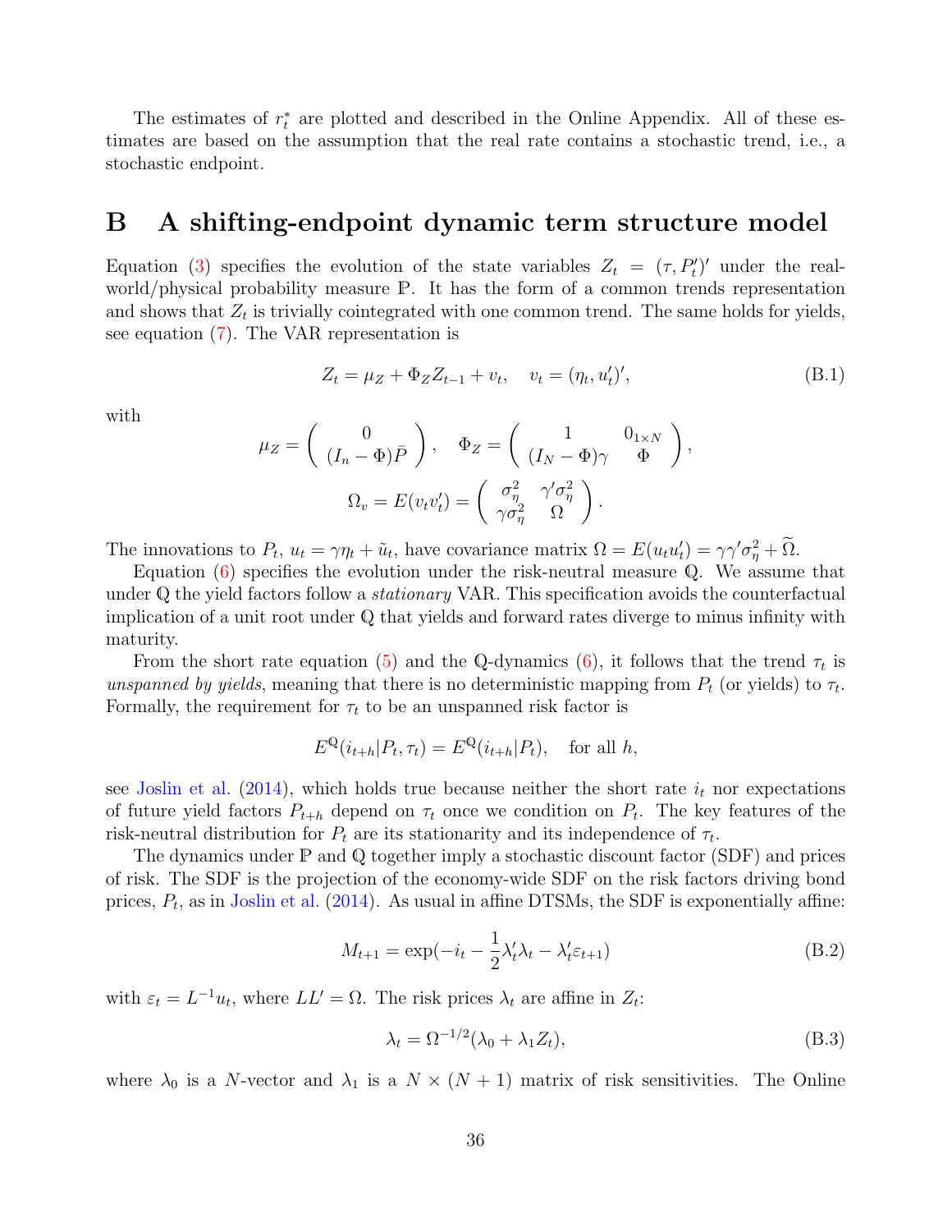The estimates of $r_t^*$ are plotted and described in the Online Appendix. All of these estimates are based on the assumption that the real rate contains a stochastic trend, i.e., a stochastic endpoint.

# B A shifting-endpoint dynamic term structure model

Equation (3) specifies the evolution of the state variables $Z_t = (\tau, P_t')'$ under the real-world/physical probability measure $\mathbb{P}$. It has the form of a common trends representation and shows that $Z_t$ is trivially cointegrated with one common trend. The same holds for yields, see equation (7). The VAR representation is

$$Z_t = \mu_Z + \Phi_Z Z_{t-1} + v_t, \quad v_t = (\eta_t, u_t')', \tag{B.1}$$

with

$$\mu_Z = \begin{pmatrix} 0 \\ (I_n - \Phi)\bar{P} \end{pmatrix}, \quad \Phi_Z = \begin{pmatrix} 1 & 0_{1\times N} \\ (I_N - \Phi)\gamma & \Phi \end{pmatrix},$$

$$\Omega_v = E(v_t v_t') = \begin{pmatrix} \sigma_\eta^2 & \gamma'\sigma_\eta^2 \\ \gamma\sigma_\eta^2 & \Omega \end{pmatrix}.$$

The innovations to $P_t$, $u_t = \gamma\eta_t + \tilde{u}_t$, have covariance matrix $\Omega = E(u_t u_t') = \gamma\gamma'\sigma_\eta^2 + \widetilde{\Omega}$.

Equation (6) specifies the evolution under the risk-neutral measure $\mathbb{Q}$. We assume that under $\mathbb{Q}$ the yield factors follow a *stationary* VAR. This specification avoids the counterfactual implication of a unit root under $\mathbb{Q}$ that yields and forward rates diverge to minus infinity with maturity.

From the short rate equation (5) and the $\mathbb{Q}$-dynamics (6), it follows that the trend $\tau_t$ is *unspanned by yields*, meaning that there is no deterministic mapping from $P_t$ (or yields) to $\tau_t$. Formally, the requirement for $\tau_t$ to be an unspanned risk factor is

$$E^{\mathbb{Q}}(i_{t+h}|P_t, \tau_t) = E^{\mathbb{Q}}(i_{t+h}|P_t), \quad \text{for all } h,$$

see Joslin et al. (2014), which holds true because neither the short rate $i_t$ nor expectations of future yield factors $P_{t+h}$ depend on $\tau_t$ once we condition on $P_t$. The key features of the risk-neutral distribution for $P_t$ are its stationarity and its independence of $\tau_t$.

The dynamics under $\mathbb{P}$ and $\mathbb{Q}$ together imply a stochastic discount factor (SDF) and prices of risk. The SDF is the projection of the economy-wide SDF on the risk factors driving bond prices, $P_t$, as in Joslin et al. (2014). As usual in affine DTSMs, the SDF is exponentially affine:

$$M_{t+1} = \exp(-i_t - \frac{1}{2}\lambda_t'\lambda_t - \lambda_t'\varepsilon_{t+1}) \tag{B.2}$$

with $\varepsilon_t = L^{-1}u_t$, where $LL' = \Omega$. The risk prices $\lambda_t$ are affine in $Z_t$:

$$\lambda_t = \Omega^{-1/2}(\lambda_0 + \lambda_1 Z_t), \tag{B.3}$$

where $\lambda_0$ is a $N$-vector and $\lambda_1$ is a $N \times (N+1)$ matrix of risk sensitivities. The Online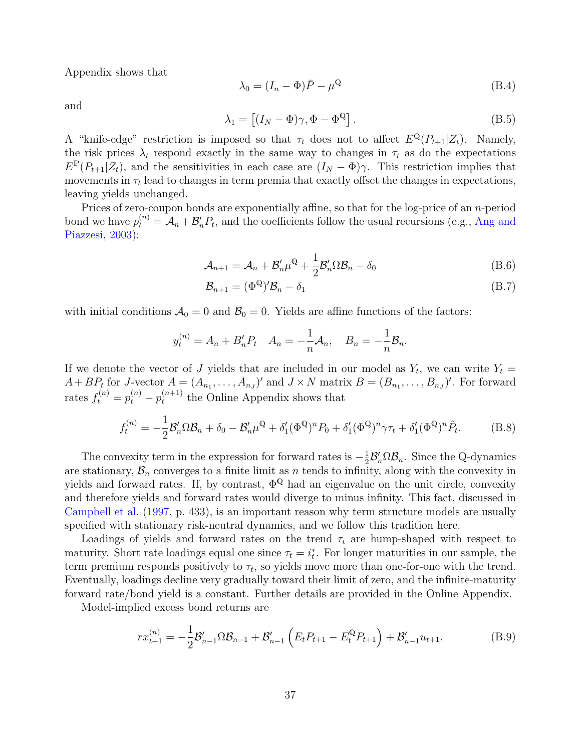Appendix shows that

$$\lambda_0 = (I_n - \Phi)\bar{P} - \mu^{\mathbb{Q}} \tag{B.4}$$

and

$$\lambda_1 = \left[(I_N - \Phi)\gamma, \Phi - \Phi^{\mathbb{Q}}\right]. \tag{B.5}$$

A "knife-edge" restriction is imposed so that $\tau_t$ does not to affect $E^{\mathbb{Q}}(P_{t+1}|Z_t)$. Namely, the risk prices $\lambda_t$ respond exactly in the same way to changes in $\tau_t$ as do the expectations $E^{\mathbb{P}}(P_{t+1}|Z_t)$, and the sensitivities in each case are $(I_N - \Phi)\gamma$. This restriction implies that movements in $\tau_t$ lead to changes in term premia that exactly offset the changes in expectations, leaving yields unchanged.

Prices of zero-coupon bonds are exponentially affine, so that for the log-price of an $n$-period bond we have $p_t^{(n)} = \mathcal{A}_n + \mathcal{B}_n' P_t$, and the coefficients follow the usual recursions (e.g., Ang and Piazzesi, 2003):

$$\mathcal{A}_{n+1} = \mathcal{A}_n + \mathcal{B}_n'\mu^{\mathbb{Q}} + \frac{1}{2}\mathcal{B}_n'\Omega\mathcal{B}_n - \delta_0 \tag{B.6}$$

$$\mathcal{B}_{n+1} = (\Phi^{\mathbb{Q}})'\mathcal{B}_n - \delta_1 \tag{B.7}$$

with initial conditions $\mathcal{A}_0 = 0$ and $\mathcal{B}_0 = 0$. Yields are affine functions of the factors:

$$y_t^{(n)} = A_n + B_n' P_t \quad A_n = -\frac{1}{n}\mathcal{A}_n, \quad B_n = -\frac{1}{n}\mathcal{B}_n.$$

If we denote the vector of $J$ yields that are included in our model as $Y_t$, we can write $Y_t = A + BP_t$ for $J$-vector $A = (A_{n_1}, \ldots, A_{n_J})'$ and $J \times N$ matrix $B = (B_{n_1}, \ldots, B_{n_J})'$. For forward rates $f_t^{(n)} = p_t^{(n)} - p_t^{(n+1)}$ the Online Appendix shows that

$$f_t^{(n)} = -\frac{1}{2}\mathcal{B}_n'\Omega\mathcal{B}_n + \delta_0 - \mathcal{B}_n'\mu^{\mathbb{Q}} + \delta_1'(\Phi^{\mathbb{Q}})^n P_0 + \delta_1'(\Phi^{\mathbb{Q}})^n\gamma\tau_t + \delta_1'(\Phi^{\mathbb{Q}})^n\tilde{P}_t. \tag{B.8}$$

The convexity term in the expression for forward rates is $-\frac{1}{2}\mathcal{B}_n'\Omega\mathcal{B}_n$. Since the $\mathbb{Q}$-dynamics are stationary, $\mathcal{B}_n$ converges to a finite limit as $n$ tends to infinity, along with the convexity in yields and forward rates. If, by contrast, $\Phi^{\mathbb{Q}}$ had an eigenvalue on the unit circle, convexity and therefore yields and forward rates would diverge to minus infinity. This fact, discussed in Campbell et al. (1997, p. 433), is an important reason why term structure models are usually specified with stationary risk-neutral dynamics, and we follow this tradition here.

Loadings of yields and forward rates on the trend $\tau_t$ are hump-shaped with respect to maturity. Short rate loadings equal one since $\tau_t = i_t^*$. For longer maturities in our sample, the term premium responds positively to $\tau_t$, so yields move more than one-for-one with the trend. Eventually, loadings decline very gradually toward their limit of zero, and the infinite-maturity forward rate/bond yield is a constant. Further details are provided in the Online Appendix.

Model-implied excess bond returns are

$$rx_{t+1}^{(n)} = -\frac{1}{2}\mathcal{B}_{n-1}'\Omega\mathcal{B}_{n-1} + \mathcal{B}_{n-1}'\left(E_t P_{t+1} - E_t^{\mathbb{Q}} P_{t+1}\right) + \mathcal{B}_{n-1}' u_{t+1}. \tag{B.9}$$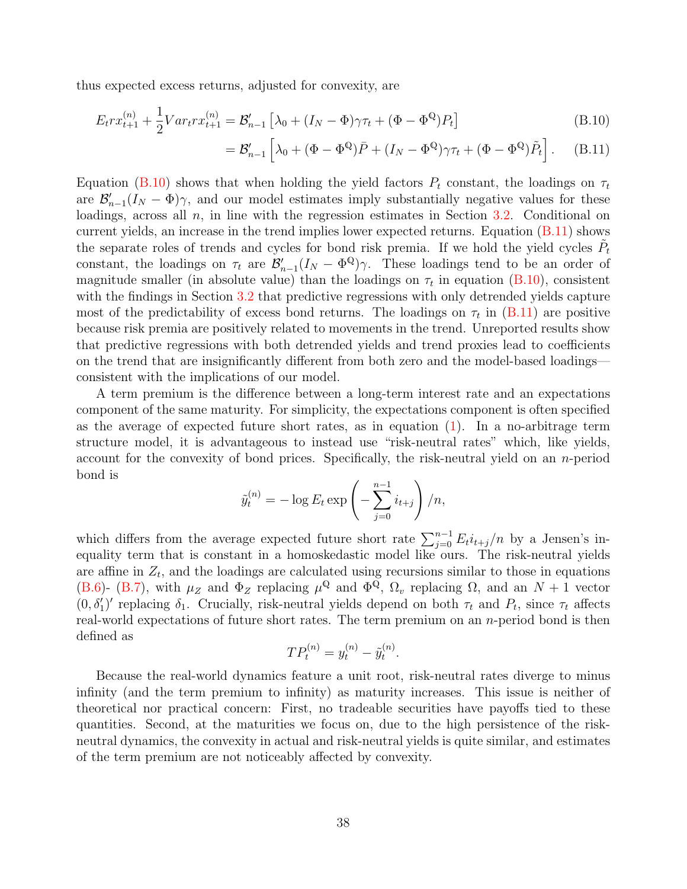thus expected excess returns, adjusted for convexity, are

$$E_t rx^{(n)}_{t+1} + \frac{1}{2} Var_t rx^{(n)}_{t+1} = \mathcal{B}'_{n-1}\left[\lambda_0 + (I_N - \Phi)\gamma\tau_t + (\Phi - \Phi^{\mathbb{Q}})P_t\right] \tag{B.10}$$

$$= \mathcal{B}'_{n-1}\left[\lambda_0 + (\Phi - \Phi^{\mathbb{Q}})\bar{P} + (I_N - \Phi^{\mathbb{Q}})\gamma\tau_t + (\Phi - \Phi^{\mathbb{Q}})\tilde{P}_t\right]. \tag{B.11}$$

Equation (B.10) shows that when holding the yield factors $P_t$ constant, the loadings on $\tau_t$ are $\mathcal{B}'_{n-1}(I_N - \Phi)\gamma$, and our model estimates imply substantially negative values for these loadings, across all $n$, in line with the regression estimates in Section 3.2. Conditional on current yields, an increase in the trend implies lower expected returns. Equation (B.11) shows the separate roles of trends and cycles for bond risk premia. If we hold the yield cycles $\tilde{P}_t$ constant, the loadings on $\tau_t$ are $\mathcal{B}'_{n-1}(I_N - \Phi^{\mathbb{Q}})\gamma$. These loadings tend to be an order of magnitude smaller (in absolute value) than the loadings on $\tau_t$ in equation (B.10), consistent with the findings in Section 3.2 that predictive regressions with only detrended yields capture most of the predictability of excess bond returns. The loadings on $\tau_t$ in (B.11) are positive because risk premia are positively related to movements in the trend. Unreported results show that predictive regressions with both detrended yields and trend proxies lead to coefficients on the trend that are insignificantly different from both zero and the model-based loadings—consistent with the implications of our model.

A term premium is the difference between a long-term interest rate and an expectations component of the same maturity. For simplicity, the expectations component is often specified as the average of expected future short rates, as in equation (1). In a no-arbitrage term structure model, it is advantageous to instead use "risk-neutral rates" which, like yields, account for the convexity of bond prices. Specifically, the risk-neutral yield on an $n$-period bond is

$$\tilde{y}^{(n)}_t = -\log E_t \exp\left(-\sum_{j=0}^{n-1} i_{t+j}\right)/n,$$

which differs from the average expected future short rate $\sum_{j=0}^{n-1} E_t i_{t+j}/n$ by a Jensen's inequality term that is constant in a homoskedastic model like ours. The risk-neutral yields are affine in $Z_t$, and the loadings are calculated using recursions similar to those in equations (B.6)- (B.7), with $\mu_Z$ and $\Phi_Z$ replacing $\mu^{\mathbb{Q}}$ and $\Phi^{\mathbb{Q}}$, $\Omega_v$ replacing $\Omega$, and an $N+1$ vector $(0, \delta_1')'$ replacing $\delta_1$. Crucially, risk-neutral yields depend on both $\tau_t$ and $P_t$, since $\tau_t$ affects real-world expectations of future short rates. The term premium on an $n$-period bond is then defined as

$$TP^{(n)}_t = y^{(n)}_t - \tilde{y}^{(n)}_t.$$

Because the real-world dynamics feature a unit root, risk-neutral rates diverge to minus infinity (and the term premium to infinity) as maturity increases. This issue is neither of theoretical nor practical concern: First, no tradeable securities have payoffs tied to these quantities. Second, at the maturities we focus on, due to the high persistence of the risk-neutral dynamics, the convexity in actual and risk-neutral yields is quite similar, and estimates of the term premium are not noticeably affected by convexity.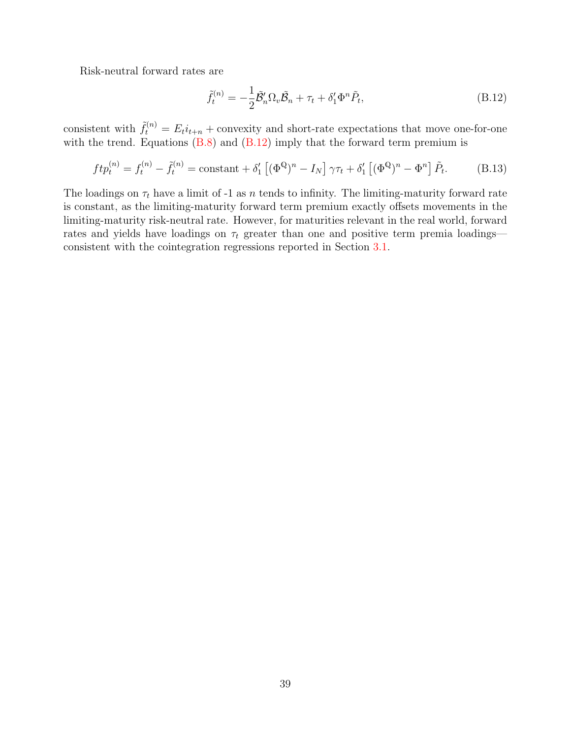Risk-neutral forward rates are

$$\tilde{f}_t^{(n)} = -\frac{1}{2}\tilde{\mathcal{B}}_n'\Omega_v\tilde{\mathcal{B}}_n + \tau_t + \delta_1'\Phi^n\tilde{P}_t, \tag{B.12}$$

consistent with $\tilde{f}_t^{(n)} = E_t i_{t+n}$ + convexity and short-rate expectations that move one-for-one with the trend. Equations (B.8) and (B.12) imply that the forward term premium is

$$ftp_t^{(n)} = f_t^{(n)} - \tilde{f}_t^{(n)} = \text{constant} + \delta_1'\left[(\Phi^{\mathbb{Q}})^n - I_N\right]\gamma\tau_t + \delta_1'\left[(\Phi^{\mathbb{Q}})^n - \Phi^n\right]\tilde{P}_t. \tag{B.13}$$

The loadings on $\tau_t$ have a limit of -1 as $n$ tends to infinity. The limiting-maturity forward rate is constant, as the limiting-maturity forward term premium exactly offsets movements in the limiting-maturity risk-neutral rate. However, for maturities relevant in the real world, forward rates and yields have loadings on $\tau_t$ greater than one and positive term premia loadings—consistent with the cointegration regressions reported in Section 3.1.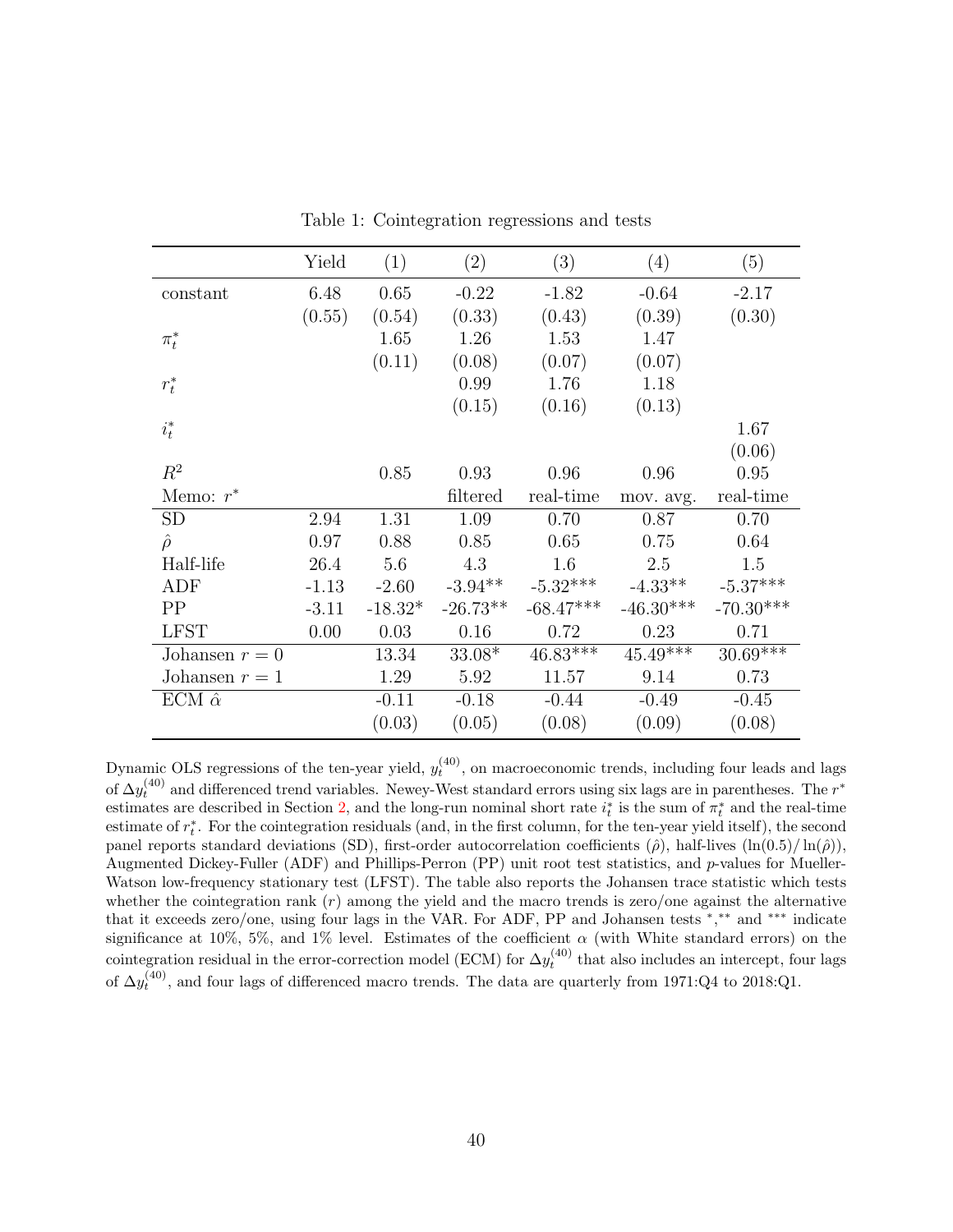Table 1: Cointegration regressions and tests

| | Yield | (1) | (2) | (3) | (4) | (5) |
|---|---|---|---|---|---|---|
| constant | 6.48 | 0.65 | -0.22 | -1.82 | -0.64 | -2.17 |
| | (0.55) | (0.54) | (0.33) | (0.43) | (0.39) | (0.30) |
| $\pi_t^*$ | | 1.65 | 1.26 | 1.53 | 1.47 | |
| | | (0.11) | (0.08) | (0.07) | (0.07) | |
| $r_t^*$ | | | 0.99 | 1.76 | 1.18 | |
| | | | (0.15) | (0.16) | (0.13) | |
| $i_t^*$ | | | | | | 1.67 |
| | | | | | | (0.06) |
| $R^2$ | | 0.85 | 0.93 | 0.96 | 0.96 | 0.95 |
| Memo: $r^*$ | | | filtered | real-time | mov. avg. | real-time |
| SD | 2.94 | 1.31 | 1.09 | 0.70 | 0.87 | 0.70 |
| $\hat{\rho}$ | 0.97 | 0.88 | 0.85 | 0.65 | 0.75 | 0.64 |
| Half-life | 26.4 | 5.6 | 4.3 | 1.6 | 2.5 | 1.5 |
| ADF | -1.13 | -2.60 | -3.94** | -5.32*** | -4.33** | -5.37*** |
| PP | -3.11 | -18.32* | -26.73** | -68.47*** | -46.30*** | -70.30*** |
| LFST | 0.00 | 0.03 | 0.16 | 0.72 | 0.23 | 0.71 |
| Johansen $r = 0$ | | 13.34 | 33.08* | 46.83*** | 45.49*** | 30.69*** |
| Johansen $r = 1$ | | 1.29 | 5.92 | 11.57 | 9.14 | 0.73 |
| ECM $\hat{\alpha}$ | | -0.11 | -0.18 | -0.44 | -0.49 | -0.45 |
| | | (0.03) | (0.05) | (0.08) | (0.09) | (0.08) |

Dynamic OLS regressions of the ten-year yield, $y_t^{(40)}$, on macroeconomic trends, including four leads and lags of $\Delta y_t^{(40)}$ and differenced trend variables. Newey-West standard errors using six lags are in parentheses. The $r^*$ estimates are described in Section 2, and the long-run nominal short rate $i_t^*$ is the sum of $\pi_t^*$ and the real-time estimate of $r_t^*$. For the cointegration residuals (and, in the first column, for the ten-year yield itself), the second panel reports standard deviations (SD), first-order autocorrelation coefficients ($\hat{\rho}$), half-lives ($\ln(0.5)/\ln(\hat{\rho})$), Augmented Dickey-Fuller (ADF) and Phillips-Perron (PP) unit root test statistics, and $p$-values for Mueller-Watson low-frequency stationary test (LFST). The table also reports the Johansen trace statistic which tests whether the cointegration rank ($r$) among the yield and the macro trends is zero/one against the alternative that it exceeds zero/one, using four lags in the VAR. For ADF, PP and Johansen tests $^{*}$,$^{**}$ and $^{***}$ indicate significance at 10%, 5%, and 1% level. Estimates of the coefficient $\alpha$ (with White standard errors) on the cointegration residual in the error-correction model (ECM) for $\Delta y_t^{(40)}$ that also includes an intercept, four lags of $\Delta y_t^{(40)}$, and four lags of differenced macro trends. The data are quarterly from 1971:Q4 to 2018:Q1.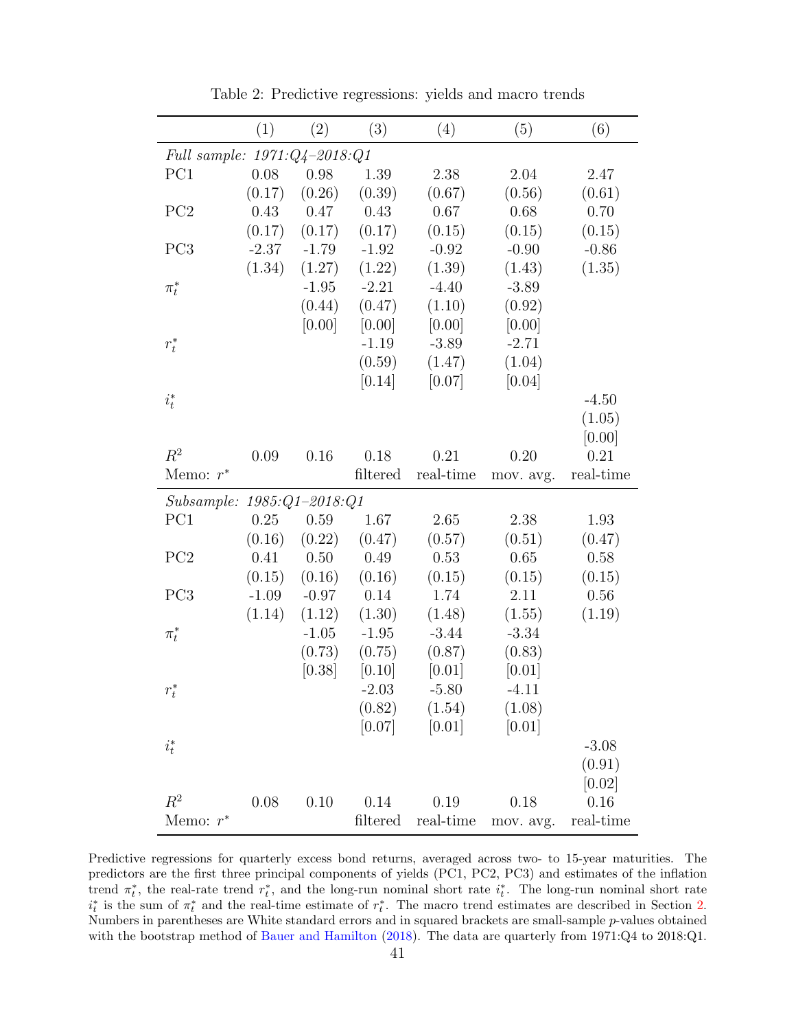Table 2: Predictive regressions: yields and macro trends

| | (1) | (2) | (3) | (4) | (5) | (6) |
|---|---|---|---|---|---|---|
| *Full sample: 1971:Q4–2018:Q1* | | | | | | |
| PC1 | 0.08 | 0.98 | 1.39 | 2.38 | 2.04 | 2.47 |
| | (0.17) | (0.26) | (0.39) | (0.67) | (0.56) | (0.61) |
| PC2 | 0.43 | 0.47 | 0.43 | 0.67 | 0.68 | 0.70 |
| | (0.17) | (0.17) | (0.17) | (0.15) | (0.15) | (0.15) |
| PC3 | -2.37 | -1.79 | -1.92 | -0.92 | -0.90 | -0.86 |
| | (1.34) | (1.27) | (1.22) | (1.39) | (1.43) | (1.35) |
| $\pi_t^*$ | | -1.95 | -2.21 | -4.40 | -3.89 | |
| | | (0.44) | (0.47) | (1.10) | (0.92) | |
| | | [0.00] | [0.00] | [0.00] | [0.00] | |
| $r_t^*$ | | | -1.19 | -3.89 | -2.71 | |
| | | | (0.59) | (1.47) | (1.04) | |
| | | | [0.14] | [0.07] | [0.04] | |
| $i_t^*$ | | | | | | -4.50 |
| | | | | | | (1.05) |
| | | | | | | [0.00] |
| $R^2$ | 0.09 | 0.16 | 0.18 | 0.21 | 0.20 | 0.21 |
| Memo: $r^*$ | | | filtered | real-time | mov. avg. | real-time |
| *Subsample: 1985:Q1–2018:Q1* | | | | | | |
| PC1 | 0.25 | 0.59 | 1.67 | 2.65 | 2.38 | 1.93 |
| | (0.16) | (0.22) | (0.47) | (0.57) | (0.51) | (0.47) |
| PC2 | 0.41 | 0.50 | 0.49 | 0.53 | 0.65 | 0.58 |
| | (0.15) | (0.16) | (0.16) | (0.15) | (0.15) | (0.15) |
| PC3 | -1.09 | -0.97 | 0.14 | 1.74 | 2.11 | 0.56 |
| | (1.14) | (1.12) | (1.30) | (1.48) | (1.55) | (1.19) |
| $\pi_t^*$ | | -1.05 | -1.95 | -3.44 | -3.34 | |
| | | (0.73) | (0.75) | (0.87) | (0.83) | |
| | | [0.38] | [0.10] | [0.01] | [0.01] | |
| $r_t^*$ | | | -2.03 | -5.80 | -4.11 | |
| | | | (0.82) | (1.54) | (1.08) | |
| | | | [0.07] | [0.01] | [0.01] | |
| $i_t^*$ | | | | | | -3.08 |
| | | | | | | (0.91) |
| | | | | | | [0.02] |
| $R^2$ | 0.08 | 0.10 | 0.14 | 0.19 | 0.18 | 0.16 |
| Memo: $r^*$ | | | filtered | real-time | mov. avg. | real-time |

Predictive regressions for quarterly excess bond returns, averaged across two- to 15-year maturities. The predictors are the first three principal components of yields (PC1, PC2, PC3) and estimates of the inflation trend $\pi_t^*$, the real-rate trend $r_t^*$, and the long-run nominal short rate $i_t^*$. The long-run nominal short rate $i_t^*$ is the sum of $\pi_t^*$ and the real-time estimate of $r_t^*$. The macro trend estimates are described in Section 2. Numbers in parentheses are White standard errors and in squared brackets are small-sample $p$-values obtained with the bootstrap method of Bauer and Hamilton (2018). The data are quarterly from 1971:Q4 to 2018:Q1.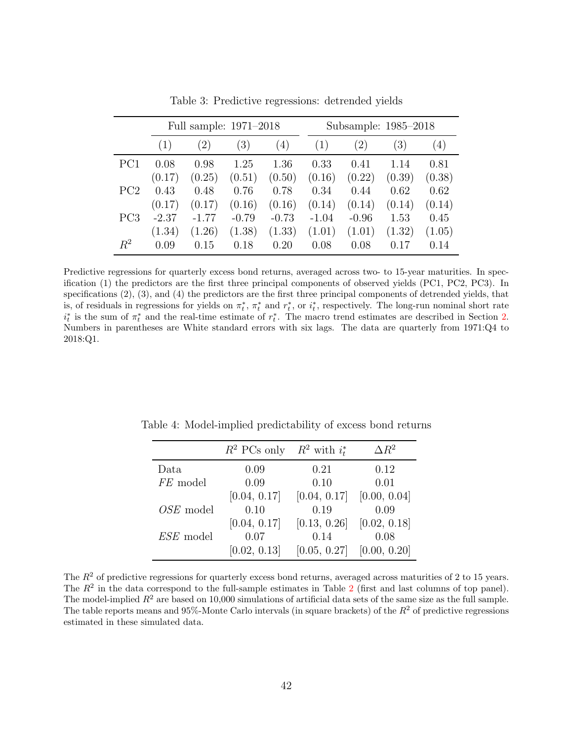Table 3: Predictive regressions: detrended yields

| | Full sample: 1971–2018 | | | | Subsample: 1985–2018 | | | |
|---|---|---|---|---|---|---|---|---|
| | (1) | (2) | (3) | (4) | (1) | (2) | (3) | (4) |
| PC1 | 0.08 | 0.98 | 1.25 | 1.36 | 0.33 | 0.41 | 1.14 | 0.81 |
| | (0.17) | (0.25) | (0.51) | (0.50) | (0.16) | (0.22) | (0.39) | (0.38) |
| PC2 | 0.43 | 0.48 | 0.76 | 0.78 | 0.34 | 0.44 | 0.62 | 0.62 |
| | (0.17) | (0.17) | (0.16) | (0.16) | (0.14) | (0.14) | (0.14) | (0.14) |
| PC3 | -2.37 | -1.77 | -0.79 | -0.73 | -1.04 | -0.96 | 1.53 | 0.45 |
| | (1.34) | (1.26) | (1.38) | (1.33) | (1.01) | (1.01) | (1.32) | (1.05) |
| $R^2$ | 0.09 | 0.15 | 0.18 | 0.20 | 0.08 | 0.08 | 0.17 | 0.14 |

Predictive regressions for quarterly excess bond returns, averaged across two- to 15-year maturities. In specification (1) the predictors are the first three principal components of observed yields (PC1, PC2, PC3). In specifications (2), (3), and (4) the predictors are the first three principal components of detrended yields, that is, of residuals in regressions for yields on $\pi_t^*$, $\pi_t^*$ and $r_t^*$, or $i_t^*$, respectively. The long-run nominal short rate $i_t^*$ is the sum of $\pi_t^*$ and the real-time estimate of $r_t^*$. The macro trend estimates are described in Section 2. Numbers in parentheses are White standard errors with six lags. The data are quarterly from 1971:Q4 to 2018:Q1.

Table 4: Model-implied predictability of excess bond returns

| | $R^2$ PCs only | $R^2$ with $i_t^*$ | $\Delta R^2$ |
|---|---|---|---|
| Data | 0.09 | 0.21 | 0.12 |
| *FE* model | 0.09 | 0.10 | 0.01 |
| | [0.04, 0.17] | [0.04, 0.17] | [0.00, 0.04] |
| *OSE* model | 0.10 | 0.19 | 0.09 |
| | [0.04, 0.17] | [0.13, 0.26] | [0.02, 0.18] |
| *ESE* model | 0.07 | 0.14 | 0.08 |
| | [0.02, 0.13] | [0.05, 0.27] | [0.00, 0.20] |

The $R^2$ of predictive regressions for quarterly excess bond returns, averaged across maturities of 2 to 15 years. The $R^2$ in the data correspond to the full-sample estimates in Table 2 (first and last columns of top panel). The model-implied $R^2$ are based on 10,000 simulations of artificial data sets of the same size as the full sample. The table reports means and 95%-Monte Carlo intervals (in square brackets) of the $R^2$ of predictive regressions estimated in these simulated data.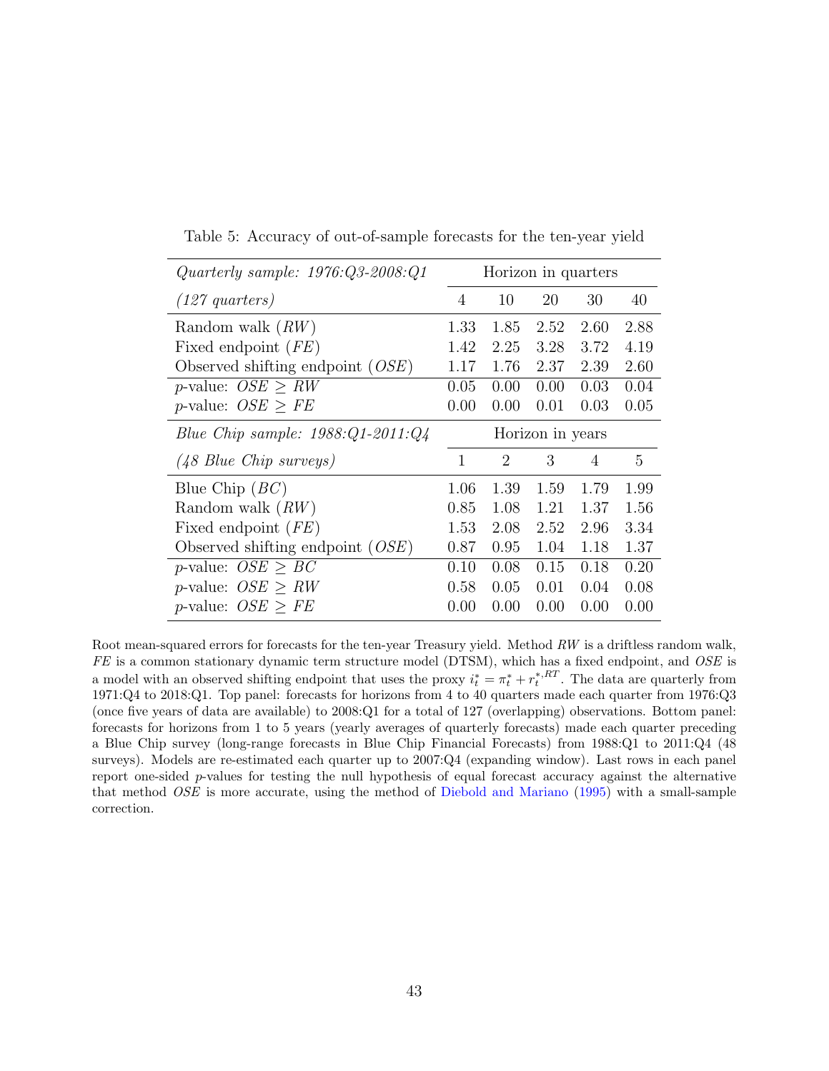Table 5: Accuracy of out-of-sample forecasts for the ten-year yield

| *Quarterly sample: 1976:Q3-2008:Q1* | Horizon in quarters | | | | |
|---|---|---|---|---|---|
| *(127 quarters)* | 4 | 10 | 20 | 30 | 40 |
| Random walk (*RW*) | 1.33 | 1.85 | 2.52 | 2.60 | 2.88 |
| Fixed endpoint (*FE*) | 1.42 | 2.25 | 3.28 | 3.72 | 4.19 |
| Observed shifting endpoint (*OSE*) | 1.17 | 1.76 | 2.37 | 2.39 | 2.60 |
| $p$-value: $OSE \geq RW$ | 0.05 | 0.00 | 0.00 | 0.03 | 0.04 |
| $p$-value: $OSE \geq FE$ | 0.00 | 0.00 | 0.01 | 0.03 | 0.05 |
| *Blue Chip sample: 1988:Q1-2011:Q4* | Horizon in years | | | | |
| *(48 Blue Chip surveys)* | 1 | 2 | 3 | 4 | 5 |
| Blue Chip (*BC*) | 1.06 | 1.39 | 1.59 | 1.79 | 1.99 |
| Random walk (*RW*) | 0.85 | 1.08 | 1.21 | 1.37 | 1.56 |
| Fixed endpoint (*FE*) | 1.53 | 2.08 | 2.52 | 2.96 | 3.34 |
| Observed shifting endpoint (*OSE*) | 0.87 | 0.95 | 1.04 | 1.18 | 1.37 |
| $p$-value: $OSE \geq BC$ | 0.10 | 0.08 | 0.15 | 0.18 | 0.20 |
| $p$-value: $OSE \geq RW$ | 0.58 | 0.05 | 0.01 | 0.04 | 0.08 |
| $p$-value: $OSE \geq FE$ | 0.00 | 0.00 | 0.00 | 0.00 | 0.00 |

Root mean-squared errors for forecasts for the ten-year Treasury yield. Method *RW* is a driftless random walk, *FE* is a common stationary dynamic term structure model (DTSM), which has a fixed endpoint, and *OSE* is a model with an observed shifting endpoint that uses the proxy $i_t^* = \pi_t^* + r_t^{*,RT}$. The data are quarterly from 1971:Q4 to 2018:Q1. Top panel: forecasts for horizons from 4 to 40 quarters made each quarter from 1976:Q3 (once five years of data are available) to 2008:Q1 for a total of 127 (overlapping) observations. Bottom panel: forecasts for horizons from 1 to 5 years (yearly averages of quarterly forecasts) made each quarter preceding a Blue Chip survey (long-range forecasts in Blue Chip Financial Forecasts) from 1988:Q1 to 2011:Q4 (48 surveys). Models are re-estimated each quarter up to 2007:Q4 (expanding window). Last rows in each panel report one-sided $p$-values for testing the null hypothesis of equal forecast accuracy against the alternative that method *OSE* is more accurate, using the method of Diebold and Mariano (1995) with a small-sample correction.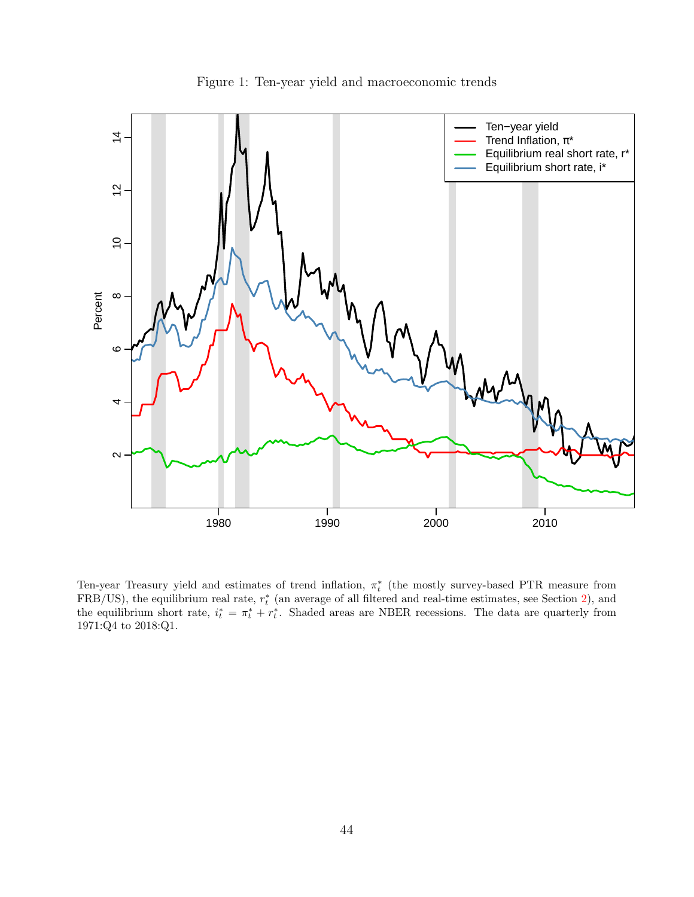Figure 1: Ten-year yield and macroeconomic trends

Ten-year Treasury yield and estimates of trend inflation, $\pi_t^*$ (the mostly survey-based PTR measure from FRB/US), the equilibrium real rate, $r_t^*$ (an average of all filtered and real-time estimates, see Section 2), and the equilibrium short rate, $i_t^* = \pi_t^* + r_t^*$. Shaded areas are NBER recessions. The data are quarterly from 1971:Q4 to 2018:Q1.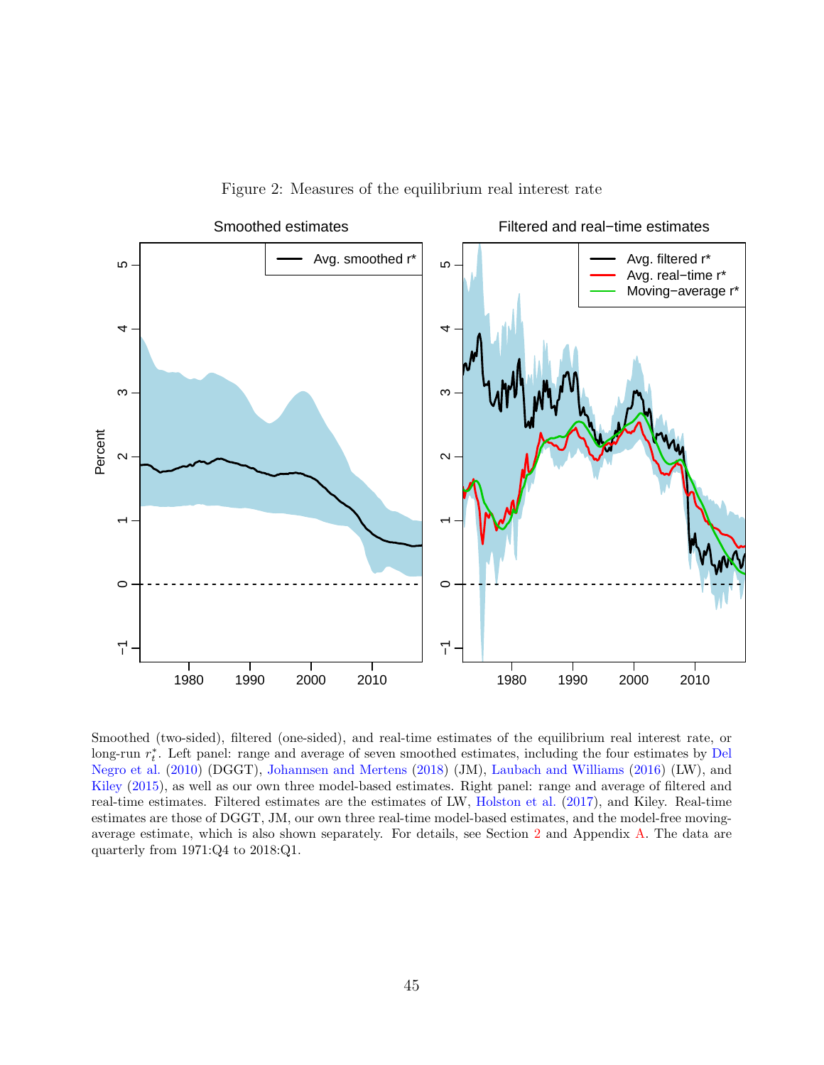Figure 2: Measures of the equilibrium real interest rate

Smoothed (two-sided), filtered (one-sided), and real-time estimates of the equilibrium real interest rate, or long-run $r_t^*$. Left panel: range and average of seven smoothed estimates, including the four estimates by Del Negro et al. (2010) (DGGT), Johannsen and Mertens (2018) (JM), Laubach and Williams (2016) (LW), and Kiley (2015), as well as our own three model-based estimates. Right panel: range and average of filtered and real-time estimates. Filtered estimates are the estimates of LW, Holston et al. (2017), and Kiley. Real-time estimates are those of DGGT, JM, our own three real-time model-based estimates, and the model-free moving-average estimate, which is also shown separately. For details, see Section 2 and Appendix A. The data are quarterly from 1971:Q4 to 2018:Q1.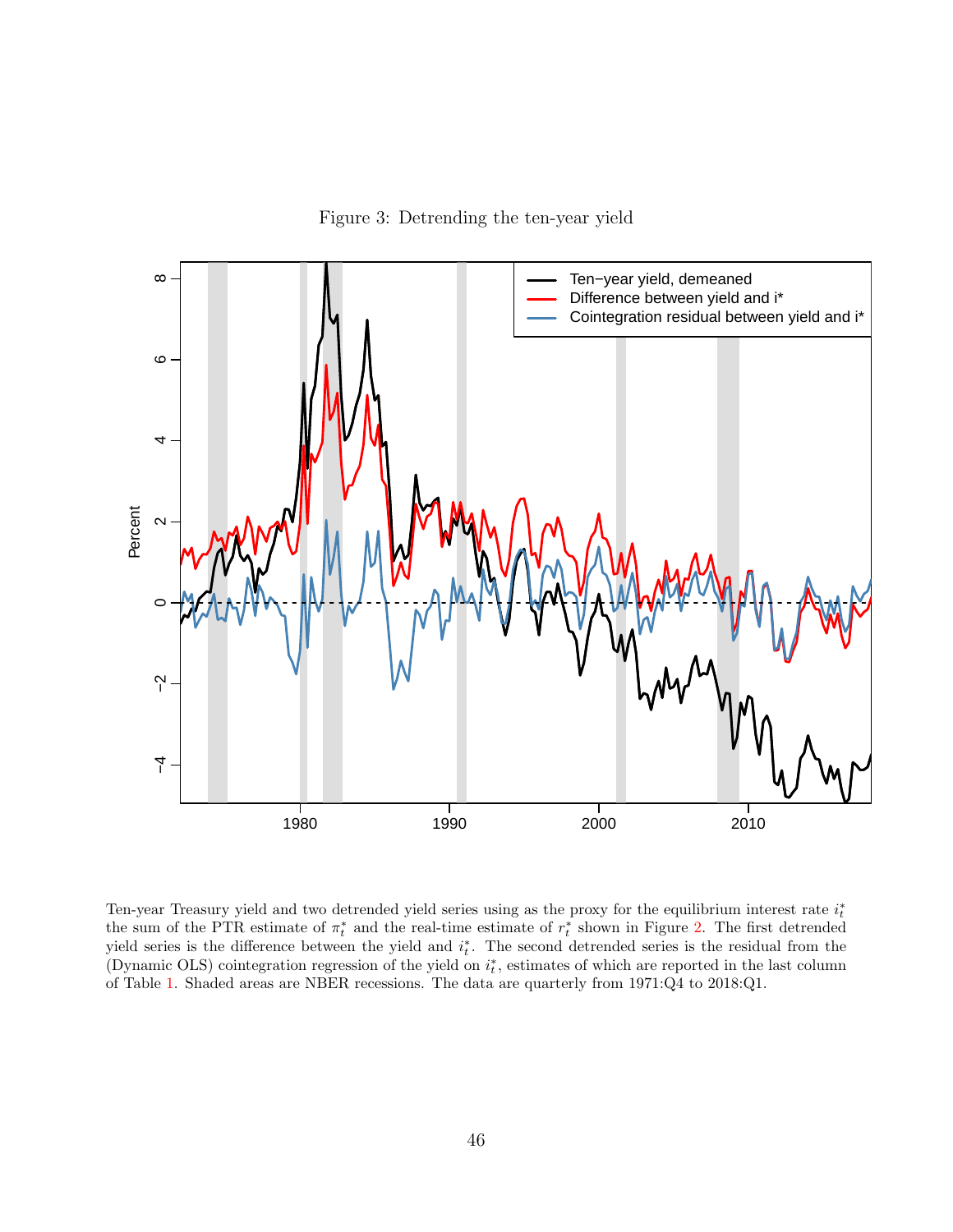Figure 3: Detrending the ten-year yield

Ten-year Treasury yield and two detrended yield series using as the proxy for the equilibrium interest rate $i_t^*$ the sum of the PTR estimate of $\pi_t^*$ and the real-time estimate of $r_t^*$ shown in Figure 2. The first detrended yield series is the difference between the yield and $i_t^*$. The second detrended series is the residual from the (Dynamic OLS) cointegration regression of the yield on $i_t^*$, estimates of which are reported in the last column of Table 1. Shaded areas are NBER recessions. The data are quarterly from 1971:Q4 to 2018:Q1.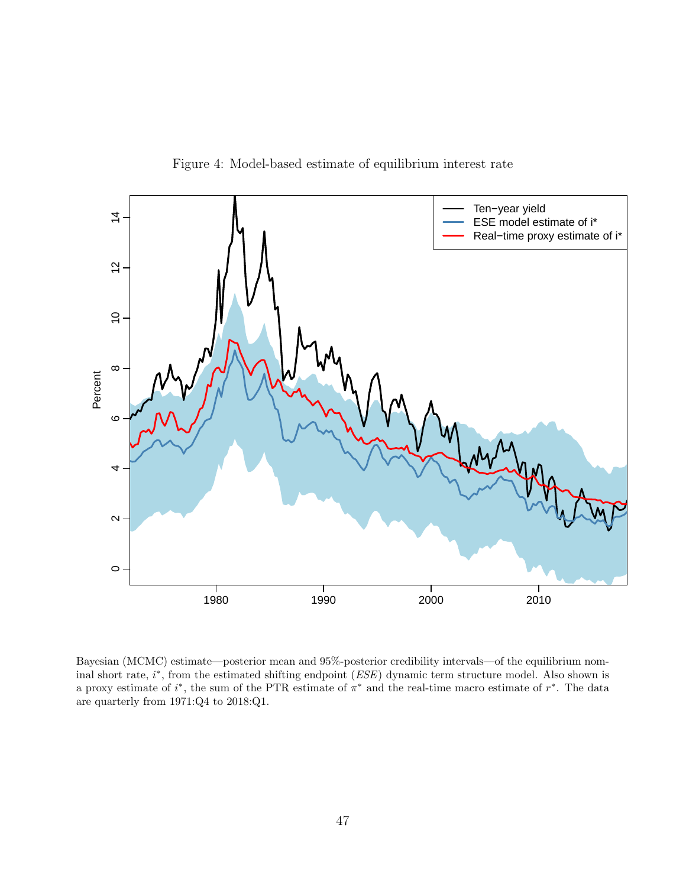Figure 4: Model-based estimate of equilibrium interest rate

Bayesian (MCMC) estimate—posterior mean and 95%-posterior credibility intervals—of the equilibrium nominal short rate, $i^*$, from the estimated shifting endpoint ($ESE$) dynamic term structure model. Also shown is a proxy estimate of $i^*$, the sum of the PTR estimate of $\pi^*$ and the real-time macro estimate of $r^*$. The data are quarterly from 1971:Q4 to 2018:Q1.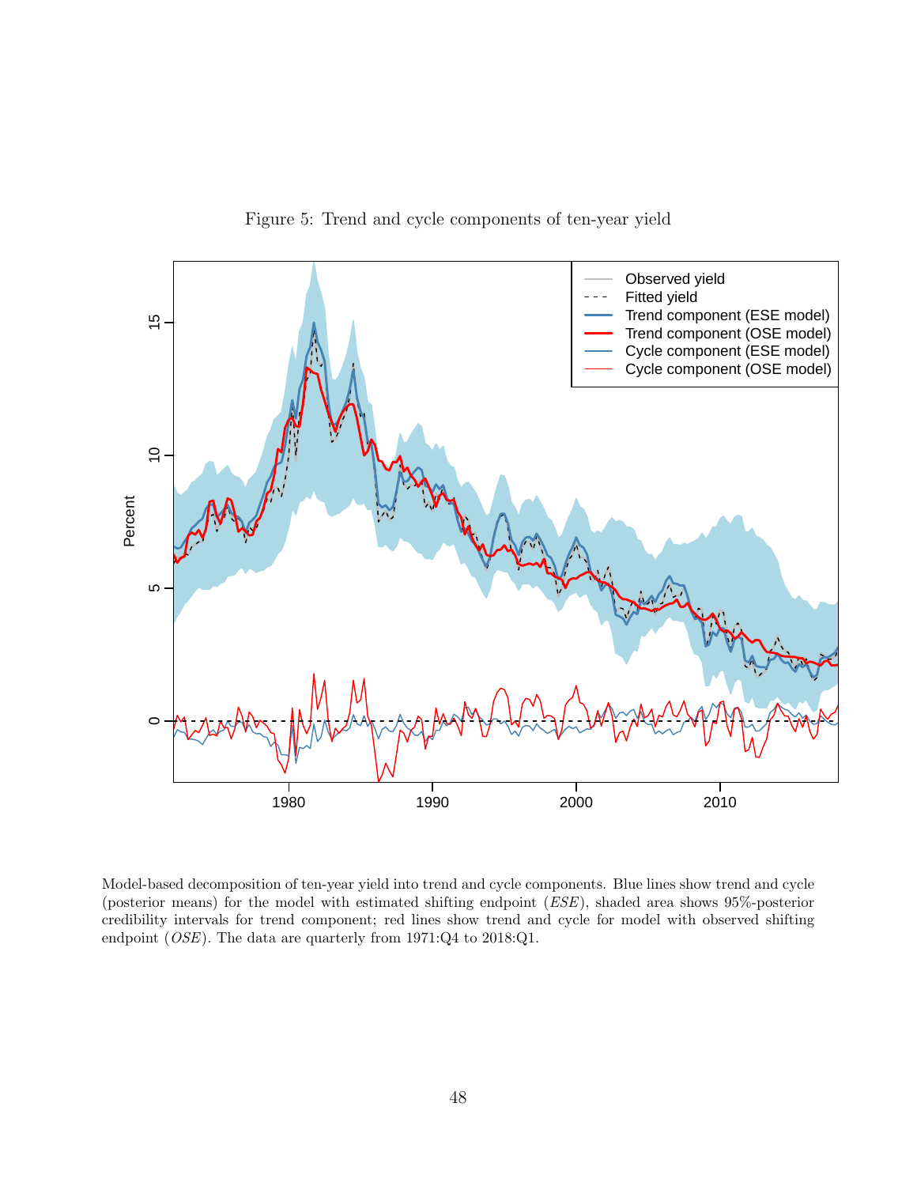Figure 5: Trend and cycle components of ten-year yield

Model-based decomposition of ten-year yield into trend and cycle components. Blue lines show trend and cycle (posterior means) for the model with estimated shifting endpoint (*ESE*), shaded area shows 95%-posterior credibility intervals for trend component; red lines show trend and cycle for model with observed shifting endpoint (*OSE*). The data are quarterly from 1971:Q4 to 2018:Q1.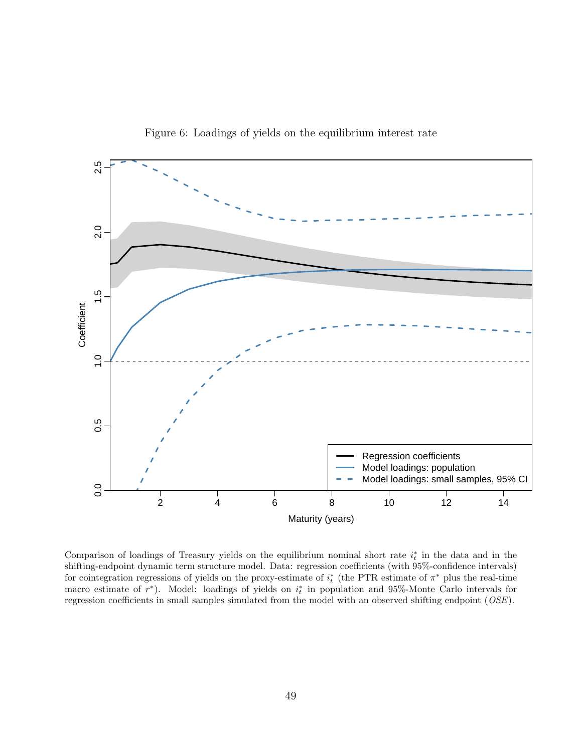Figure 6: Loadings of yields on the equilibrium interest rate

Comparison of loadings of Treasury yields on the equilibrium nominal short rate $i_t^*$ in the data and in the shifting-endpoint dynamic term structure model. Data: regression coefficients (with 95%-confidence intervals) for cointegration regressions of yields on the proxy-estimate of $i_t^*$ (the PTR estimate of $\pi^*$ plus the real-time macro estimate of $r^*$). Model: loadings of yields on $i_t^*$ in population and 95%-Monte Carlo intervals for regression coefficients in small samples simulated from the model with an observed shifting endpoint (*OSE*).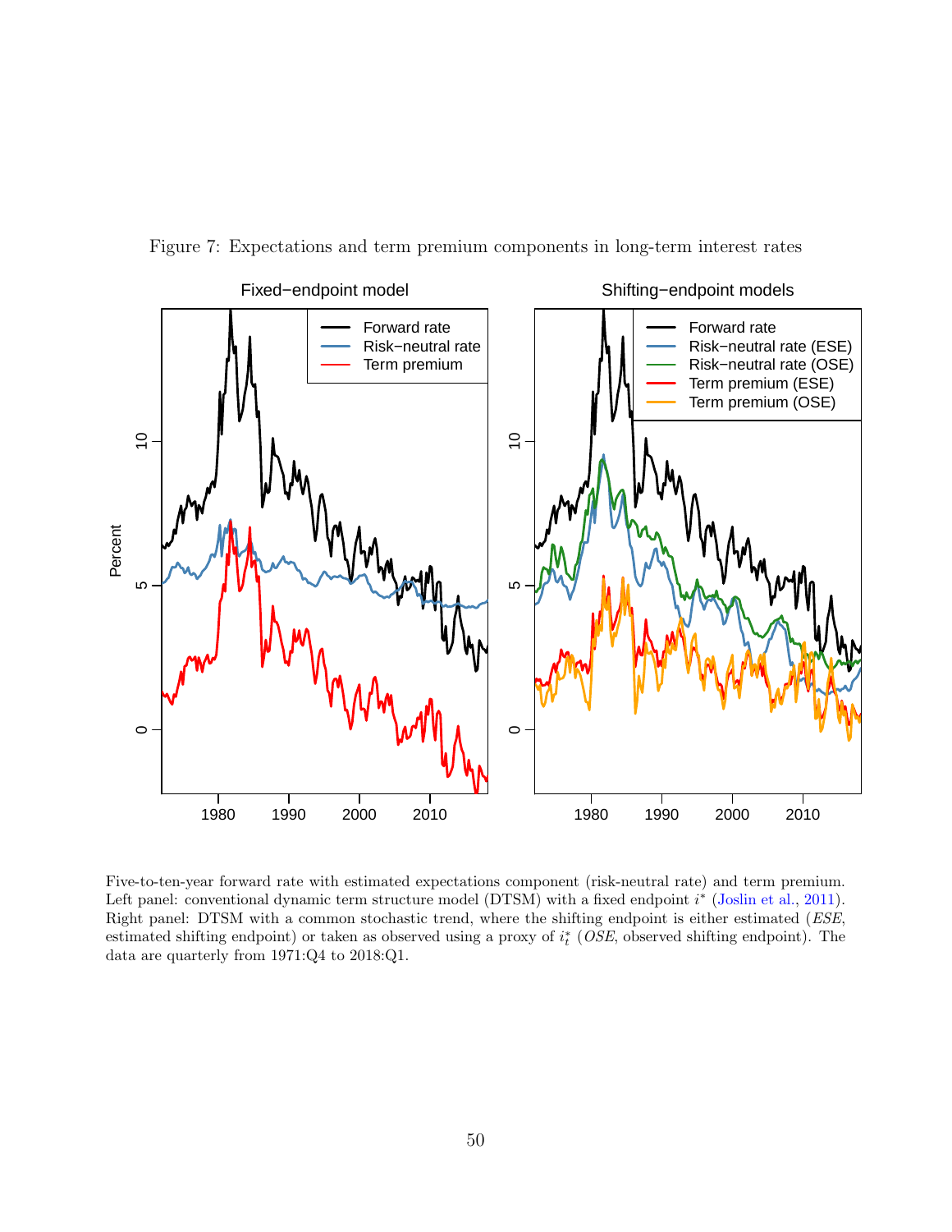Figure 7: Expectations and term premium components in long-term interest rates

Fixed−endpoint model

Forward rate
Risk−neutral rate
Term premium

Percent

0
5
10

1980
1990
2000
2010

Shifting−endpoint models

Forward rate
Risk−neutral rate (ESE)
Risk−neutral rate (OSE)
Term premium (ESE)
Term premium (OSE)

0
5
10

1980
1990
2000
2010

Five-to-ten-year forward rate with estimated expectations component (risk-neutral rate) and term premium. Left panel: conventional dynamic term structure model (DTSM) with a fixed endpoint $i^*$ (Joslin et al., 2011). Right panel: DTSM with a common stochastic trend, where the shifting endpoint is either estimated (*ESE*, estimated shifting endpoint) or taken as observed using a proxy of $i^*_t$ (*OSE*, observed shifting endpoint). The data are quarterly from 1971:Q4 to 2018:Q1.